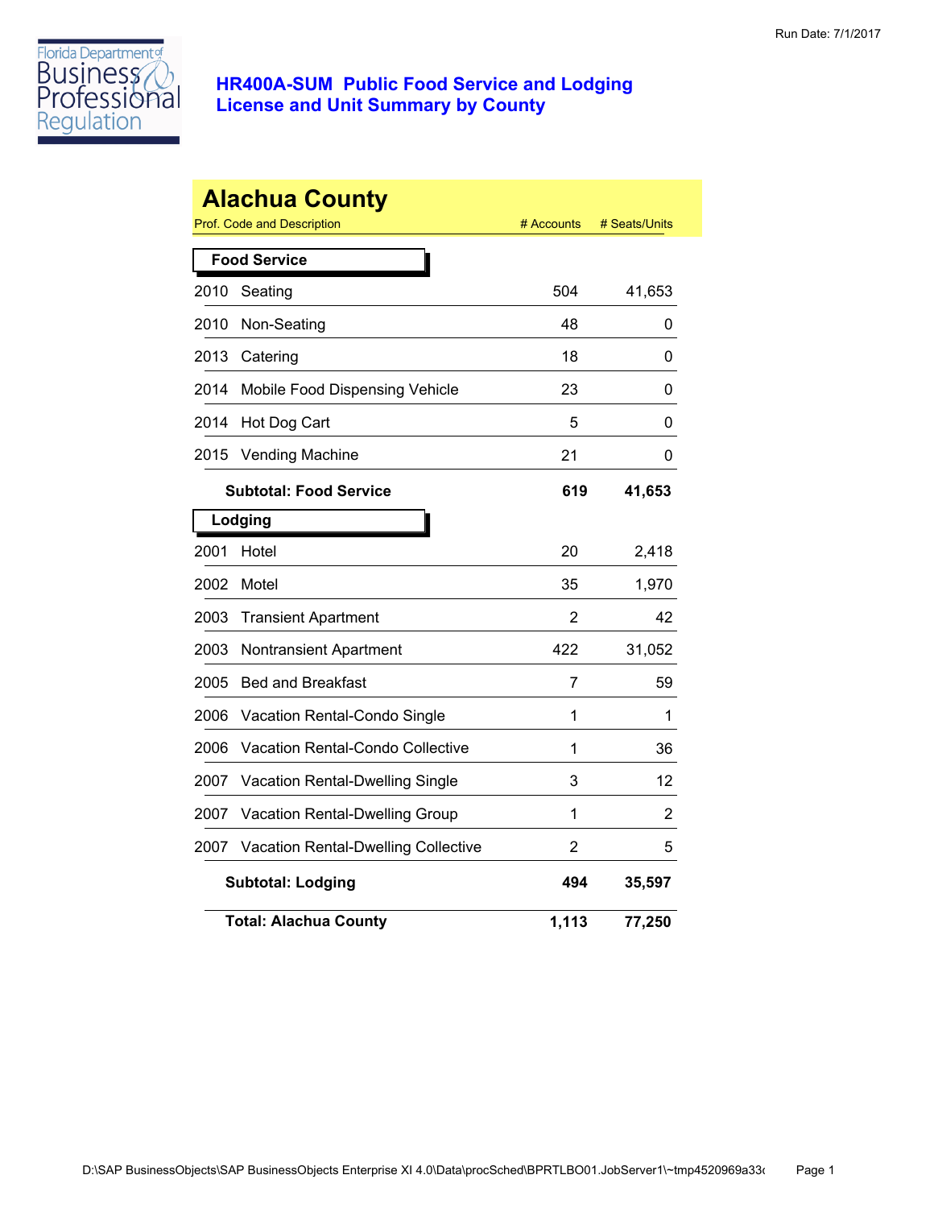Run Date: 7/1/2017

# HR400A-SUM Public Food Service and Lodging License and Unit Summary by County

## Alachua County

| Prof. Code and Description | | # Accounts | # Seats/Units |
|---|---|---|---|
| **Food Service** | | | |
| 2010 | Seating | 504 | 41,653 |
| 2010 | Non-Seating | 48 | 0 |
| 2013 | Catering | 18 | 0 |
| 2014 | Mobile Food Dispensing Vehicle | 23 | 0 |
| 2014 | Hot Dog Cart | 5 | 0 |
| 2015 | Vending Machine | 21 | 0 |
| | **Subtotal: Food Service** | **619** | **41,653** |
| **Lodging** | | | |
| 2001 | Hotel | 20 | 2,418 |
| 2002 | Motel | 35 | 1,970 |
| 2003 | Transient Apartment | 2 | 42 |
| 2003 | Nontransient Apartment | 422 | 31,052 |
| 2005 | Bed and Breakfast | 7 | 59 |
| 2006 | Vacation Rental-Condo Single | 1 | 1 |
| 2006 | Vacation Rental-Condo Collective | 1 | 36 |
| 2007 | Vacation Rental-Dwelling Single | 3 | 12 |
| 2007 | Vacation Rental-Dwelling Group | 1 | 2 |
| 2007 | Vacation Rental-Dwelling Collective | 2 | 5 |
| | **Subtotal: Lodging** | **494** | **35,597** |
| | **Total: Alachua County** | **1,113** | **77,250** |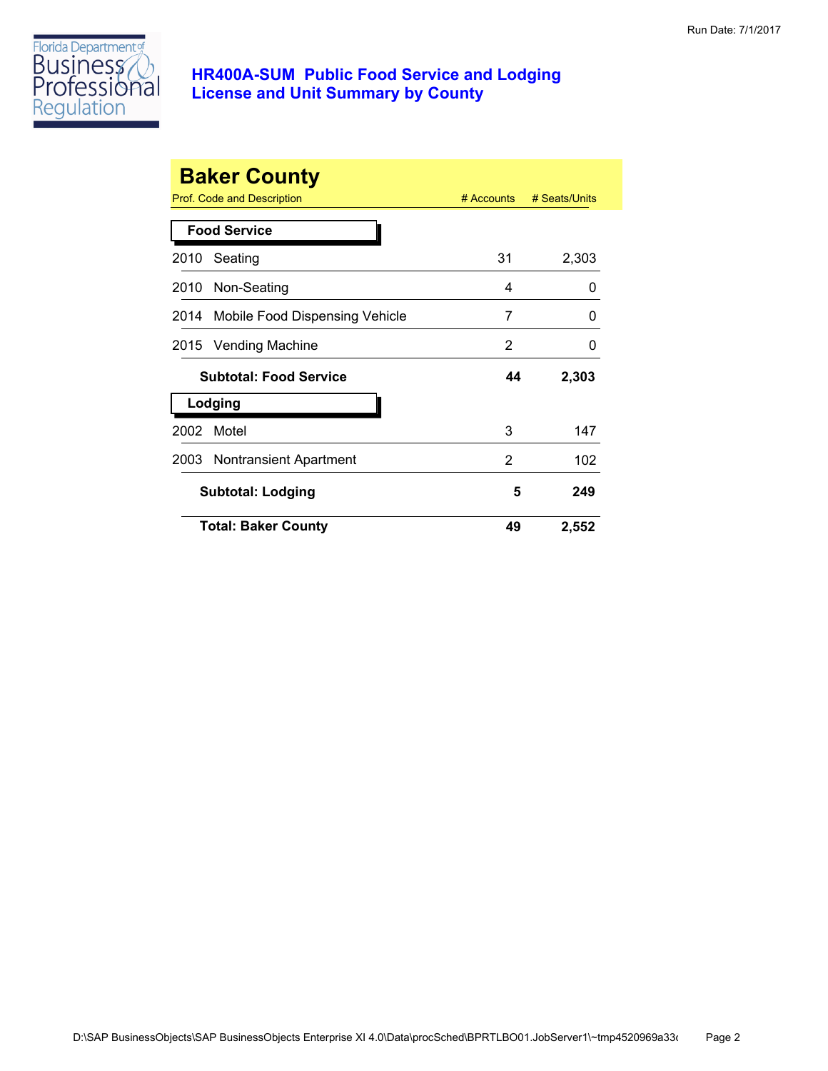# HR400A-SUM Public Food Service and Lodging License and Unit Summary by County

Run Date: 7/1/2017

## Baker County

| Prof. Code and Description | | # Accounts | # Seats/Units |
|---|---|---|---|
| **Food Service** | | | |
| 2010 | Seating | 31 | 2,303 |
| 2010 | Non-Seating | 4 | 0 |
| 2014 | Mobile Food Dispensing Vehicle | 7 | 0 |
| 2015 | Vending Machine | 2 | 0 |
| **Subtotal: Food Service** | | **44** | **2,303** |
| **Lodging** | | | |
| 2002 | Motel | 3 | 147 |
| 2003 | Nontransient Apartment | 2 | 102 |
| **Subtotal: Lodging** | | **5** | **249** |
| **Total: Baker County** | | **49** | **2,552** |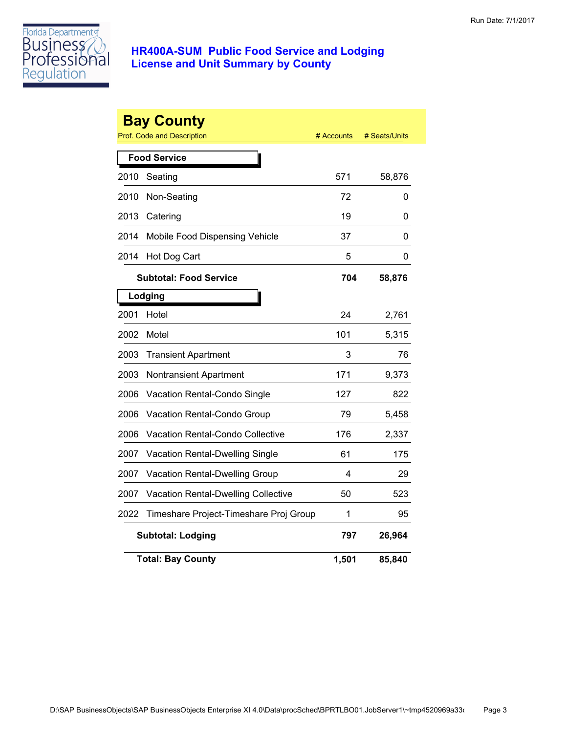Run Date: 7/1/2017

# HR400A-SUM Public Food Service and Lodging License and Unit Summary by County

## Bay County

| Prof. Code and Description | | # Accounts | # Seats/Units |
|---|---|---|---|
| **Food Service** | | | |
| 2010 | Seating | 571 | 58,876 |
| 2010 | Non-Seating | 72 | 0 |
| 2013 | Catering | 19 | 0 |
| 2014 | Mobile Food Dispensing Vehicle | 37 | 0 |
| 2014 | Hot Dog Cart | 5 | 0 |
| | **Subtotal: Food Service** | **704** | **58,876** |
| **Lodging** | | | |
| 2001 | Hotel | 24 | 2,761 |
| 2002 | Motel | 101 | 5,315 |
| 2003 | Transient Apartment | 3 | 76 |
| 2003 | Nontransient Apartment | 171 | 9,373 |
| 2006 | Vacation Rental-Condo Single | 127 | 822 |
| 2006 | Vacation Rental-Condo Group | 79 | 5,458 |
| 2006 | Vacation Rental-Condo Collective | 176 | 2,337 |
| 2007 | Vacation Rental-Dwelling Single | 61 | 175 |
| 2007 | Vacation Rental-Dwelling Group | 4 | 29 |
| 2007 | Vacation Rental-Dwelling Collective | 50 | 523 |
| 2022 | Timeshare Project-Timeshare Proj Group | 1 | 95 |
| | **Subtotal: Lodging** | **797** | **26,964** |
| | **Total: Bay County** | **1,501** | **85,840** |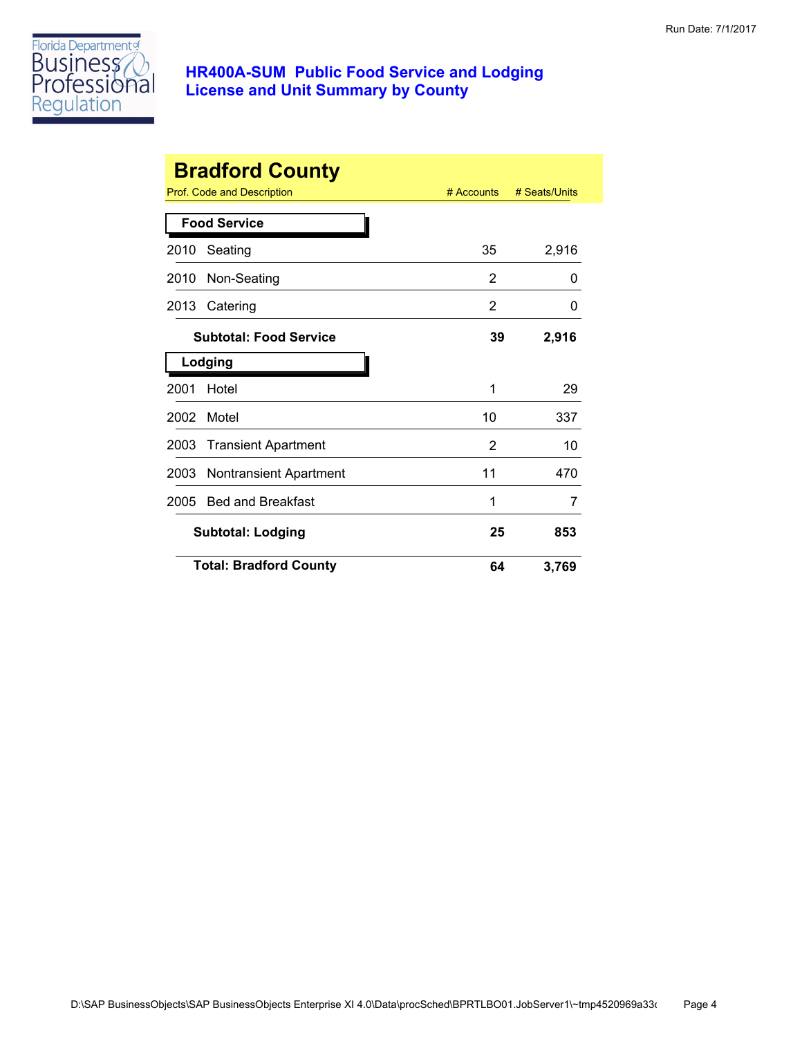Run Date: 7/1/2017

# HR400A-SUM Public Food Service and Lodging License and Unit Summary by County

## Bradford County

| Prof. Code and Description | | # Accounts | # Seats/Units |
|---|---|---|---|
| **Food Service** | | | |
| 2010 | Seating | 35 | 2,916 |
| 2010 | Non-Seating | 2 | 0 |
| 2013 | Catering | 2 | 0 |
| | **Subtotal: Food Service** | **39** | **2,916** |
| **Lodging** | | | |
| 2001 | Hotel | 1 | 29 |
| 2002 | Motel | 10 | 337 |
| 2003 | Transient Apartment | 2 | 10 |
| 2003 | Nontransient Apartment | 11 | 470 |
| 2005 | Bed and Breakfast | 1 | 7 |
| | **Subtotal: Lodging** | **25** | **853** |
| | **Total: Bradford County** | **64** | **3,769** |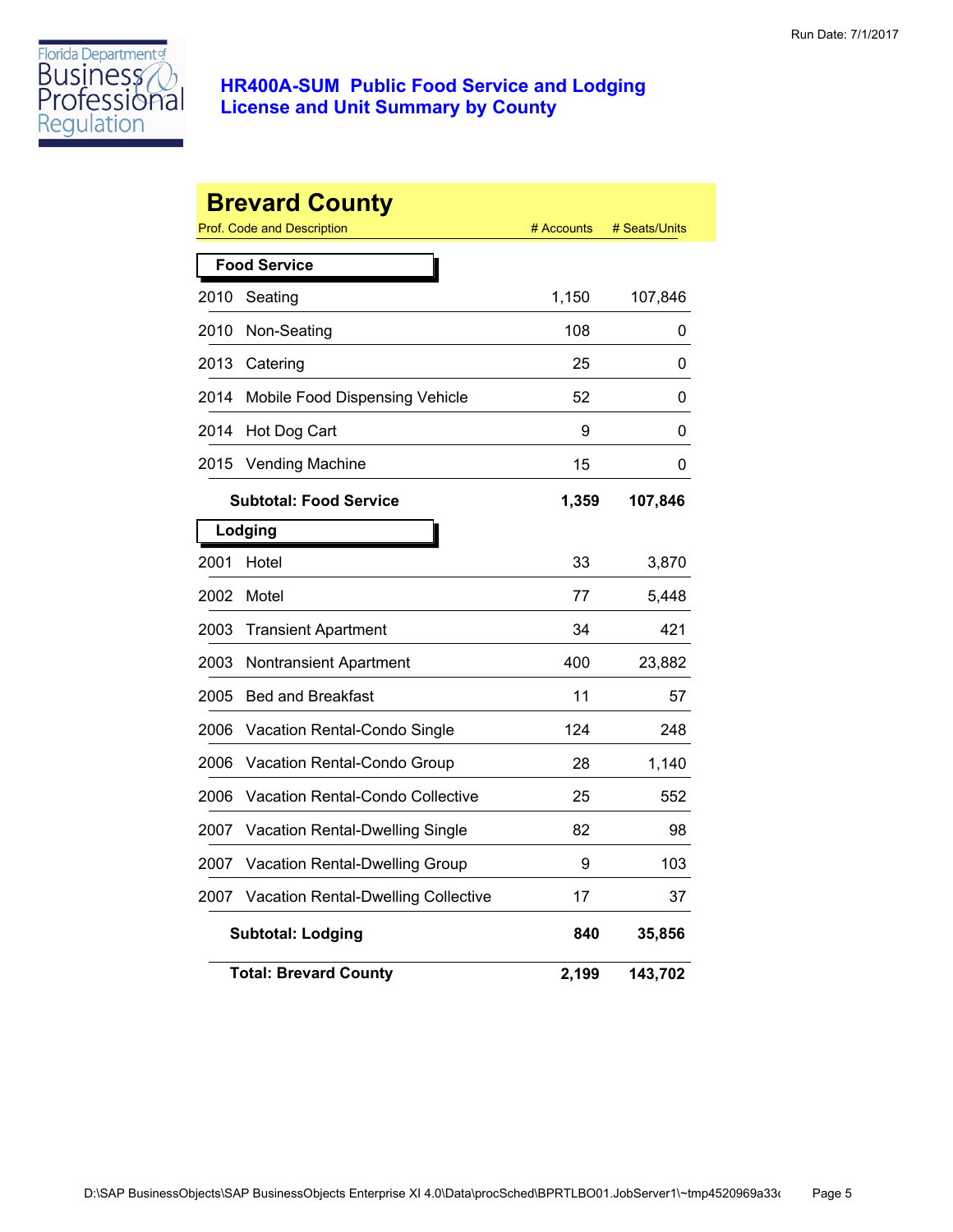# HR400A-SUM Public Food Service and Lodging License and Unit Summary by County

Run Date: 7/1/2017

## Brevard County

| Prof. Code and Description | | # Accounts | # Seats/Units |
|---|---|---|---|
| **Food Service** | | | |
| 2010 | Seating | 1,150 | 107,846 |
| 2010 | Non-Seating | 108 | 0 |
| 2013 | Catering | 25 | 0 |
| 2014 | Mobile Food Dispensing Vehicle | 52 | 0 |
| 2014 | Hot Dog Cart | 9 | 0 |
| 2015 | Vending Machine | 15 | 0 |
| | **Subtotal: Food Service** | **1,359** | **107,846** |
| **Lodging** | | | |
| 2001 | Hotel | 33 | 3,870 |
| 2002 | Motel | 77 | 5,448 |
| 2003 | Transient Apartment | 34 | 421 |
| 2003 | Nontransient Apartment | 400 | 23,882 |
| 2005 | Bed and Breakfast | 11 | 57 |
| 2006 | Vacation Rental-Condo Single | 124 | 248 |
| 2006 | Vacation Rental-Condo Group | 28 | 1,140 |
| 2006 | Vacation Rental-Condo Collective | 25 | 552 |
| 2007 | Vacation Rental-Dwelling Single | 82 | 98 |
| 2007 | Vacation Rental-Dwelling Group | 9 | 103 |
| 2007 | Vacation Rental-Dwelling Collective | 17 | 37 |
| | **Subtotal: Lodging** | **840** | **35,856** |
| | **Total: Brevard County** | **2,199** | **143,702** |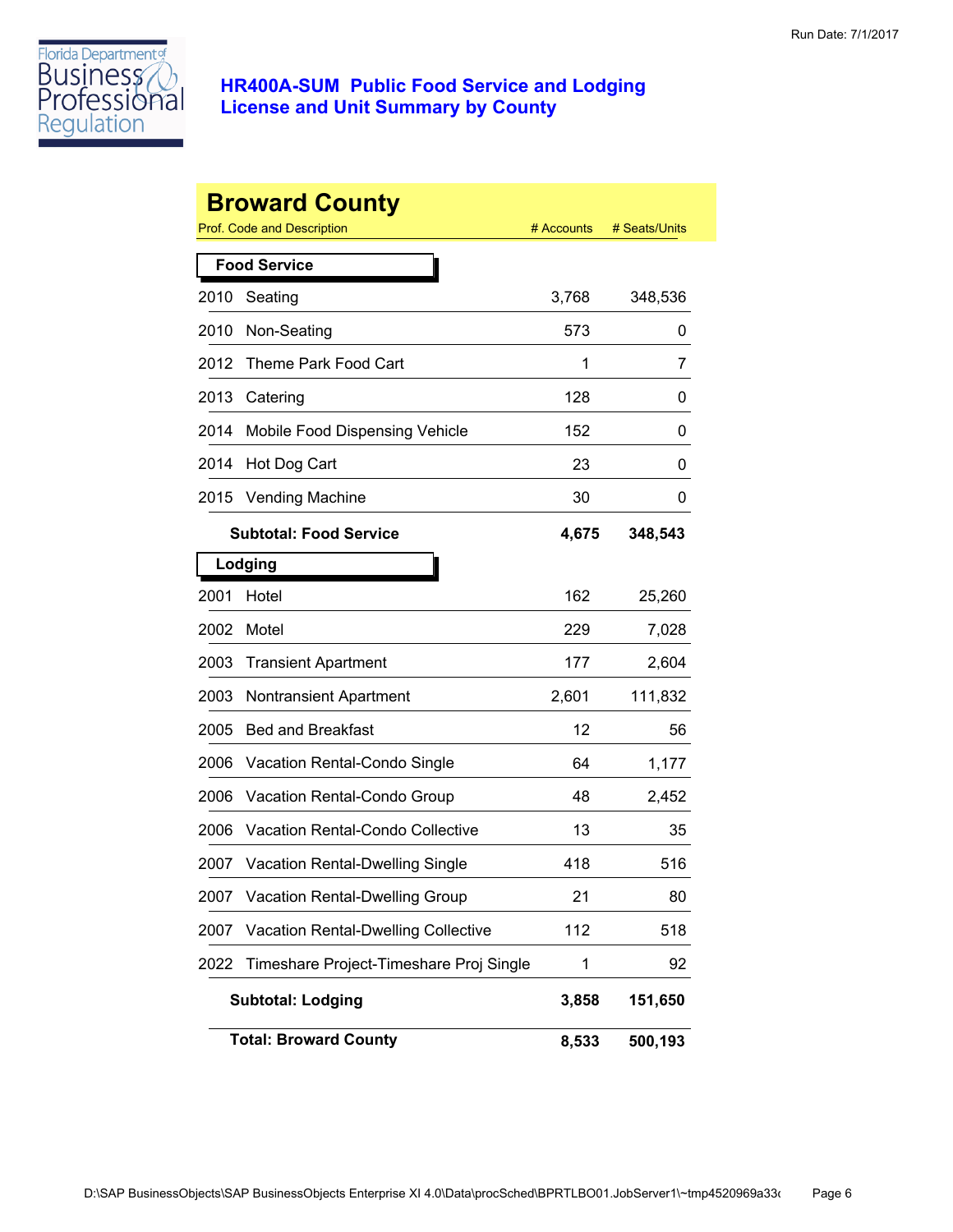# HR400A-SUM Public Food Service and Lodging License and Unit Summary by County

Run Date: 7/1/2017

## Broward County

| Prof. Code and Description | | # Accounts | # Seats/Units |
|---|---|---|---|
| **Food Service** | | | |
| 2010 | Seating | 3,768 | 348,536 |
| 2010 | Non-Seating | 573 | 0 |
| 2012 | Theme Park Food Cart | 1 | 7 |
| 2013 | Catering | 128 | 0 |
| 2014 | Mobile Food Dispensing Vehicle | 152 | 0 |
| 2014 | Hot Dog Cart | 23 | 0 |
| 2015 | Vending Machine | 30 | 0 |
| | **Subtotal: Food Service** | **4,675** | **348,543** |
| **Lodging** | | | |
| 2001 | Hotel | 162 | 25,260 |
| 2002 | Motel | 229 | 7,028 |
| 2003 | Transient Apartment | 177 | 2,604 |
| 2003 | Nontransient Apartment | 2,601 | 111,832 |
| 2005 | Bed and Breakfast | 12 | 56 |
| 2006 | Vacation Rental-Condo Single | 64 | 1,177 |
| 2006 | Vacation Rental-Condo Group | 48 | 2,452 |
| 2006 | Vacation Rental-Condo Collective | 13 | 35 |
| 2007 | Vacation Rental-Dwelling Single | 418 | 516 |
| 2007 | Vacation Rental-Dwelling Group | 21 | 80 |
| 2007 | Vacation Rental-Dwelling Collective | 112 | 518 |
| 2022 | Timeshare Project-Timeshare Proj Single | 1 | 92 |
| | **Subtotal: Lodging** | **3,858** | **151,650** |
| | **Total: Broward County** | **8,533** | **500,193** |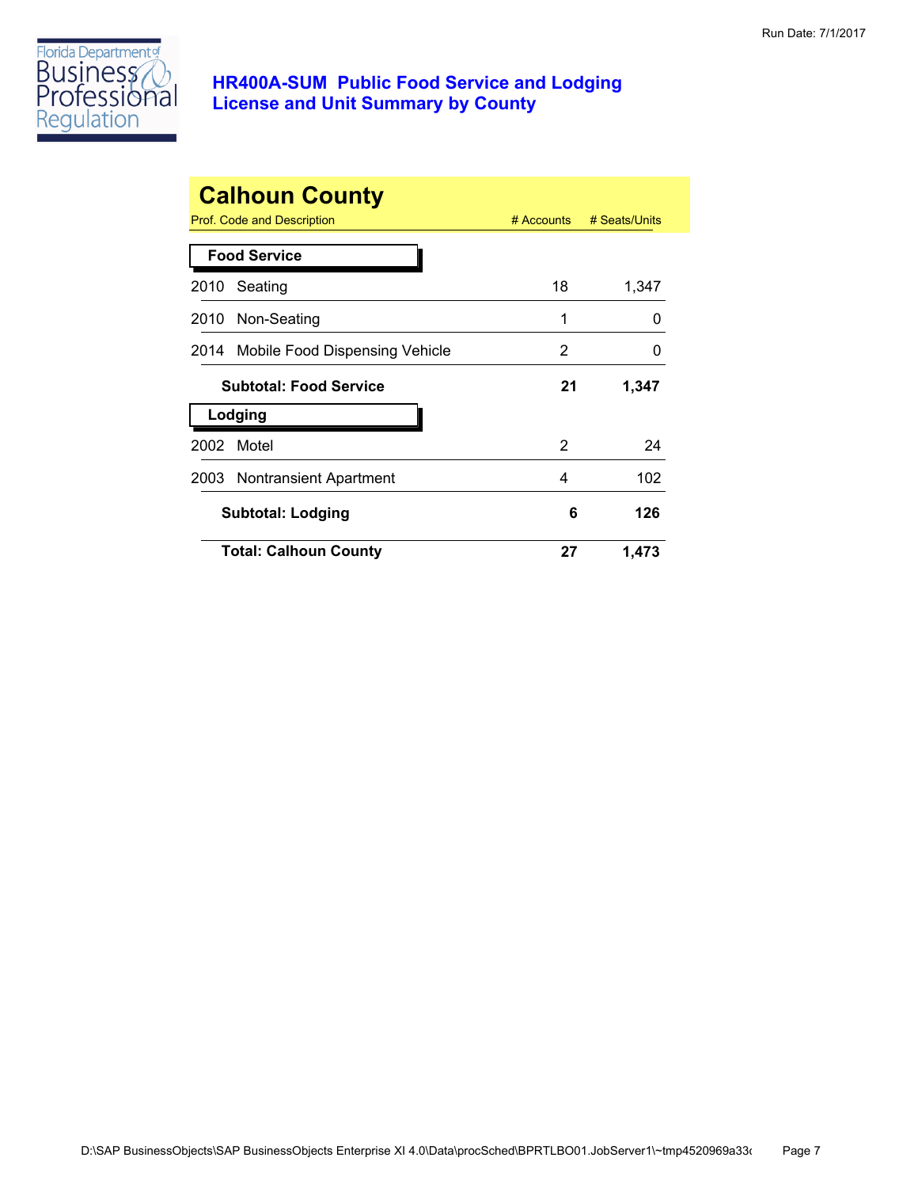# HR400A-SUM Public Food Service and Lodging License and Unit Summary by County

Run Date: 7/1/2017

## Calhoun County

| Prof. Code and Description | # Accounts | # Seats/Units |
|---|---|---|
| **Food Service** | | |
| 2010 Seating | 18 | 1,347 |
| 2010 Non-Seating | 1 | 0 |
| 2014 Mobile Food Dispensing Vehicle | 2 | 0 |
| **Subtotal: Food Service** | **21** | **1,347** |
| **Lodging** | | |
| 2002 Motel | 2 | 24 |
| 2003 Nontransient Apartment | 4 | 102 |
| **Subtotal: Lodging** | **6** | **126** |
| **Total: Calhoun County** | **27** | **1,473** |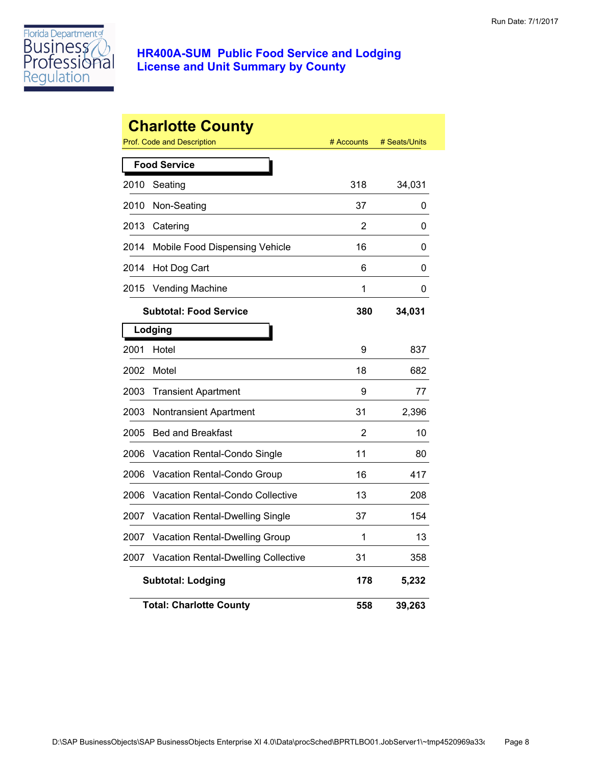# HR400A-SUM Public Food Service and Lodging License and Unit Summary by County

Run Date: 7/1/2017

## Charlotte County

| Prof. Code and Description | | # Accounts | # Seats/Units |
|---|---|---|---|
| **Food Service** | | | |
| 2010 | Seating | 318 | 34,031 |
| 2010 | Non-Seating | 37 | 0 |
| 2013 | Catering | 2 | 0 |
| 2014 | Mobile Food Dispensing Vehicle | 16 | 0 |
| 2014 | Hot Dog Cart | 6 | 0 |
| 2015 | Vending Machine | 1 | 0 |
| **Subtotal: Food Service** | | **380** | **34,031** |
| **Lodging** | | | |
| 2001 | Hotel | 9 | 837 |
| 2002 | Motel | 18 | 682 |
| 2003 | Transient Apartment | 9 | 77 |
| 2003 | Nontransient Apartment | 31 | 2,396 |
| 2005 | Bed and Breakfast | 2 | 10 |
| 2006 | Vacation Rental-Condo Single | 11 | 80 |
| 2006 | Vacation Rental-Condo Group | 16 | 417 |
| 2006 | Vacation Rental-Condo Collective | 13 | 208 |
| 2007 | Vacation Rental-Dwelling Single | 37 | 154 |
| 2007 | Vacation Rental-Dwelling Group | 1 | 13 |
| 2007 | Vacation Rental-Dwelling Collective | 31 | 358 |
| **Subtotal: Lodging** | | **178** | **5,232** |
| **Total: Charlotte County** | | **558** | **39,263** |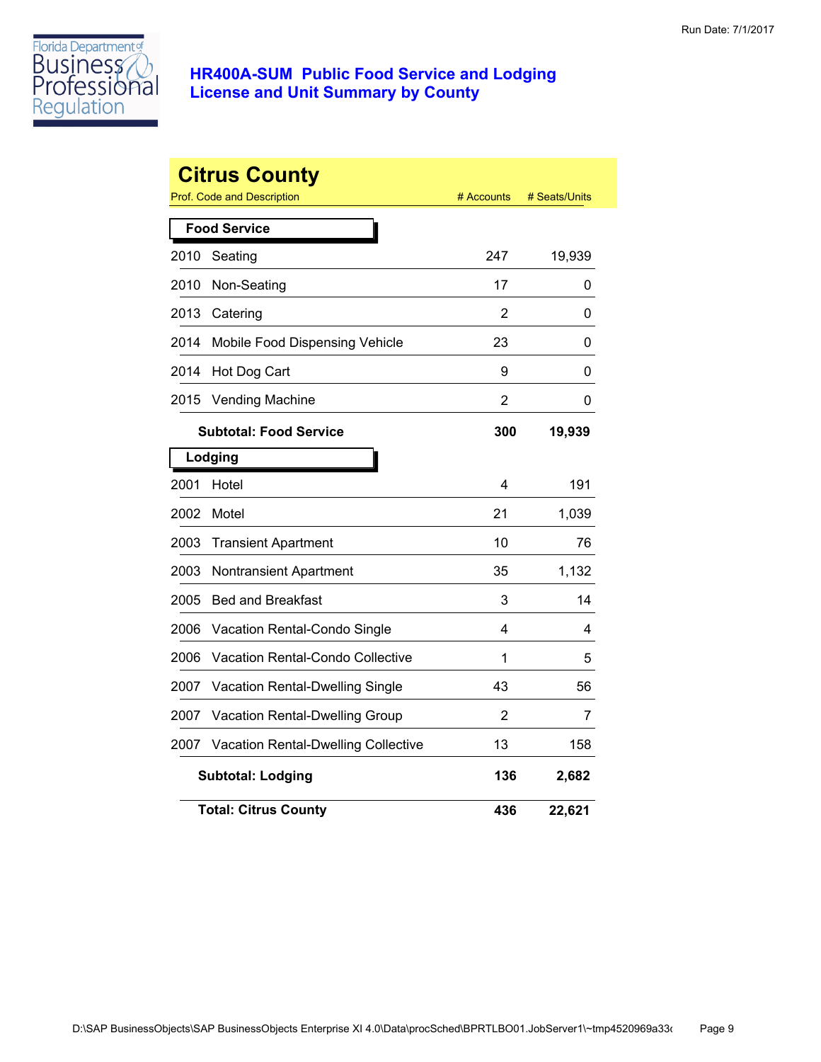# HR400A-SUM Public Food Service and Lodging License and Unit Summary by County

## Citrus County

| Prof. Code and Description | | # Accounts | # Seats/Units |
|---|---|---|---|
| **Food Service** | | | |
| 2010 | Seating | 247 | 19,939 |
| 2010 | Non-Seating | 17 | 0 |
| 2013 | Catering | 2 | 0 |
| 2014 | Mobile Food Dispensing Vehicle | 23 | 0 |
| 2014 | Hot Dog Cart | 9 | 0 |
| 2015 | Vending Machine | 2 | 0 |
| | **Subtotal: Food Service** | **300** | **19,939** |
| **Lodging** | | | |
| 2001 | Hotel | 4 | 191 |
| 2002 | Motel | 21 | 1,039 |
| 2003 | Transient Apartment | 10 | 76 |
| 2003 | Nontransient Apartment | 35 | 1,132 |
| 2005 | Bed and Breakfast | 3 | 14 |
| 2006 | Vacation Rental-Condo Single | 4 | 4 |
| 2006 | Vacation Rental-Condo Collective | 1 | 5 |
| 2007 | Vacation Rental-Dwelling Single | 43 | 56 |
| 2007 | Vacation Rental-Dwelling Group | 2 | 7 |
| 2007 | Vacation Rental-Dwelling Collective | 13 | 158 |
| | **Subtotal: Lodging** | **136** | **2,682** |
| | **Total: Citrus County** | **436** | **22,621** |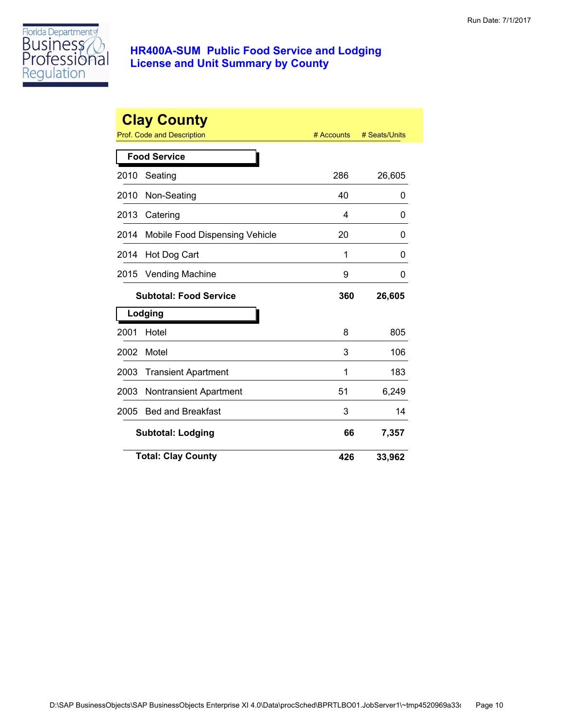Run Date: 7/1/2017

# HR400A-SUM Public Food Service and Lodging License and Unit Summary by County

## Clay County

| Prof. Code and Description | | # Accounts | # Seats/Units |
|---|---|---|---|
| **Food Service** | | | |
| 2010 | Seating | 286 | 26,605 |
| 2010 | Non-Seating | 40 | 0 |
| 2013 | Catering | 4 | 0 |
| 2014 | Mobile Food Dispensing Vehicle | 20 | 0 |
| 2014 | Hot Dog Cart | 1 | 0 |
| 2015 | Vending Machine | 9 | 0 |
| | **Subtotal: Food Service** | **360** | **26,605** |
| **Lodging** | | | |
| 2001 | Hotel | 8 | 805 |
| 2002 | Motel | 3 | 106 |
| 2003 | Transient Apartment | 1 | 183 |
| 2003 | Nontransient Apartment | 51 | 6,249 |
| 2005 | Bed and Breakfast | 3 | 14 |
| | **Subtotal: Lodging** | **66** | **7,357** |
| | **Total: Clay County** | **426** | **33,962** |

D:\SAP BusinessObjects\SAP BusinessObjects Enterprise XI 4.0\Data\procSched\BPRTLBO01.JobServer1\~tmp4520969a33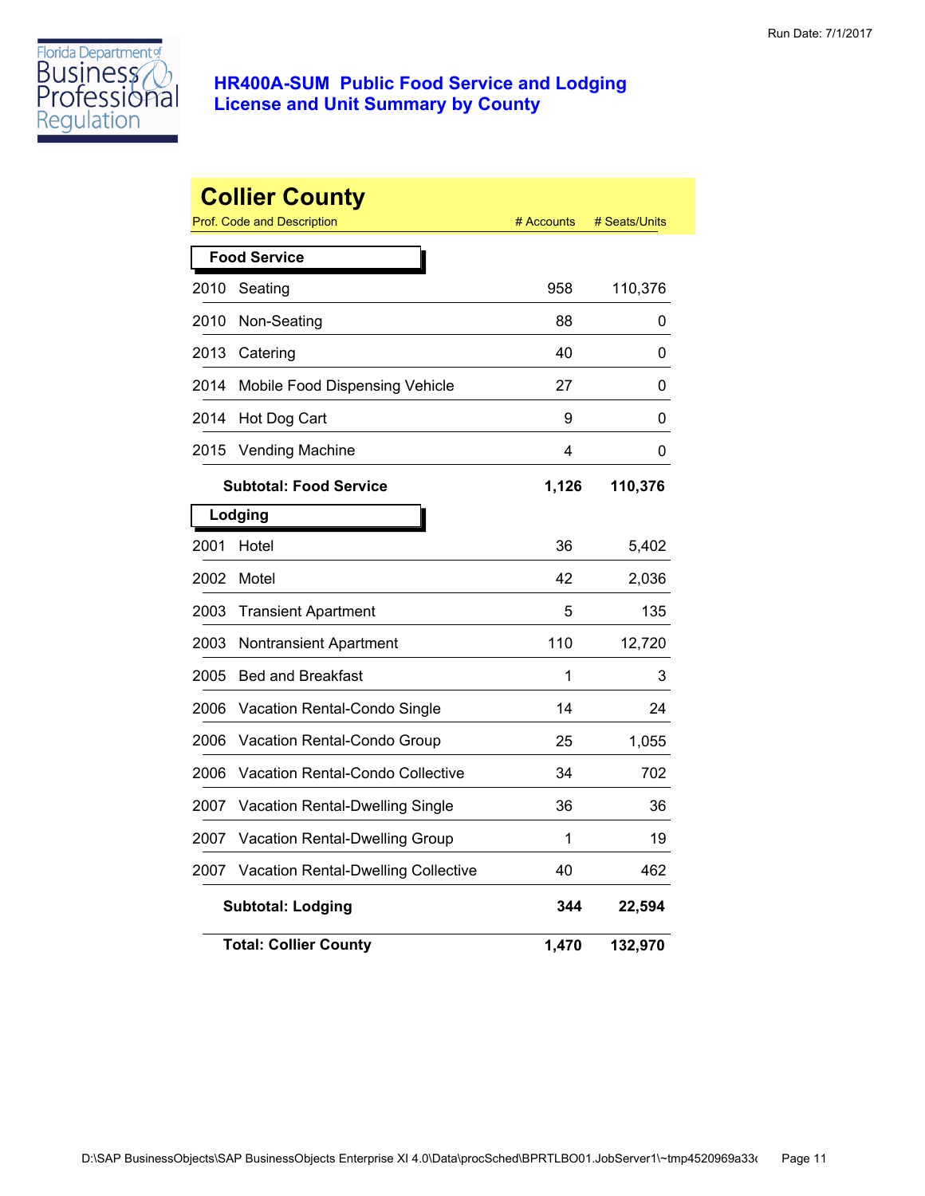Run Date: 7/1/2017

# HR400A-SUM Public Food Service and Lodging License and Unit Summary by County

## Collier County

| Prof. Code and Description | | # Accounts | # Seats/Units |
|---|---|---|---|
| **Food Service** | | | |
| 2010 | Seating | 958 | 110,376 |
| 2010 | Non-Seating | 88 | 0 |
| 2013 | Catering | 40 | 0 |
| 2014 | Mobile Food Dispensing Vehicle | 27 | 0 |
| 2014 | Hot Dog Cart | 9 | 0 |
| 2015 | Vending Machine | 4 | 0 |
| **Subtotal: Food Service** | | **1,126** | **110,376** |
| **Lodging** | | | |
| 2001 | Hotel | 36 | 5,402 |
| 2002 | Motel | 42 | 2,036 |
| 2003 | Transient Apartment | 5 | 135 |
| 2003 | Nontransient Apartment | 110 | 12,720 |
| 2005 | Bed and Breakfast | 1 | 3 |
| 2006 | Vacation Rental-Condo Single | 14 | 24 |
| 2006 | Vacation Rental-Condo Group | 25 | 1,055 |
| 2006 | Vacation Rental-Condo Collective | 34 | 702 |
| 2007 | Vacation Rental-Dwelling Single | 36 | 36 |
| 2007 | Vacation Rental-Dwelling Group | 1 | 19 |
| 2007 | Vacation Rental-Dwelling Collective | 40 | 462 |
| **Subtotal: Lodging** | | **344** | **22,594** |
| **Total: Collier County** | | **1,470** | **132,970** |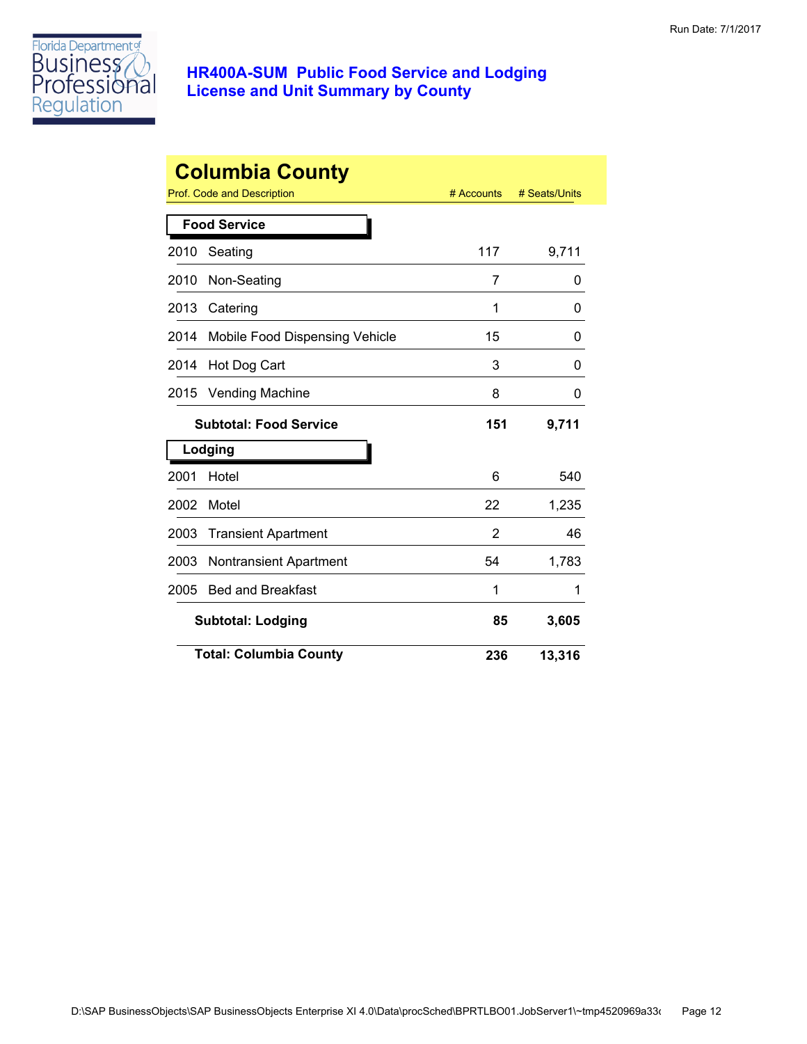# HR400A-SUM Public Food Service and Lodging License and Unit Summary by County

Run Date: 7/1/2017

## Columbia County

| Prof. Code and Description | | # Accounts | # Seats/Units |
|---|---|---|---|
| **Food Service** | | | |
| 2010 | Seating | 117 | 9,711 |
| 2010 | Non-Seating | 7 | 0 |
| 2013 | Catering | 1 | 0 |
| 2014 | Mobile Food Dispensing Vehicle | 15 | 0 |
| 2014 | Hot Dog Cart | 3 | 0 |
| 2015 | Vending Machine | 8 | 0 |
| | **Subtotal: Food Service** | **151** | **9,711** |
| **Lodging** | | | |
| 2001 | Hotel | 6 | 540 |
| 2002 | Motel | 22 | 1,235 |
| 2003 | Transient Apartment | 2 | 46 |
| 2003 | Nontransient Apartment | 54 | 1,783 |
| 2005 | Bed and Breakfast | 1 | 1 |
| | **Subtotal: Lodging** | **85** | **3,605** |
| | **Total: Columbia County** | **236** | **13,316** |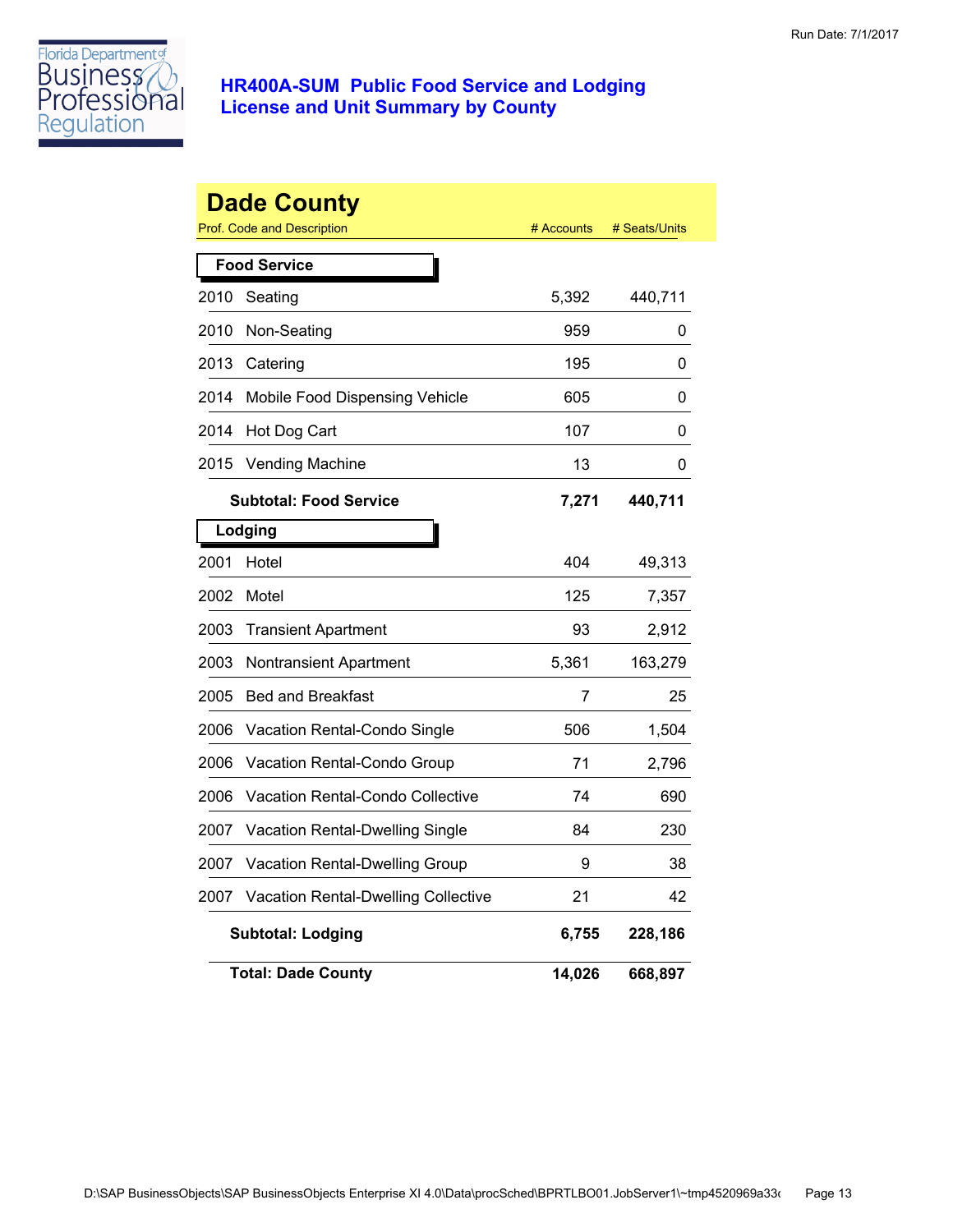Florida Department of Business & Professional Regulation

## HR400A-SUM Public Food Service and Lodging License and Unit Summary by County

Run Date: 7/1/2017

# Dade County

| Prof. Code and Description | | # Accounts | # Seats/Units |
|---|---|---|---|
| **Food Service** | | | |
| 2010 | Seating | 5,392 | 440,711 |
| 2010 | Non-Seating | 959 | 0 |
| 2013 | Catering | 195 | 0 |
| 2014 | Mobile Food Dispensing Vehicle | 605 | 0 |
| 2014 | Hot Dog Cart | 107 | 0 |
| 2015 | Vending Machine | 13 | 0 |
| **Subtotal: Food Service** | | **7,271** | **440,711** |
| **Lodging** | | | |
| 2001 | Hotel | 404 | 49,313 |
| 2002 | Motel | 125 | 7,357 |
| 2003 | Transient Apartment | 93 | 2,912 |
| 2003 | Nontransient Apartment | 5,361 | 163,279 |
| 2005 | Bed and Breakfast | 7 | 25 |
| 2006 | Vacation Rental-Condo Single | 506 | 1,504 |
| 2006 | Vacation Rental-Condo Group | 71 | 2,796 |
| 2006 | Vacation Rental-Condo Collective | 74 | 690 |
| 2007 | Vacation Rental-Dwelling Single | 84 | 230 |
| 2007 | Vacation Rental-Dwelling Group | 9 | 38 |
| 2007 | Vacation Rental-Dwelling Collective | 21 | 42 |
| **Subtotal: Lodging** | | **6,755** | **228,186** |
| **Total: Dade County** | | **14,026** | **668,897** |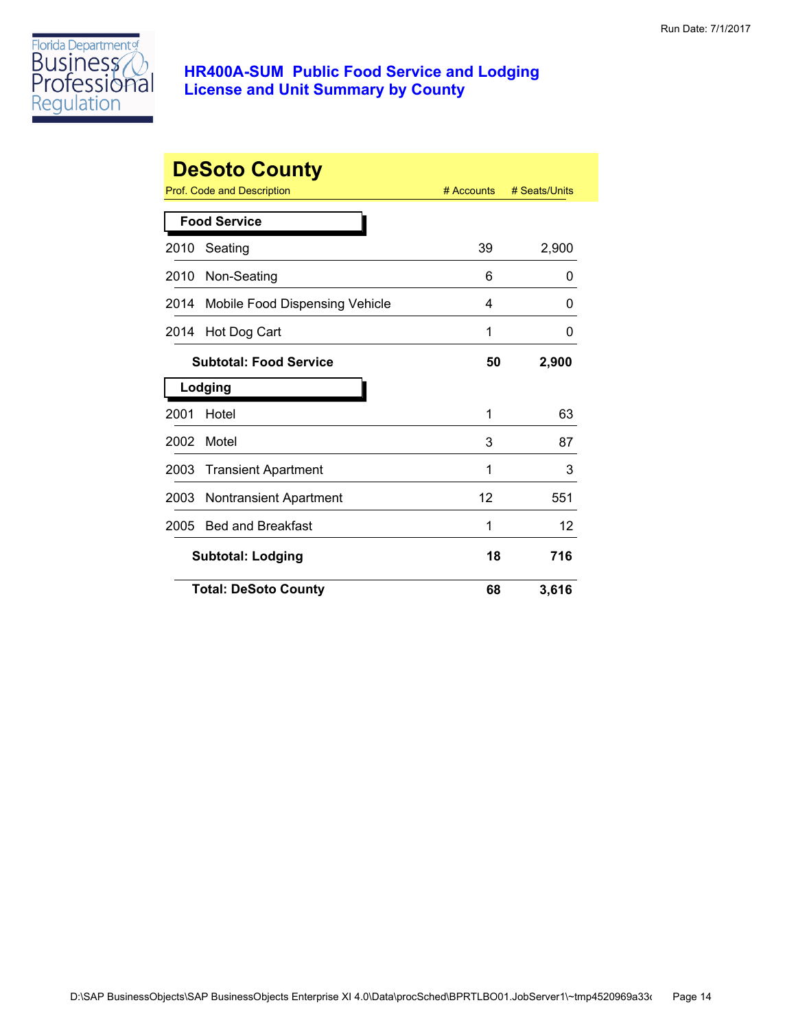# HR400A-SUM Public Food Service and Lodging License and Unit Summary by County

## DeSoto County

| Prof. Code and Description | # Accounts | # Seats/Units |
|---|---|---|
| **Food Service** | | |
| 2010 Seating | 39 | 2,900 |
| 2010 Non-Seating | 6 | 0 |
| 2014 Mobile Food Dispensing Vehicle | 4 | 0 |
| 2014 Hot Dog Cart | 1 | 0 |
| **Subtotal: Food Service** | **50** | **2,900** |
| **Lodging** | | |
| 2001 Hotel | 1 | 63 |
| 2002 Motel | 3 | 87 |
| 2003 Transient Apartment | 1 | 3 |
| 2003 Nontransient Apartment | 12 | 551 |
| 2005 Bed and Breakfast | 1 | 12 |
| **Subtotal: Lodging** | **18** | **716** |
| **Total: DeSoto County** | **68** | **3,616** |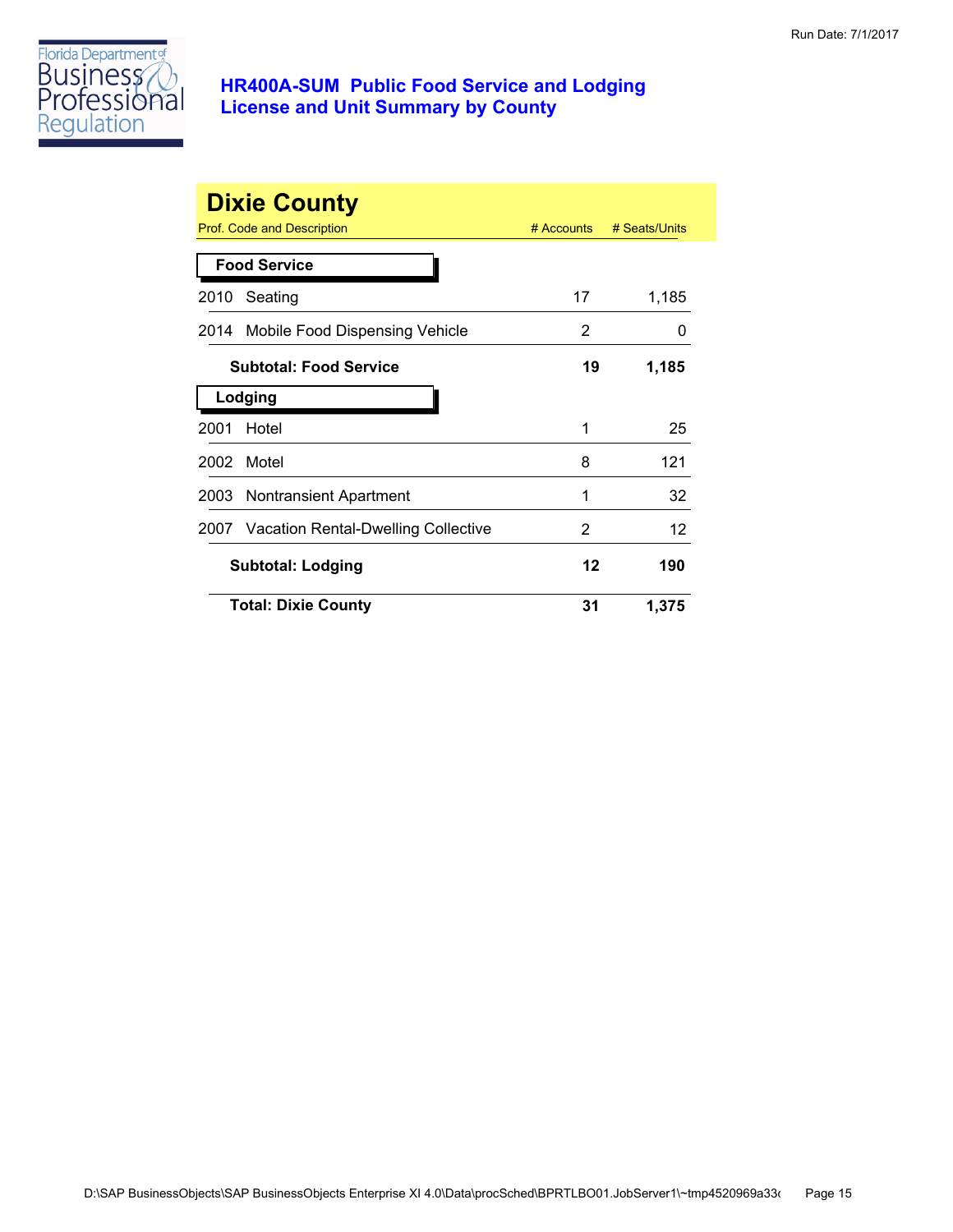Run Date: 7/1/2017

# HR400A-SUM Public Food Service and Lodging License and Unit Summary by County

## Dixie County

| Prof. Code and Description | # Accounts | # Seats/Units |
|---|---|---|
| **Food Service** | | |
| 2010 Seating | 17 | 1,185 |
| 2014 Mobile Food Dispensing Vehicle | 2 | 0 |
| **Subtotal: Food Service** | **19** | **1,185** |
| **Lodging** | | |
| 2001 Hotel | 1 | 25 |
| 2002 Motel | 8 | 121 |
| 2003 Nontransient Apartment | 1 | 32 |
| 2007 Vacation Rental-Dwelling Collective | 2 | 12 |
| **Subtotal: Lodging** | **12** | **190** |
| **Total: Dixie County** | **31** | **1,375** |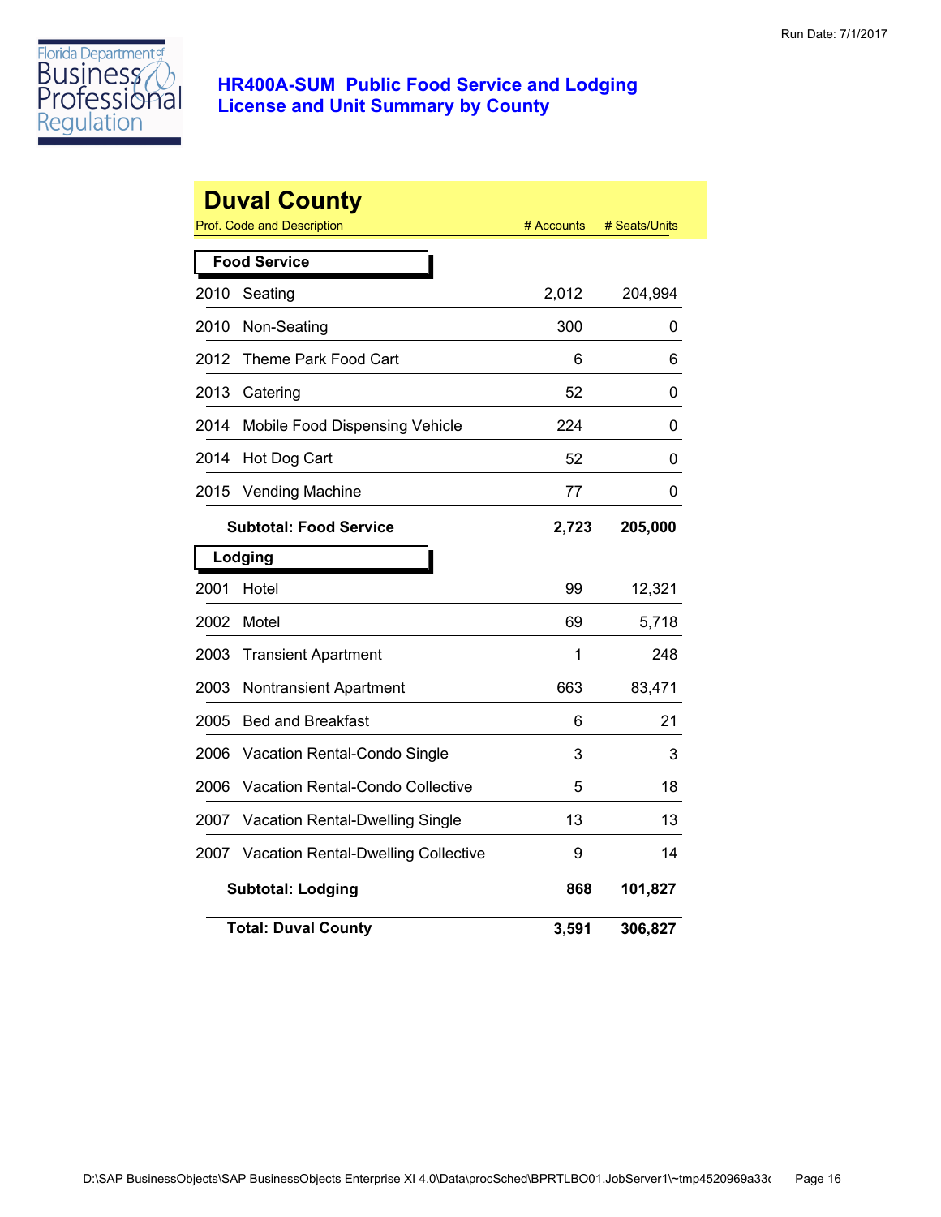# HR400A-SUM Public Food Service and Lodging License and Unit Summary by County

Run Date: 7/1/2017

## Duval County

| Prof. Code and Description | | # Accounts | # Seats/Units |
|---|---|---|---|
| **Food Service** | | | |
| 2010 | Seating | 2,012 | 204,994 |
| 2010 | Non-Seating | 300 | 0 |
| 2012 | Theme Park Food Cart | 6 | 6 |
| 2013 | Catering | 52 | 0 |
| 2014 | Mobile Food Dispensing Vehicle | 224 | 0 |
| 2014 | Hot Dog Cart | 52 | 0 |
| 2015 | Vending Machine | 77 | 0 |
| | **Subtotal: Food Service** | **2,723** | **205,000** |
| **Lodging** | | | |
| 2001 | Hotel | 99 | 12,321 |
| 2002 | Motel | 69 | 5,718 |
| 2003 | Transient Apartment | 1 | 248 |
| 2003 | Nontransient Apartment | 663 | 83,471 |
| 2005 | Bed and Breakfast | 6 | 21 |
| 2006 | Vacation Rental-Condo Single | 3 | 3 |
| 2006 | Vacation Rental-Condo Collective | 5 | 18 |
| 2007 | Vacation Rental-Dwelling Single | 13 | 13 |
| 2007 | Vacation Rental-Dwelling Collective | 9 | 14 |
| | **Subtotal: Lodging** | **868** | **101,827** |
| | **Total: Duval County** | **3,591** | **306,827** |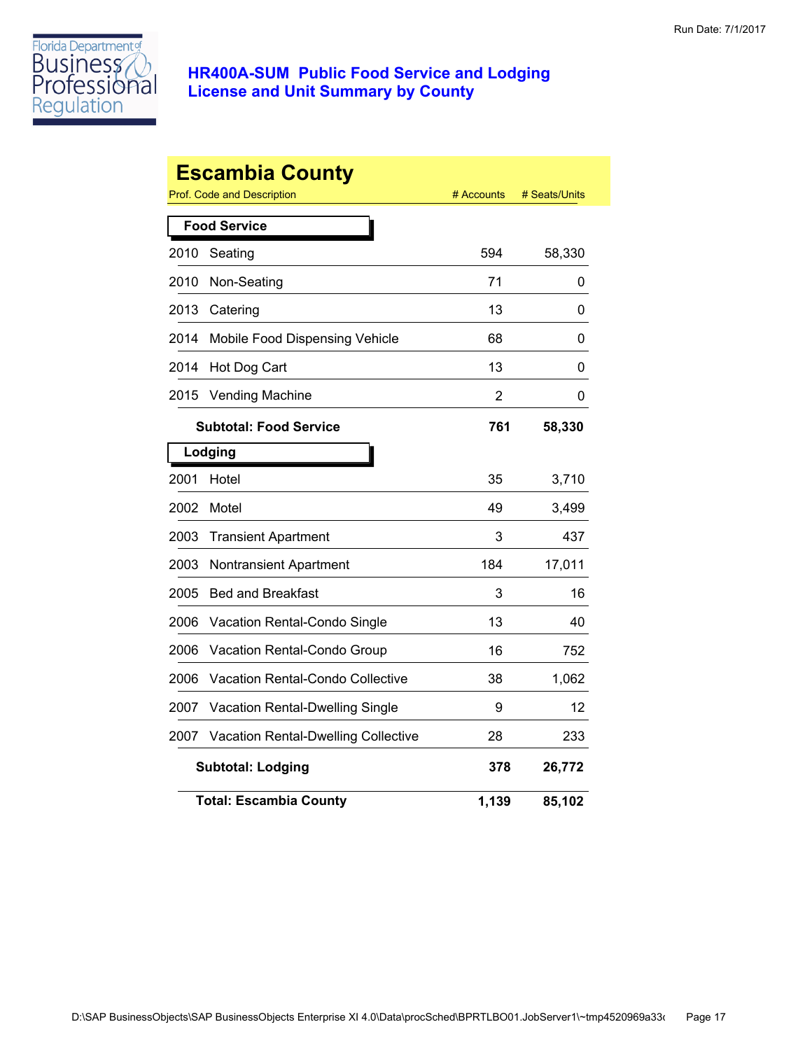Florida Department of Business & Professional Regulation

## HR400A-SUM Public Food Service and Lodging License and Unit Summary by County

Run Date: 7/1/2017

# Escambia County

| Prof. Code and Description | | # Accounts | # Seats/Units |
|---|---|---|---|
| **Food Service** | | | |
| 2010 | Seating | 594 | 58,330 |
| 2010 | Non-Seating | 71 | 0 |
| 2013 | Catering | 13 | 0 |
| 2014 | Mobile Food Dispensing Vehicle | 68 | 0 |
| 2014 | Hot Dog Cart | 13 | 0 |
| 2015 | Vending Machine | 2 | 0 |
| | **Subtotal: Food Service** | **761** | **58,330** |
| **Lodging** | | | |
| 2001 | Hotel | 35 | 3,710 |
| 2002 | Motel | 49 | 3,499 |
| 2003 | Transient Apartment | 3 | 437 |
| 2003 | Nontransient Apartment | 184 | 17,011 |
| 2005 | Bed and Breakfast | 3 | 16 |
| 2006 | Vacation Rental-Condo Single | 13 | 40 |
| 2006 | Vacation Rental-Condo Group | 16 | 752 |
| 2006 | Vacation Rental-Condo Collective | 38 | 1,062 |
| 2007 | Vacation Rental-Dwelling Single | 9 | 12 |
| 2007 | Vacation Rental-Dwelling Collective | 28 | 233 |
| | **Subtotal: Lodging** | **378** | **26,772** |
| | **Total: Escambia County** | **1,139** | **85,102** |

D:\SAP BusinessObjects\SAP BusinessObjects Enterprise XI 4.0\Data\procSched\BPRTLBO01.JobServer1\~tmp4520969a33c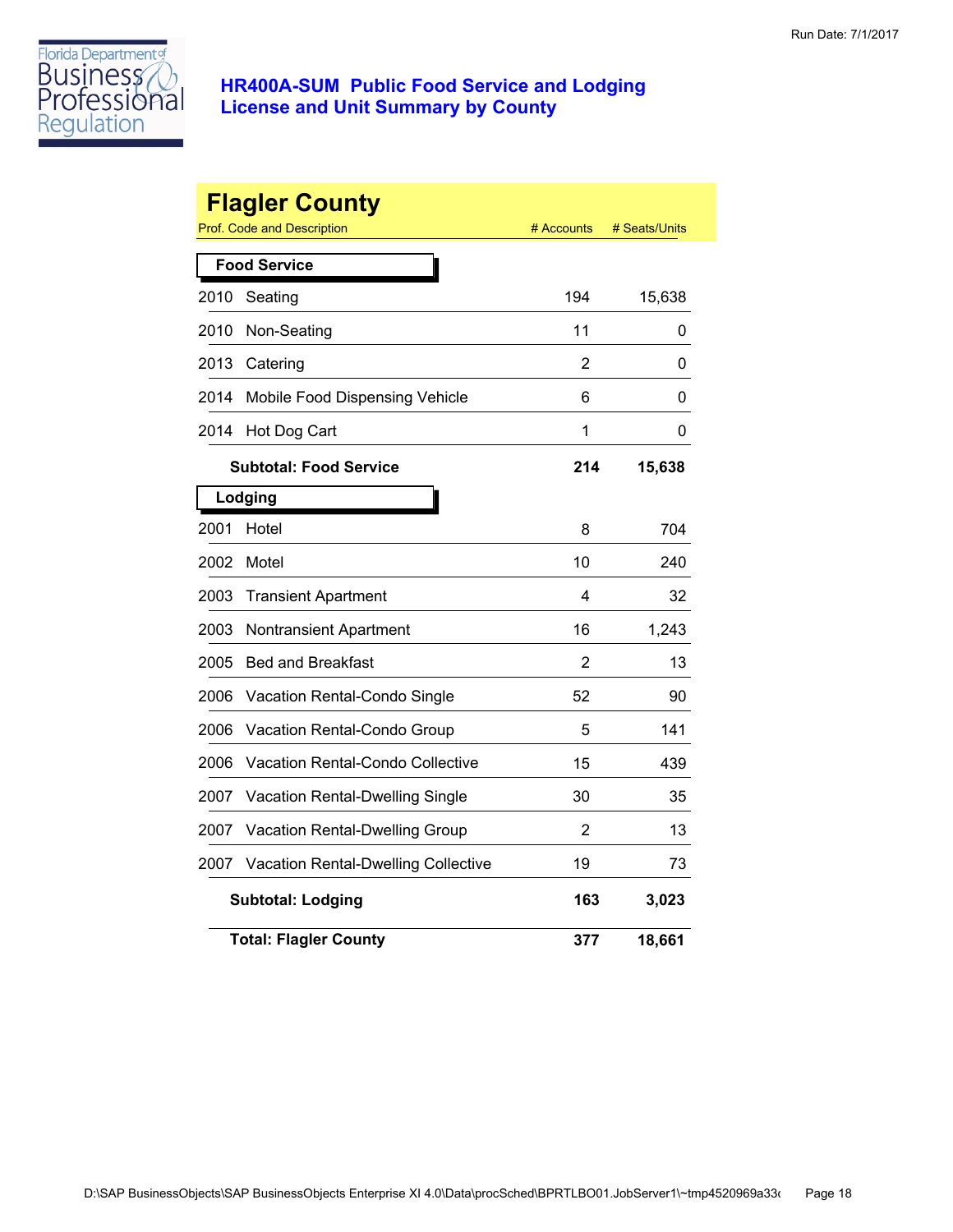Run Date: 7/1/2017

Florida Department of Business & Professional Regulation

# HR400A-SUM Public Food Service and Lodging License and Unit Summary by County

## Flagler County

| Prof. Code and Description | | # Accounts | # Seats/Units |
|---|---|---|---|
| **Food Service** | | | |
| 2010 | Seating | 194 | 15,638 |
| 2010 | Non-Seating | 11 | 0 |
| 2013 | Catering | 2 | 0 |
| 2014 | Mobile Food Dispensing Vehicle | 6 | 0 |
| 2014 | Hot Dog Cart | 1 | 0 |
| | **Subtotal: Food Service** | **214** | **15,638** |
| **Lodging** | | | |
| 2001 | Hotel | 8 | 704 |
| 2002 | Motel | 10 | 240 |
| 2003 | Transient Apartment | 4 | 32 |
| 2003 | Nontransient Apartment | 16 | 1,243 |
| 2005 | Bed and Breakfast | 2 | 13 |
| 2006 | Vacation Rental-Condo Single | 52 | 90 |
| 2006 | Vacation Rental-Condo Group | 5 | 141 |
| 2006 | Vacation Rental-Condo Collective | 15 | 439 |
| 2007 | Vacation Rental-Dwelling Single | 30 | 35 |
| 2007 | Vacation Rental-Dwelling Group | 2 | 13 |
| 2007 | Vacation Rental-Dwelling Collective | 19 | 73 |
| | **Subtotal: Lodging** | **163** | **3,023** |
| | **Total: Flagler County** | **377** | **18,661** |

D:\SAP BusinessObjects\SAP BusinessObjects Enterprise XI 4.0\Data\procSched\BPRTLBO01.JobServer1\~tmp4520969a33c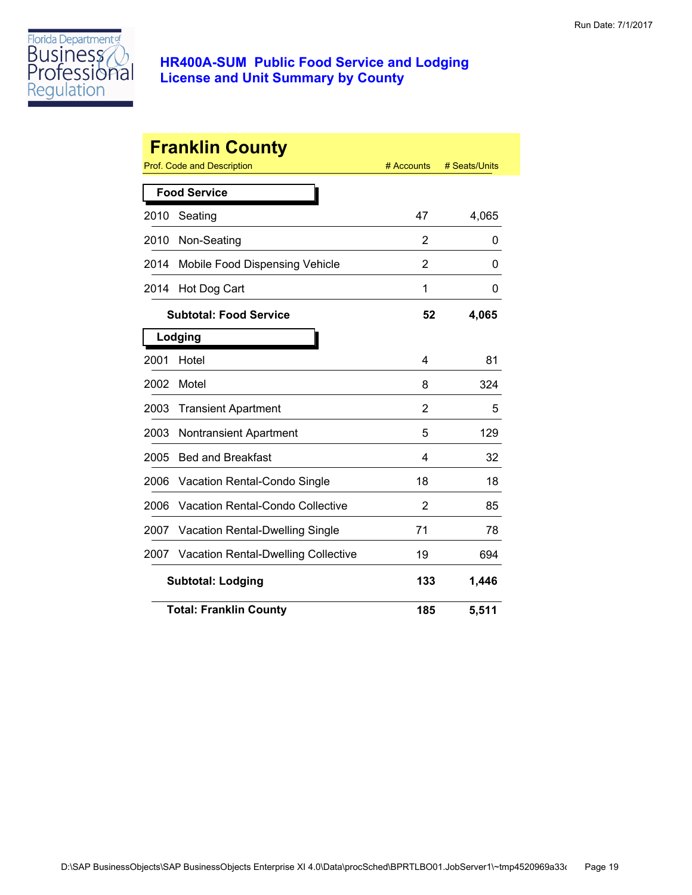# HR400A-SUM Public Food Service and Lodging License and Unit Summary by County

Run Date: 7/1/2017

## Franklin County

| Prof. Code and Description | # Accounts | # Seats/Units |
|---|---|---|
| **Food Service** | | |
| 2010 Seating | 47 | 4,065 |
| 2010 Non-Seating | 2 | 0 |
| 2014 Mobile Food Dispensing Vehicle | 2 | 0 |
| 2014 Hot Dog Cart | 1 | 0 |
| **Subtotal: Food Service** | **52** | **4,065** |
| **Lodging** | | |
| 2001 Hotel | 4 | 81 |
| 2002 Motel | 8 | 324 |
| 2003 Transient Apartment | 2 | 5 |
| 2003 Nontransient Apartment | 5 | 129 |
| 2005 Bed and Breakfast | 4 | 32 |
| 2006 Vacation Rental-Condo Single | 18 | 18 |
| 2006 Vacation Rental-Condo Collective | 2 | 85 |
| 2007 Vacation Rental-Dwelling Single | 71 | 78 |
| 2007 Vacation Rental-Dwelling Collective | 19 | 694 |
| **Subtotal: Lodging** | **133** | **1,446** |
| **Total: Franklin County** | **185** | **5,511** |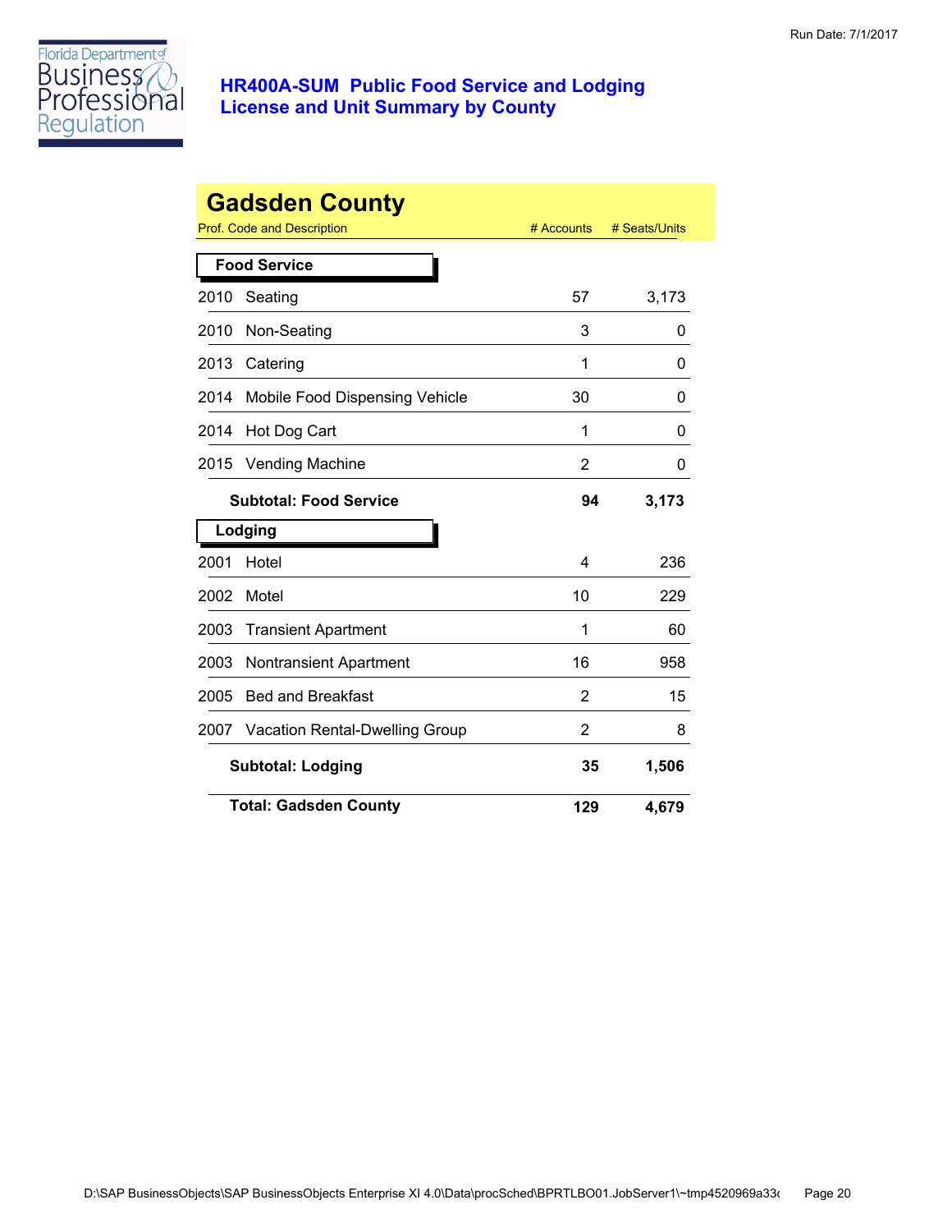# HR400A-SUM Public Food Service and Lodging License and Unit Summary by County

## Gadsden County

| Prof. Code and Description | # Accounts | # Seats/Units |
|---|---|---|
| **Food Service** | | |
| 2010 Seating | 57 | 3,173 |
| 2010 Non-Seating | 3 | 0 |
| 2013 Catering | 1 | 0 |
| 2014 Mobile Food Dispensing Vehicle | 30 | 0 |
| 2014 Hot Dog Cart | 1 | 0 |
| 2015 Vending Machine | 2 | 0 |
| **Subtotal: Food Service** | **94** | **3,173** |
| **Lodging** | | |
| 2001 Hotel | 4 | 236 |
| 2002 Motel | 10 | 229 |
| 2003 Transient Apartment | 1 | 60 |
| 2003 Nontransient Apartment | 16 | 958 |
| 2005 Bed and Breakfast | 2 | 15 |
| 2007 Vacation Rental-Dwelling Group | 2 | 8 |
| **Subtotal: Lodging** | **35** | **1,506** |
| **Total: Gadsden County** | **129** | **4,679** |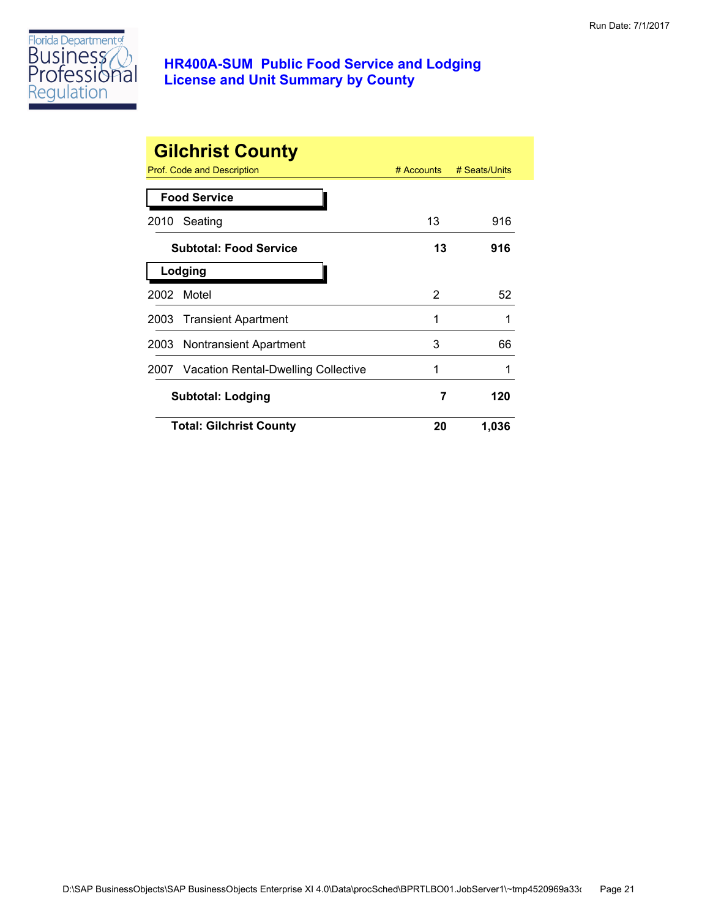# HR400A-SUM Public Food Service and Lodging License and Unit Summary by County

Run Date: 7/1/2017

## Gilchrist County

| Prof. Code and Description | # Accounts | # Seats/Units |
|---|---|---|
| **Food Service** | | |
| 2010 Seating | 13 | 916 |
| **Subtotal: Food Service** | **13** | **916** |
| **Lodging** | | |
| 2002 Motel | 2 | 52 |
| 2003 Transient Apartment | 1 | 1 |
| 2003 Nontransient Apartment | 3 | 66 |
| 2007 Vacation Rental-Dwelling Collective | 1 | 1 |
| **Subtotal: Lodging** | **7** | **120** |
| **Total: Gilchrist County** | **20** | **1,036** |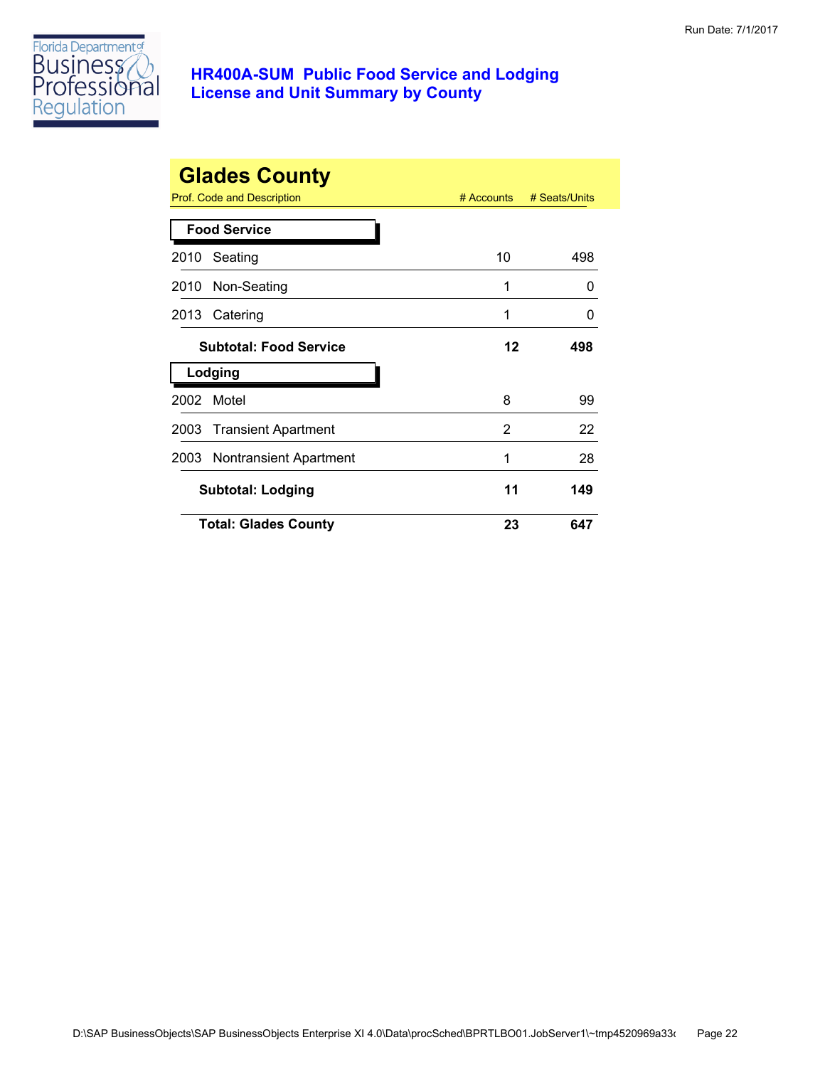**HR400A-SUM Public Food Service and Lodging License and Unit Summary by County**

# Glades County

| Prof. Code and Description | # Accounts | # Seats/Units |
|---|---|---|
| **Food Service** | | |
| 2010 Seating | 10 | 498 |
| 2010 Non-Seating | 1 | 0 |
| 2013 Catering | 1 | 0 |
| **Subtotal: Food Service** | **12** | **498** |
| **Lodging** | | |
| 2002 Motel | 8 | 99 |
| 2003 Transient Apartment | 2 | 22 |
| 2003 Nontransient Apartment | 1 | 28 |
| **Subtotal: Lodging** | **11** | **149** |
| **Total: Glades County** | **23** | **647** |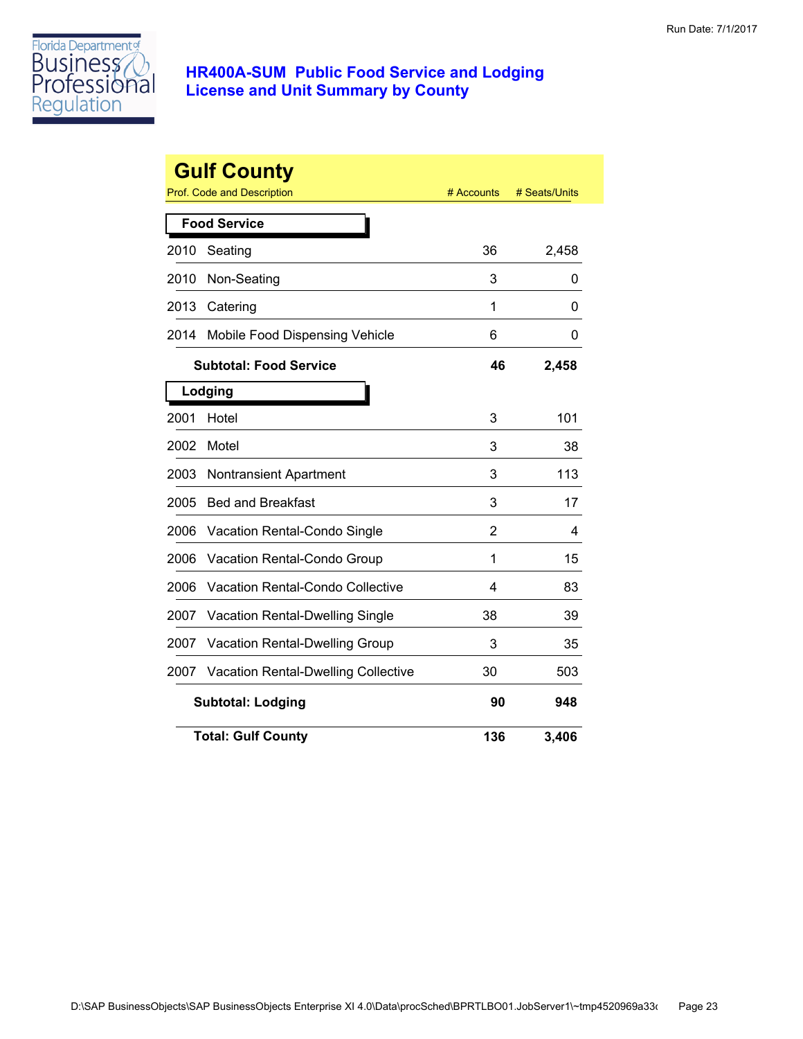# HR400A-SUM Public Food Service and Lodging License and Unit Summary by County

Run Date: 7/1/2017

## Gulf County

| Prof. Code and Description | | # Accounts | # Seats/Units |
|---|---|---|---|
| **Food Service** | | | |
| 2010 | Seating | 36 | 2,458 |
| 2010 | Non-Seating | 3 | 0 |
| 2013 | Catering | 1 | 0 |
| 2014 | Mobile Food Dispensing Vehicle | 6 | 0 |
| | **Subtotal: Food Service** | **46** | **2,458** |
| **Lodging** | | | |
| 2001 | Hotel | 3 | 101 |
| 2002 | Motel | 3 | 38 |
| 2003 | Nontransient Apartment | 3 | 113 |
| 2005 | Bed and Breakfast | 3 | 17 |
| 2006 | Vacation Rental-Condo Single | 2 | 4 |
| 2006 | Vacation Rental-Condo Group | 1 | 15 |
| 2006 | Vacation Rental-Condo Collective | 4 | 83 |
| 2007 | Vacation Rental-Dwelling Single | 38 | 39 |
| 2007 | Vacation Rental-Dwelling Group | 3 | 35 |
| 2007 | Vacation Rental-Dwelling Collective | 30 | 503 |
| | **Subtotal: Lodging** | **90** | **948** |
| | **Total: Gulf County** | **136** | **3,406** |

D:\SAP BusinessObjects\SAP BusinessObjects Enterprise XI 4.0\Data\procSched\BPRTLBO01.JobServer1\~tmp4520969a33c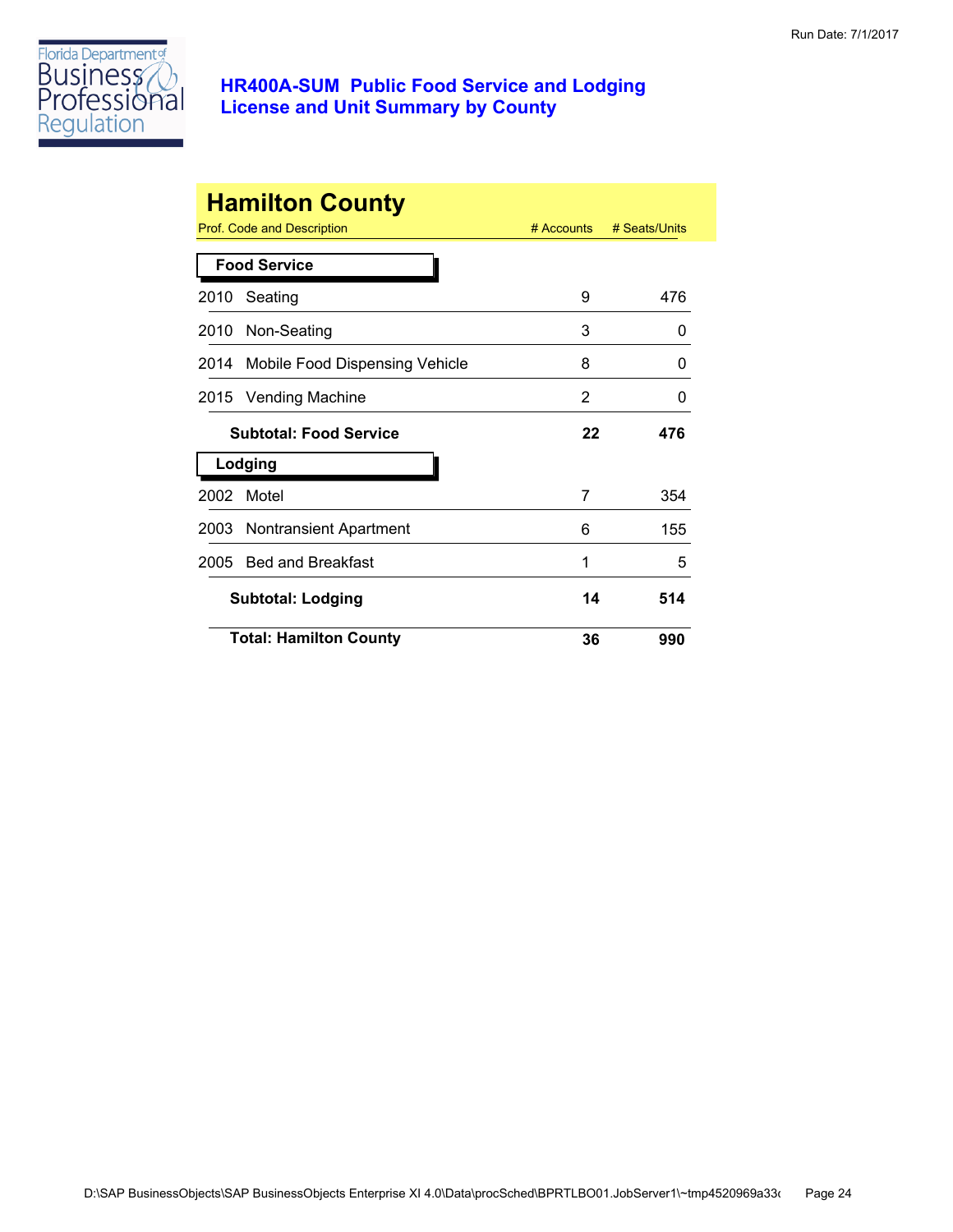# HR400A-SUM Public Food Service and Lodging License and Unit Summary by County

Run Date: 7/1/2017

## Hamilton County

| Prof. Code and Description | # Accounts | # Seats/Units |
|---|---|---|
| **Food Service** | | |
| 2010 Seating | 9 | 476 |
| 2010 Non-Seating | 3 | 0 |
| 2014 Mobile Food Dispensing Vehicle | 8 | 0 |
| 2015 Vending Machine | 2 | 0 |
| **Subtotal: Food Service** | **22** | **476** |
| **Lodging** | | |
| 2002 Motel | 7 | 354 |
| 2003 Nontransient Apartment | 6 | 155 |
| 2005 Bed and Breakfast | 1 | 5 |
| **Subtotal: Lodging** | **14** | **514** |
| **Total: Hamilton County** | **36** | **990** |

D:\SAP BusinessObjects\SAP BusinessObjects Enterprise XI 4.0\Data\procSched\BPRTLBO01.JobServer1\~tmp4520969a33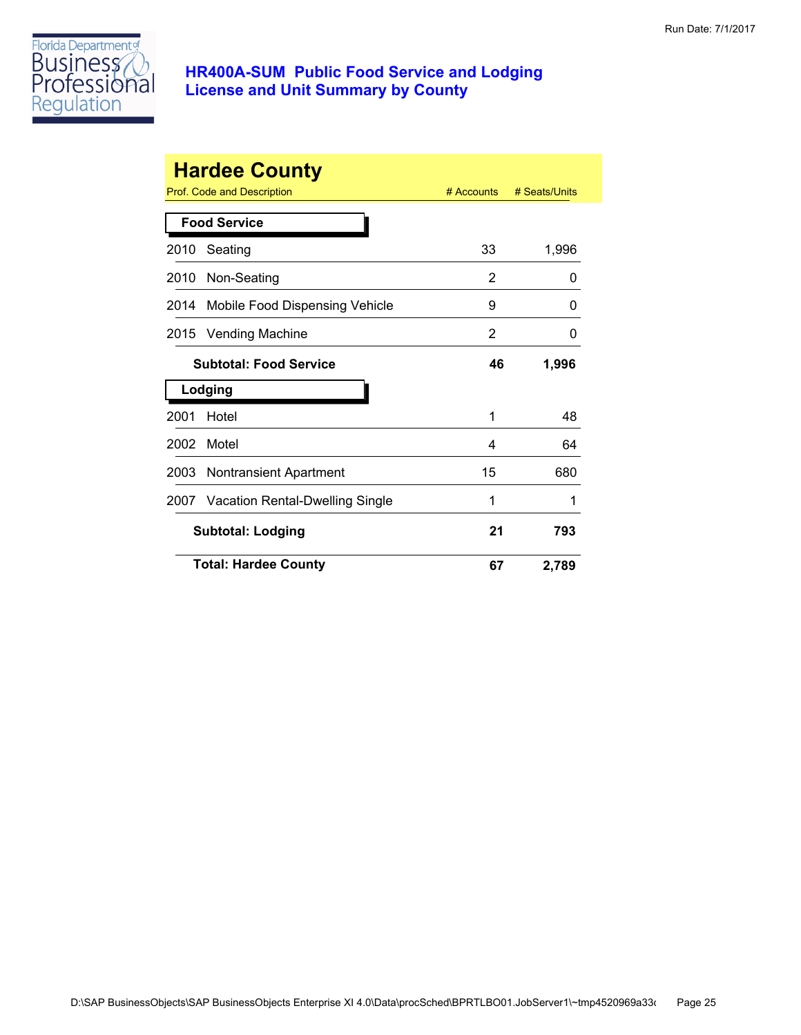# HR400A-SUM Public Food Service and Lodging License and Unit Summary by County

## Hardee County

| Prof. Code and Description | | # Accounts | # Seats/Units |
|---|---|---|---|
| **Food Service** | | | |
| 2010 | Seating | 33 | 1,996 |
| 2010 | Non-Seating | 2 | 0 |
| 2014 | Mobile Food Dispensing Vehicle | 9 | 0 |
| 2015 | Vending Machine | 2 | 0 |
| | **Subtotal: Food Service** | **46** | **1,996** |
| **Lodging** | | | |
| 2001 | Hotel | 1 | 48 |
| 2002 | Motel | 4 | 64 |
| 2003 | Nontransient Apartment | 15 | 680 |
| 2007 | Vacation Rental-Dwelling Single | 1 | 1 |
| | **Subtotal: Lodging** | **21** | **793** |
| | **Total: Hardee County** | **67** | **2,789** |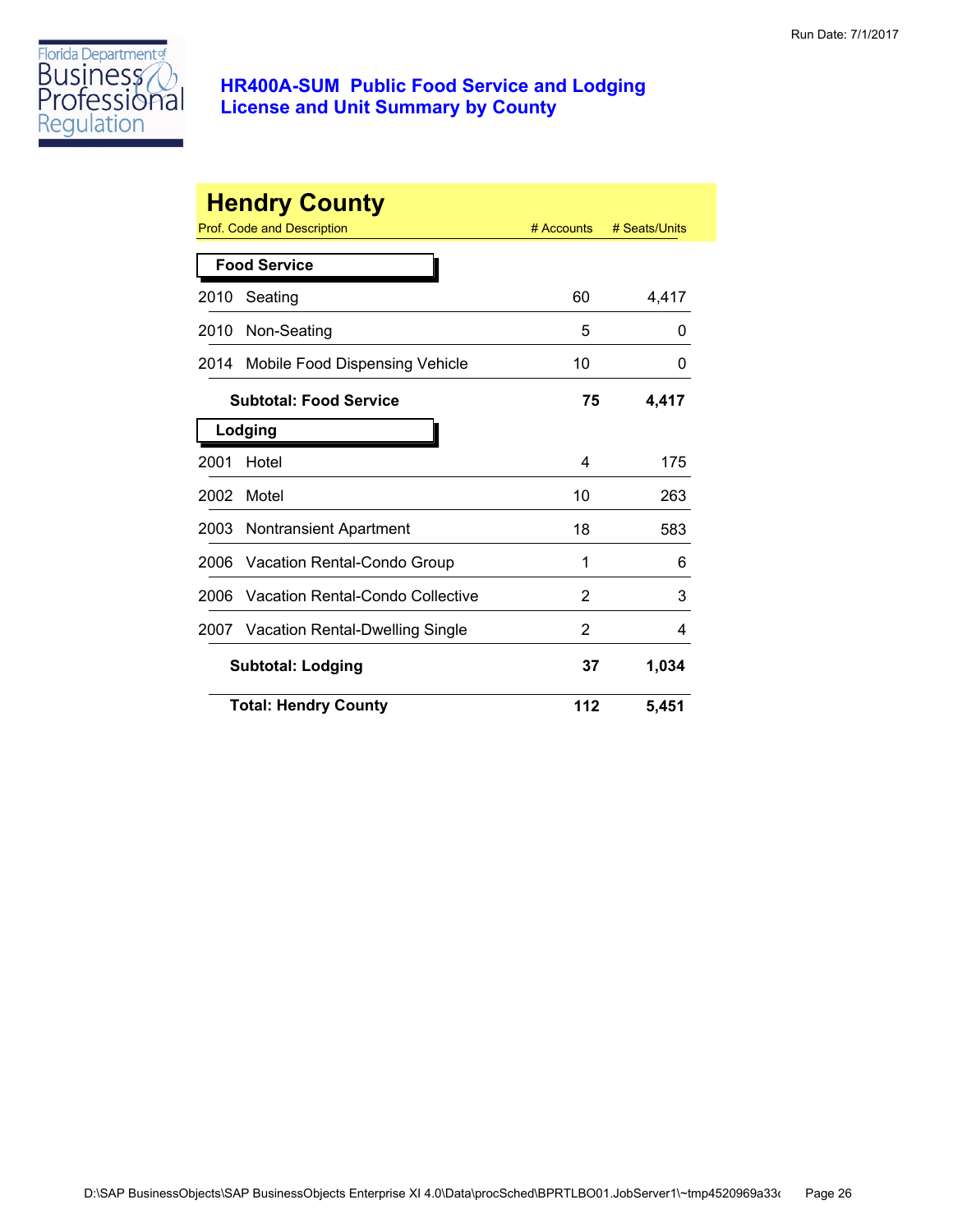# HR400A-SUM Public Food Service and Lodging License and Unit Summary by County

Run Date: 7/1/2017

## Hendry County

| Prof. Code and Description | | # Accounts | # Seats/Units |
|---|---|---|---|
| **Food Service** | | | |
| 2010 | Seating | 60 | 4,417 |
| 2010 | Non-Seating | 5 | 0 |
| 2014 | Mobile Food Dispensing Vehicle | 10 | 0 |
| | **Subtotal: Food Service** | **75** | **4,417** |
| **Lodging** | | | |
| 2001 | Hotel | 4 | 175 |
| 2002 | Motel | 10 | 263 |
| 2003 | Nontransient Apartment | 18 | 583 |
| 2006 | Vacation Rental-Condo Group | 1 | 6 |
| 2006 | Vacation Rental-Condo Collective | 2 | 3 |
| 2007 | Vacation Rental-Dwelling Single | 2 | 4 |
| | **Subtotal: Lodging** | **37** | **1,034** |
| | **Total: Hendry County** | **112** | **5,451** |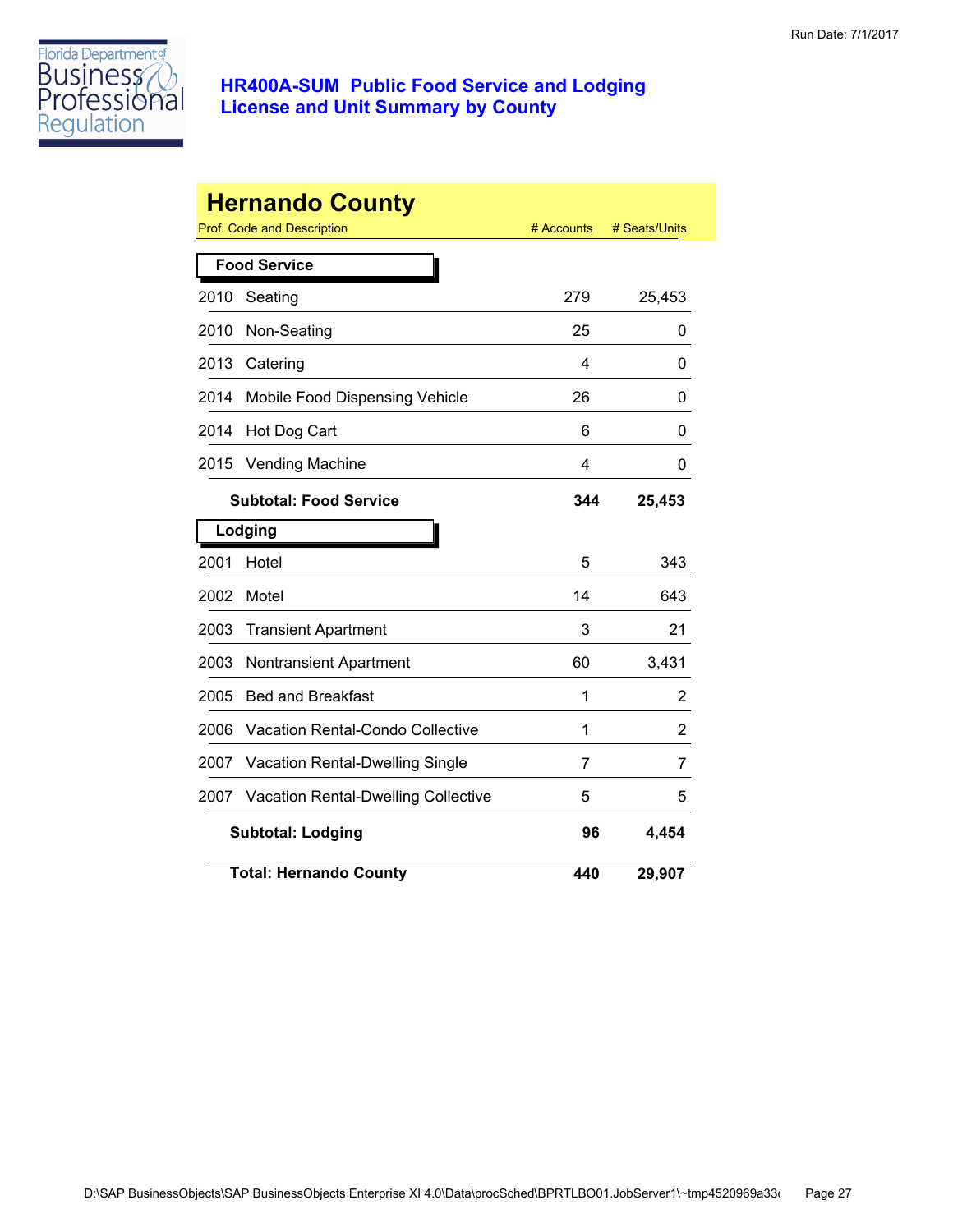Florida Department of Business & Professional Regulation

## HR400A-SUM Public Food Service and Lodging License and Unit Summary by County

# Hernando County

| Prof. Code and Description | | # Accounts | # Seats/Units |
|---|---|---|---|
| **Food Service** | | | |
| 2010 | Seating | 279 | 25,453 |
| 2010 | Non-Seating | 25 | 0 |
| 2013 | Catering | 4 | 0 |
| 2014 | Mobile Food Dispensing Vehicle | 26 | 0 |
| 2014 | Hot Dog Cart | 6 | 0 |
| 2015 | Vending Machine | 4 | 0 |
| | **Subtotal: Food Service** | **344** | **25,453** |
| **Lodging** | | | |
| 2001 | Hotel | 5 | 343 |
| 2002 | Motel | 14 | 643 |
| 2003 | Transient Apartment | 3 | 21 |
| 2003 | Nontransient Apartment | 60 | 3,431 |
| 2005 | Bed and Breakfast | 1 | 2 |
| 2006 | Vacation Rental-Condo Collective | 1 | 2 |
| 2007 | Vacation Rental-Dwelling Single | 7 | 7 |
| 2007 | Vacation Rental-Dwelling Collective | 5 | 5 |
| | **Subtotal: Lodging** | **96** | **4,454** |
| | **Total: Hernando County** | **440** | **29,907** |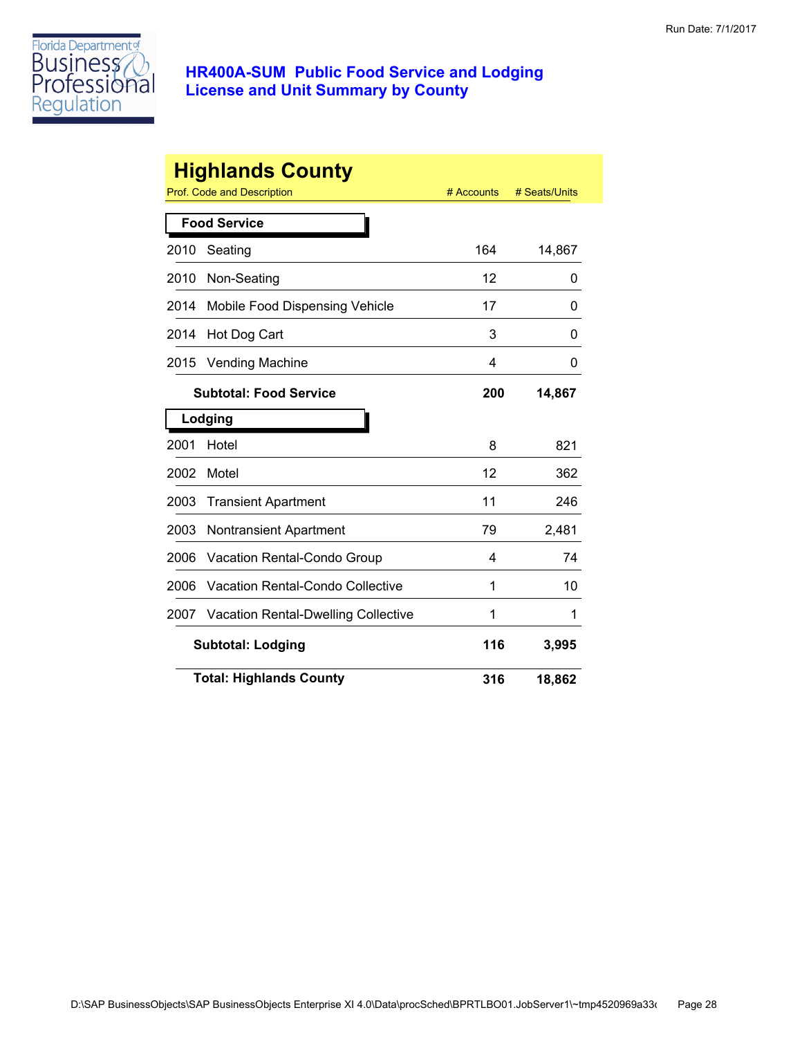Run Date: 7/1/2017

# HR400A-SUM Public Food Service and Lodging License and Unit Summary by County

## Highlands County

| Prof. Code and Description | | # Accounts | # Seats/Units |
|---|---|---|---|
| **Food Service** | | | |
| 2010 | Seating | 164 | 14,867 |
| 2010 | Non-Seating | 12 | 0 |
| 2014 | Mobile Food Dispensing Vehicle | 17 | 0 |
| 2014 | Hot Dog Cart | 3 | 0 |
| 2015 | Vending Machine | 4 | 0 |
| | **Subtotal: Food Service** | **200** | **14,867** |
| **Lodging** | | | |
| 2001 | Hotel | 8 | 821 |
| 2002 | Motel | 12 | 362 |
| 2003 | Transient Apartment | 11 | 246 |
| 2003 | Nontransient Apartment | 79 | 2,481 |
| 2006 | Vacation Rental-Condo Group | 4 | 74 |
| 2006 | Vacation Rental-Condo Collective | 1 | 10 |
| 2007 | Vacation Rental-Dwelling Collective | 1 | 1 |
| | **Subtotal: Lodging** | **116** | **3,995** |
| | **Total: Highlands County** | **316** | **18,862** |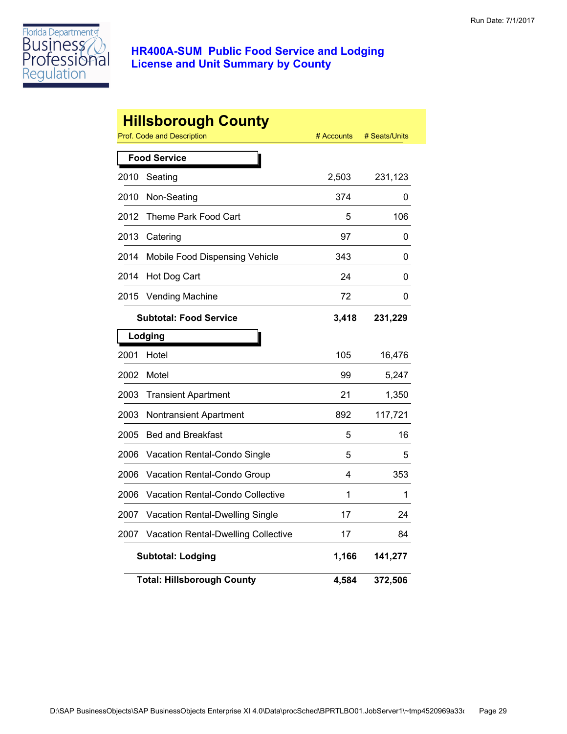# HR400A-SUM Public Food Service and Lodging License and Unit Summary by County

Run Date: 7/1/2017

## Hillsborough County

| Prof. Code and Description | | # Accounts | # Seats/Units |
|---|---|---|---|
| **Food Service** | | | |
| 2010 | Seating | 2,503 | 231,123 |
| 2010 | Non-Seating | 374 | 0 |
| 2012 | Theme Park Food Cart | 5 | 106 |
| 2013 | Catering | 97 | 0 |
| 2014 | Mobile Food Dispensing Vehicle | 343 | 0 |
| 2014 | Hot Dog Cart | 24 | 0 |
| 2015 | Vending Machine | 72 | 0 |
| | **Subtotal: Food Service** | **3,418** | **231,229** |
| **Lodging** | | | |
| 2001 | Hotel | 105 | 16,476 |
| 2002 | Motel | 99 | 5,247 |
| 2003 | Transient Apartment | 21 | 1,350 |
| 2003 | Nontransient Apartment | 892 | 117,721 |
| 2005 | Bed and Breakfast | 5 | 16 |
| 2006 | Vacation Rental-Condo Single | 5 | 5 |
| 2006 | Vacation Rental-Condo Group | 4 | 353 |
| 2006 | Vacation Rental-Condo Collective | 1 | 1 |
| 2007 | Vacation Rental-Dwelling Single | 17 | 24 |
| 2007 | Vacation Rental-Dwelling Collective | 17 | 84 |
| | **Subtotal: Lodging** | **1,166** | **141,277** |
| | **Total: Hillsborough County** | **4,584** | **372,506** |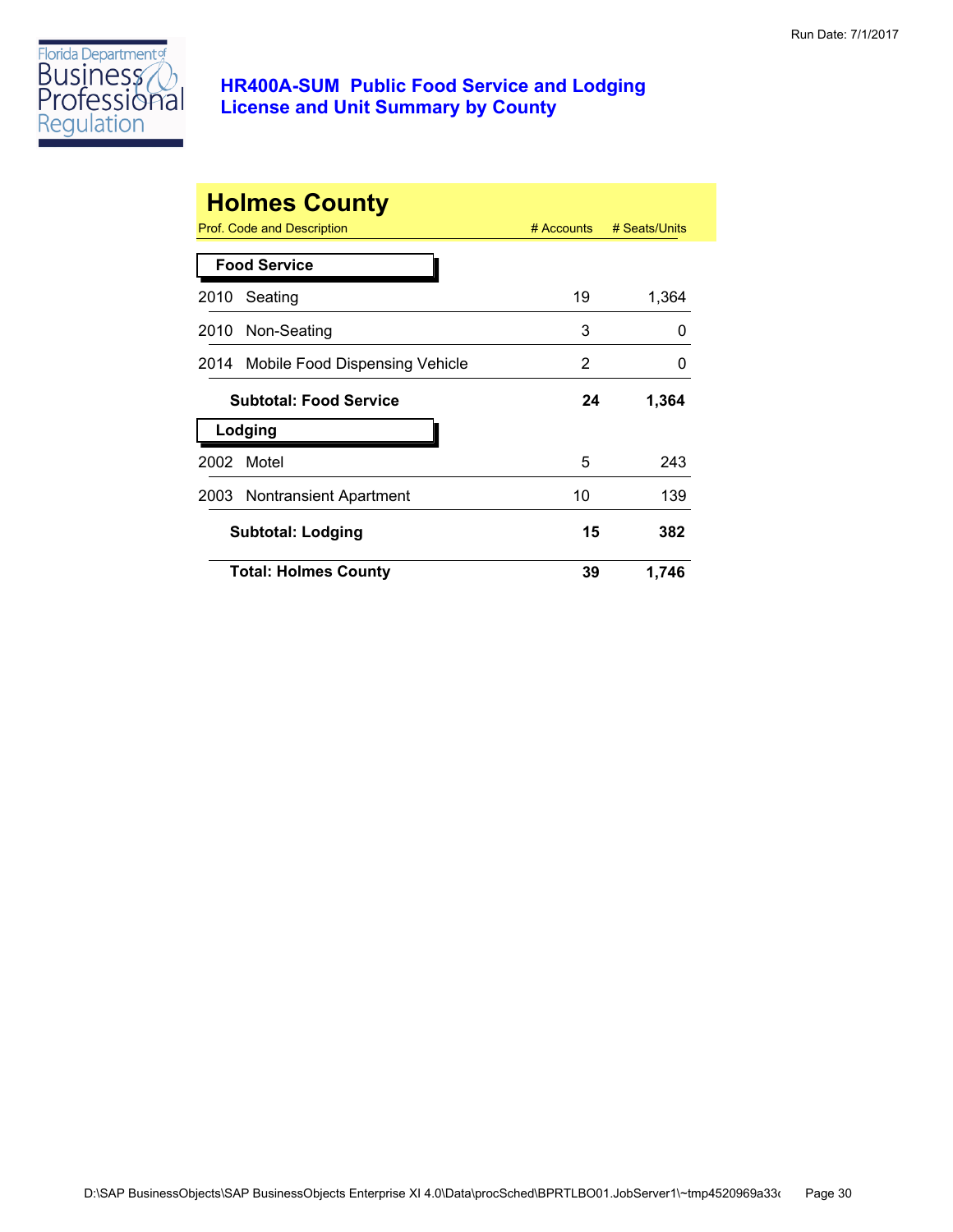# HR400A-SUM Public Food Service and Lodging License and Unit Summary by County

## Holmes County

| Prof. Code and Description | # Accounts | # Seats/Units |
|---|---|---|
| **Food Service** | | |
| 2010 Seating | 19 | 1,364 |
| 2010 Non-Seating | 3 | 0 |
| 2014 Mobile Food Dispensing Vehicle | 2 | 0 |
| **Subtotal: Food Service** | **24** | **1,364** |
| **Lodging** | | |
| 2002 Motel | 5 | 243 |
| 2003 Nontransient Apartment | 10 | 139 |
| **Subtotal: Lodging** | **15** | **382** |
| **Total: Holmes County** | **39** | **1,746** |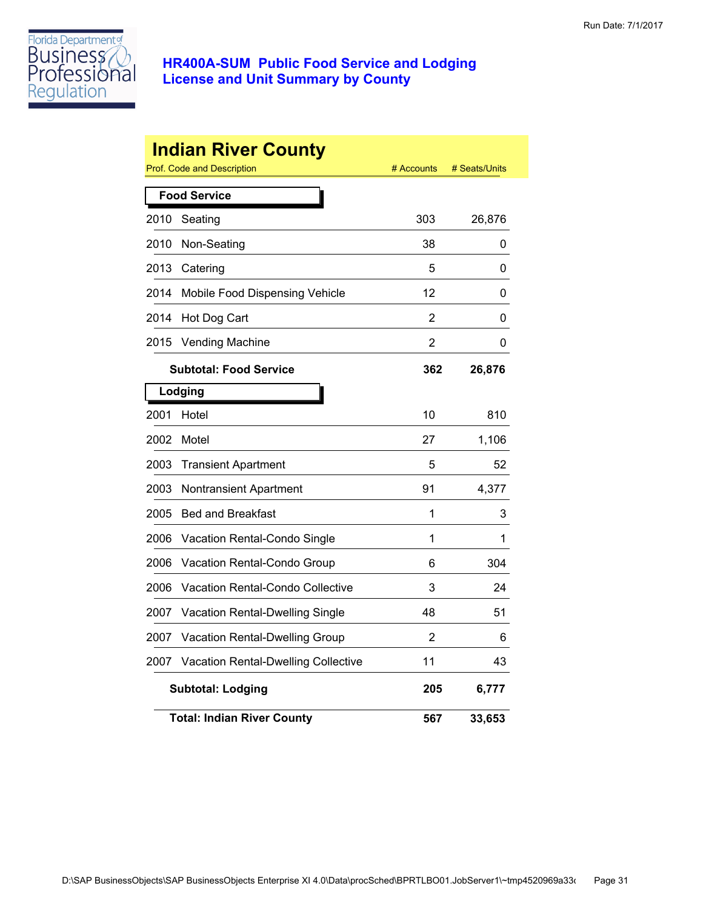# HR400A-SUM Public Food Service and Lodging License and Unit Summary by County

Run Date: 7/1/2017

## Indian River County

| Prof. Code and Description | | # Accounts | # Seats/Units |
|---|---|---|---|
| **Food Service** | | | |
| 2010 | Seating | 303 | 26,876 |
| 2010 | Non-Seating | 38 | 0 |
| 2013 | Catering | 5 | 0 |
| 2014 | Mobile Food Dispensing Vehicle | 12 | 0 |
| 2014 | Hot Dog Cart | 2 | 0 |
| 2015 | Vending Machine | 2 | 0 |
| **Subtotal: Food Service** | | **362** | **26,876** |
| **Lodging** | | | |
| 2001 | Hotel | 10 | 810 |
| 2002 | Motel | 27 | 1,106 |
| 2003 | Transient Apartment | 5 | 52 |
| 2003 | Nontransient Apartment | 91 | 4,377 |
| 2005 | Bed and Breakfast | 1 | 3 |
| 2006 | Vacation Rental-Condo Single | 1 | 1 |
| 2006 | Vacation Rental-Condo Group | 6 | 304 |
| 2006 | Vacation Rental-Condo Collective | 3 | 24 |
| 2007 | Vacation Rental-Dwelling Single | 48 | 51 |
| 2007 | Vacation Rental-Dwelling Group | 2 | 6 |
| 2007 | Vacation Rental-Dwelling Collective | 11 | 43 |
| **Subtotal: Lodging** | | **205** | **6,777** |
| **Total: Indian River County** | | **567** | **33,653** |

D:\SAP BusinessObjects\SAP BusinessObjects Enterprise XI 4.0\Data\procSched\BPRTLBO01.JobServer1\~tmp4520969a33c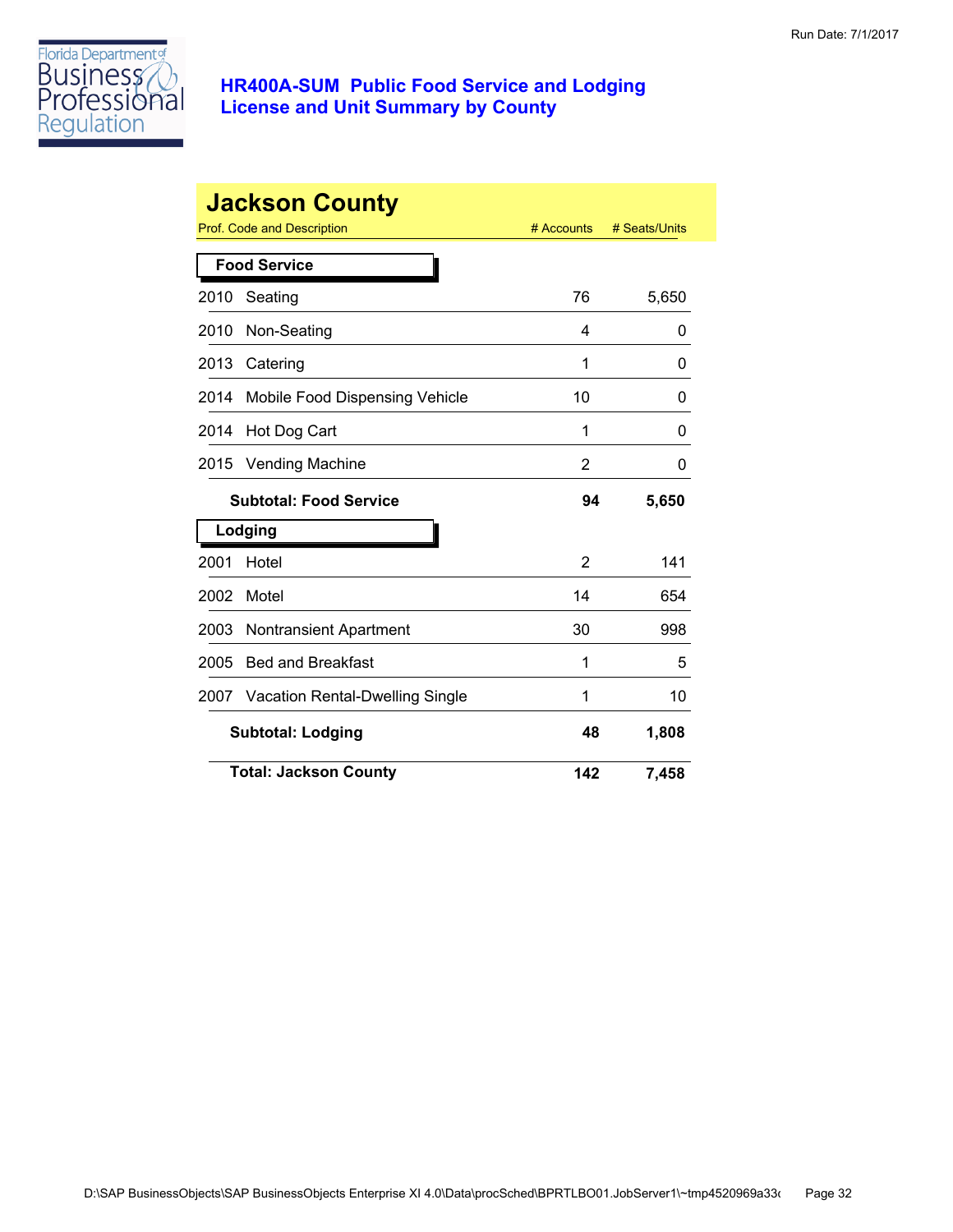# HR400A-SUM Public Food Service and Lodging License and Unit Summary by County

Run Date: 7/1/2017

## Jackson County

| Prof. Code and Description | | # Accounts | # Seats/Units |
|---|---|---|---|
| **Food Service** | | | |
| 2010 | Seating | 76 | 5,650 |
| 2010 | Non-Seating | 4 | 0 |
| 2013 | Catering | 1 | 0 |
| 2014 | Mobile Food Dispensing Vehicle | 10 | 0 |
| 2014 | Hot Dog Cart | 1 | 0 |
| 2015 | Vending Machine | 2 | 0 |
| | **Subtotal: Food Service** | **94** | **5,650** |
| **Lodging** | | | |
| 2001 | Hotel | 2 | 141 |
| 2002 | Motel | 14 | 654 |
| 2003 | Nontransient Apartment | 30 | 998 |
| 2005 | Bed and Breakfast | 1 | 5 |
| 2007 | Vacation Rental-Dwelling Single | 1 | 10 |
| | **Subtotal: Lodging** | **48** | **1,808** |
| | **Total: Jackson County** | **142** | **7,458** |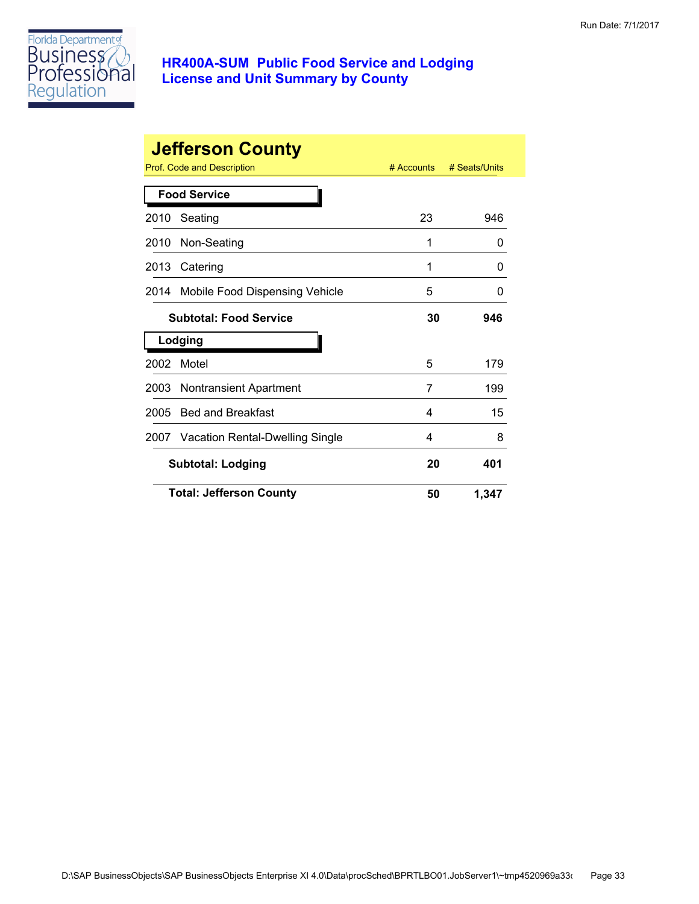# HR400A-SUM Public Food Service and Lodging License and Unit Summary by County

## Jefferson County

| Prof. Code and Description | # Accounts | # Seats/Units |
|---|---|---|
| **Food Service** | | |
| 2010 Seating | 23 | 946 |
| 2010 Non-Seating | 1 | 0 |
| 2013 Catering | 1 | 0 |
| 2014 Mobile Food Dispensing Vehicle | 5 | 0 |
| **Subtotal: Food Service** | **30** | **946** |
| **Lodging** | | |
| 2002 Motel | 5 | 179 |
| 2003 Nontransient Apartment | 7 | 199 |
| 2005 Bed and Breakfast | 4 | 15 |
| 2007 Vacation Rental-Dwelling Single | 4 | 8 |
| **Subtotal: Lodging** | **20** | **401** |
| **Total: Jefferson County** | **50** | **1,347** |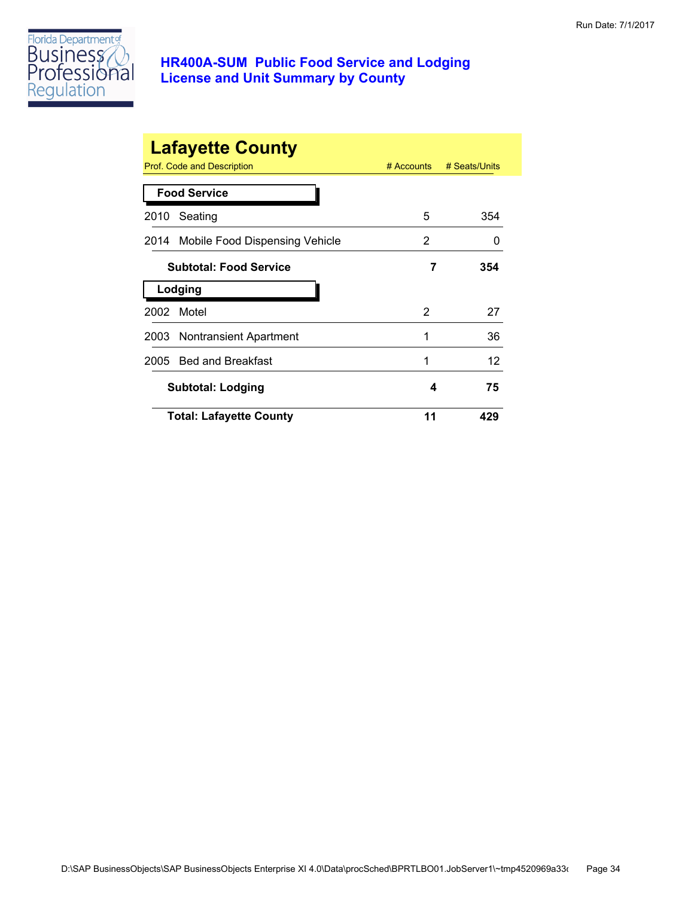# HR400A-SUM Public Food Service and Lodging License and Unit Summary by County

Run Date: 7/1/2017

## Lafayette County

| Prof. Code and Description | # Accounts | # Seats/Units |
|---|---|---|
| **Food Service** | | |
| 2010 Seating | 5 | 354 |
| 2014 Mobile Food Dispensing Vehicle | 2 | 0 |
| **Subtotal: Food Service** | **7** | **354** |
| **Lodging** | | |
| 2002 Motel | 2 | 27 |
| 2003 Nontransient Apartment | 1 | 36 |
| 2005 Bed and Breakfast | 1 | 12 |
| **Subtotal: Lodging** | **4** | **75** |
| **Total: Lafayette County** | **11** | **429** |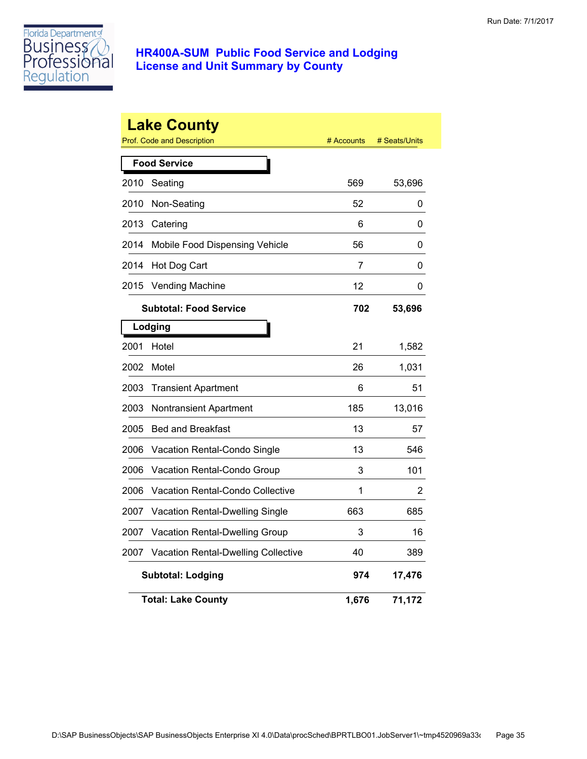# HR400A-SUM Public Food Service and Lodging License and Unit Summary by County

## Lake County

| Prof. Code and Description | | # Accounts | # Seats/Units |
|---|---|---|---|
| **Food Service** | | | |
| 2010 | Seating | 569 | 53,696 |
| 2010 | Non-Seating | 52 | 0 |
| 2013 | Catering | 6 | 0 |
| 2014 | Mobile Food Dispensing Vehicle | 56 | 0 |
| 2014 | Hot Dog Cart | 7 | 0 |
| 2015 | Vending Machine | 12 | 0 |
| | **Subtotal: Food Service** | **702** | **53,696** |
| **Lodging** | | | |
| 2001 | Hotel | 21 | 1,582 |
| 2002 | Motel | 26 | 1,031 |
| 2003 | Transient Apartment | 6 | 51 |
| 2003 | Nontransient Apartment | 185 | 13,016 |
| 2005 | Bed and Breakfast | 13 | 57 |
| 2006 | Vacation Rental-Condo Single | 13 | 546 |
| 2006 | Vacation Rental-Condo Group | 3 | 101 |
| 2006 | Vacation Rental-Condo Collective | 1 | 2 |
| 2007 | Vacation Rental-Dwelling Single | 663 | 685 |
| 2007 | Vacation Rental-Dwelling Group | 3 | 16 |
| 2007 | Vacation Rental-Dwelling Collective | 40 | 389 |
| | **Subtotal: Lodging** | **974** | **17,476** |
| | **Total: Lake County** | **1,676** | **71,172** |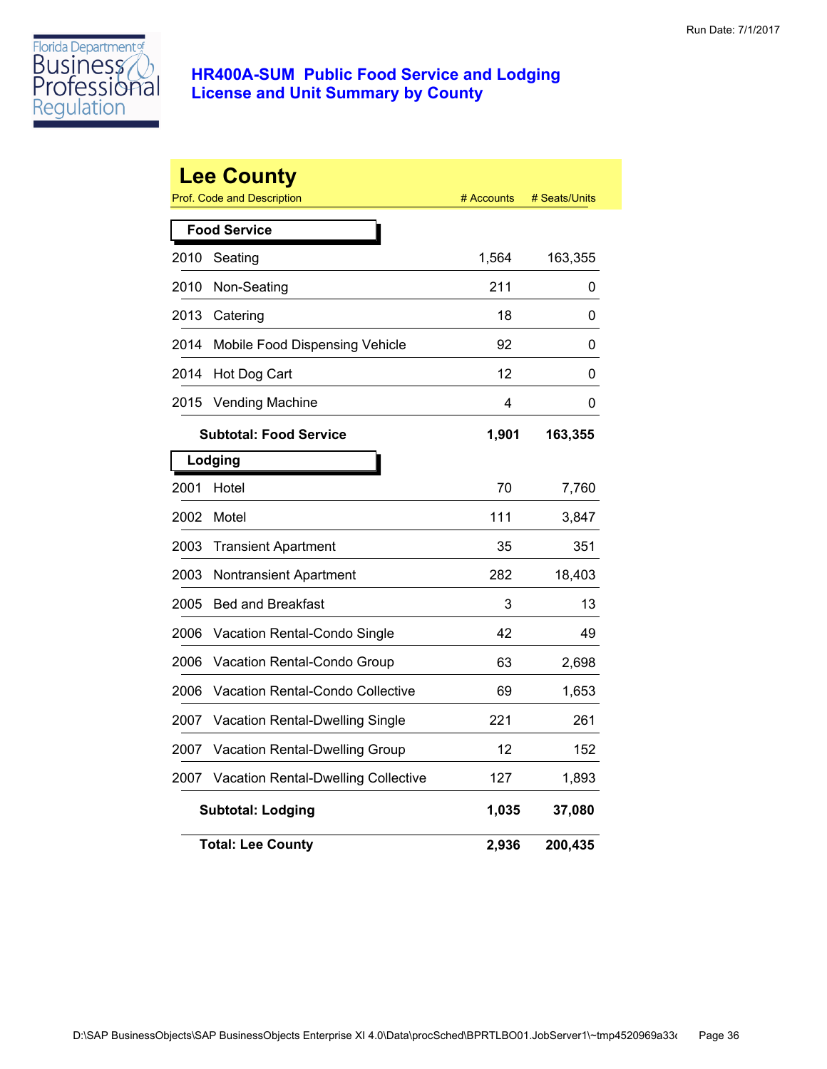Run Date: 7/1/2017

# HR400A-SUM Public Food Service and Lodging License and Unit Summary by County

## Lee County

| Prof. Code and Description | | # Accounts | # Seats/Units |
|---|---|---|---|
| **Food Service** | | | |
| 2010 | Seating | 1,564 | 163,355 |
| 2010 | Non-Seating | 211 | 0 |
| 2013 | Catering | 18 | 0 |
| 2014 | Mobile Food Dispensing Vehicle | 92 | 0 |
| 2014 | Hot Dog Cart | 12 | 0 |
| 2015 | Vending Machine | 4 | 0 |
| | **Subtotal: Food Service** | **1,901** | **163,355** |
| **Lodging** | | | |
| 2001 | Hotel | 70 | 7,760 |
| 2002 | Motel | 111 | 3,847 |
| 2003 | Transient Apartment | 35 | 351 |
| 2003 | Nontransient Apartment | 282 | 18,403 |
| 2005 | Bed and Breakfast | 3 | 13 |
| 2006 | Vacation Rental-Condo Single | 42 | 49 |
| 2006 | Vacation Rental-Condo Group | 63 | 2,698 |
| 2006 | Vacation Rental-Condo Collective | 69 | 1,653 |
| 2007 | Vacation Rental-Dwelling Single | 221 | 261 |
| 2007 | Vacation Rental-Dwelling Group | 12 | 152 |
| 2007 | Vacation Rental-Dwelling Collective | 127 | 1,893 |
| | **Subtotal: Lodging** | **1,035** | **37,080** |
| | **Total: Lee County** | **2,936** | **200,435** |

D:\SAP BusinessObjects\SAP BusinessObjects Enterprise XI 4.0\Data\procSched\BPRTLBO01.JobServer1\~tmp4520969a33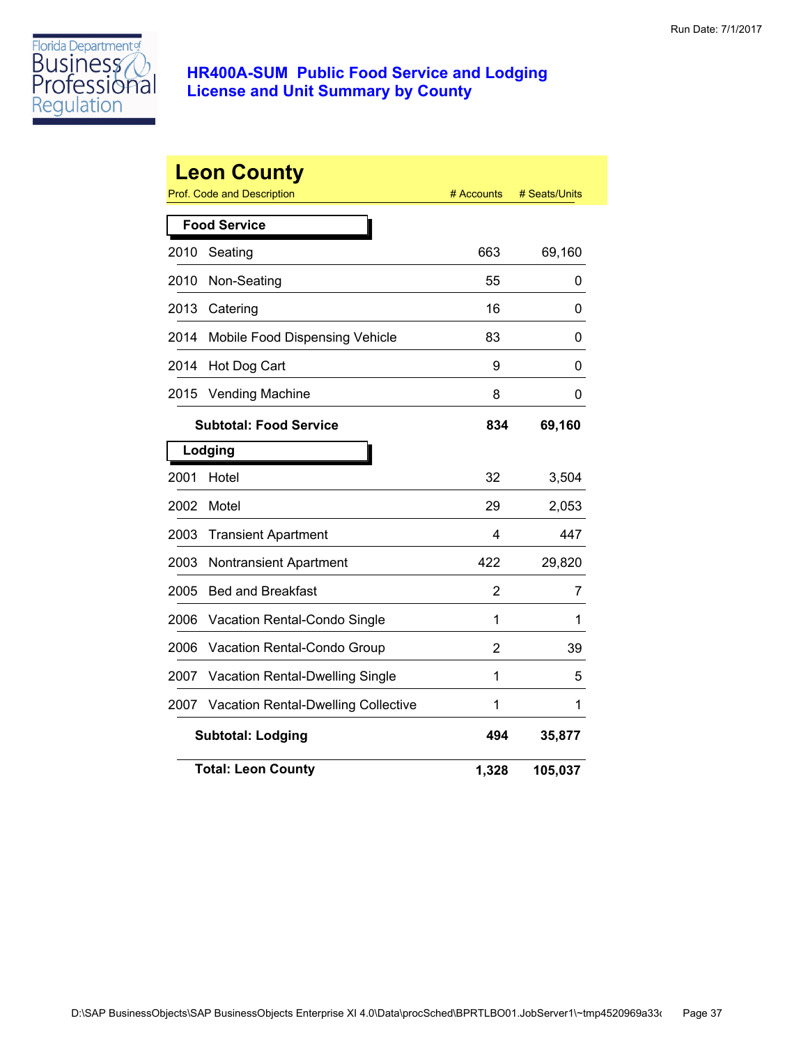# HR400A-SUM Public Food Service and Lodging License and Unit Summary by County

Run Date: 7/1/2017

## Leon County

| Prof. Code and Description | | # Accounts | # Seats/Units |
|---|---|---|---|
| **Food Service** | | | |
| 2010 | Seating | 663 | 69,160 |
| 2010 | Non-Seating | 55 | 0 |
| 2013 | Catering | 16 | 0 |
| 2014 | Mobile Food Dispensing Vehicle | 83 | 0 |
| 2014 | Hot Dog Cart | 9 | 0 |
| 2015 | Vending Machine | 8 | 0 |
| | **Subtotal: Food Service** | **834** | **69,160** |
| **Lodging** | | | |
| 2001 | Hotel | 32 | 3,504 |
| 2002 | Motel | 29 | 2,053 |
| 2003 | Transient Apartment | 4 | 447 |
| 2003 | Nontransient Apartment | 422 | 29,820 |
| 2005 | Bed and Breakfast | 2 | 7 |
| 2006 | Vacation Rental-Condo Single | 1 | 1 |
| 2006 | Vacation Rental-Condo Group | 2 | 39 |
| 2007 | Vacation Rental-Dwelling Single | 1 | 5 |
| 2007 | Vacation Rental-Dwelling Collective | 1 | 1 |
| | **Subtotal: Lodging** | **494** | **35,877** |
| | **Total: Leon County** | **1,328** | **105,037** |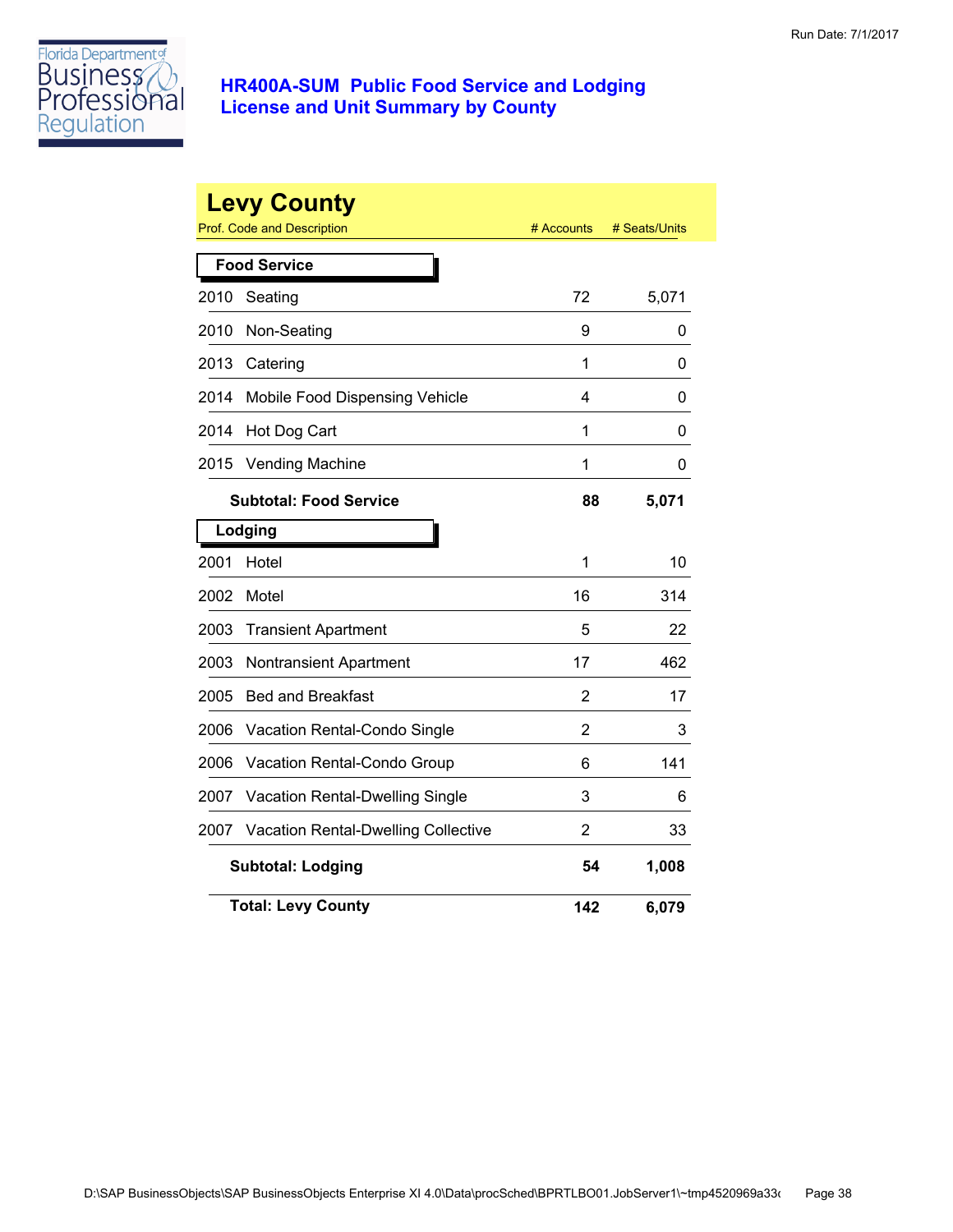# HR400A-SUM Public Food Service and Lodging License and Unit Summary by County

Run Date: 7/1/2017

## Levy County

| Prof. Code and Description | # Accounts | # Seats/Units |
|---|---|---|
| **Food Service** | | |
| 2010 Seating | 72 | 5,071 |
| 2010 Non-Seating | 9 | 0 |
| 2013 Catering | 1 | 0 |
| 2014 Mobile Food Dispensing Vehicle | 4 | 0 |
| 2014 Hot Dog Cart | 1 | 0 |
| 2015 Vending Machine | 1 | 0 |
| **Subtotal: Food Service** | **88** | **5,071** |
| **Lodging** | | |
| 2001 Hotel | 1 | 10 |
| 2002 Motel | 16 | 314 |
| 2003 Transient Apartment | 5 | 22 |
| 2003 Nontransient Apartment | 17 | 462 |
| 2005 Bed and Breakfast | 2 | 17 |
| 2006 Vacation Rental-Condo Single | 2 | 3 |
| 2006 Vacation Rental-Condo Group | 6 | 141 |
| 2007 Vacation Rental-Dwelling Single | 3 | 6 |
| 2007 Vacation Rental-Dwelling Collective | 2 | 33 |
| **Subtotal: Lodging** | **54** | **1,008** |
| **Total: Levy County** | **142** | **6,079** |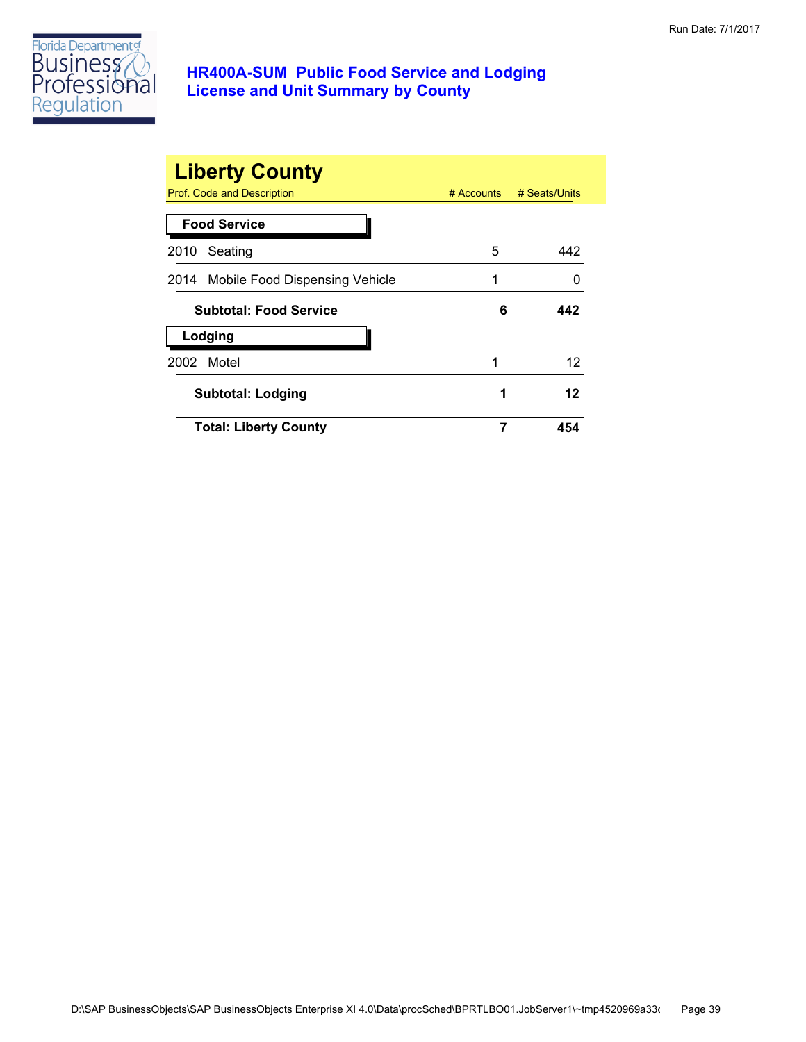**HR400A-SUM Public Food Service and Lodging License and Unit Summary by County**

Run Date: 7/1/2017

## Liberty County

| Prof. Code and Description | # Accounts | # Seats/Units |
|---|---|---|
| **Food Service** | | |
| 2010 Seating | 5 | 442 |
| 2014 Mobile Food Dispensing Vehicle | 1 | 0 |
| **Subtotal: Food Service** | **6** | **442** |
| **Lodging** | | |
| 2002 Motel | 1 | 12 |
| **Subtotal: Lodging** | **1** | **12** |
| **Total: Liberty County** | **7** | **454** |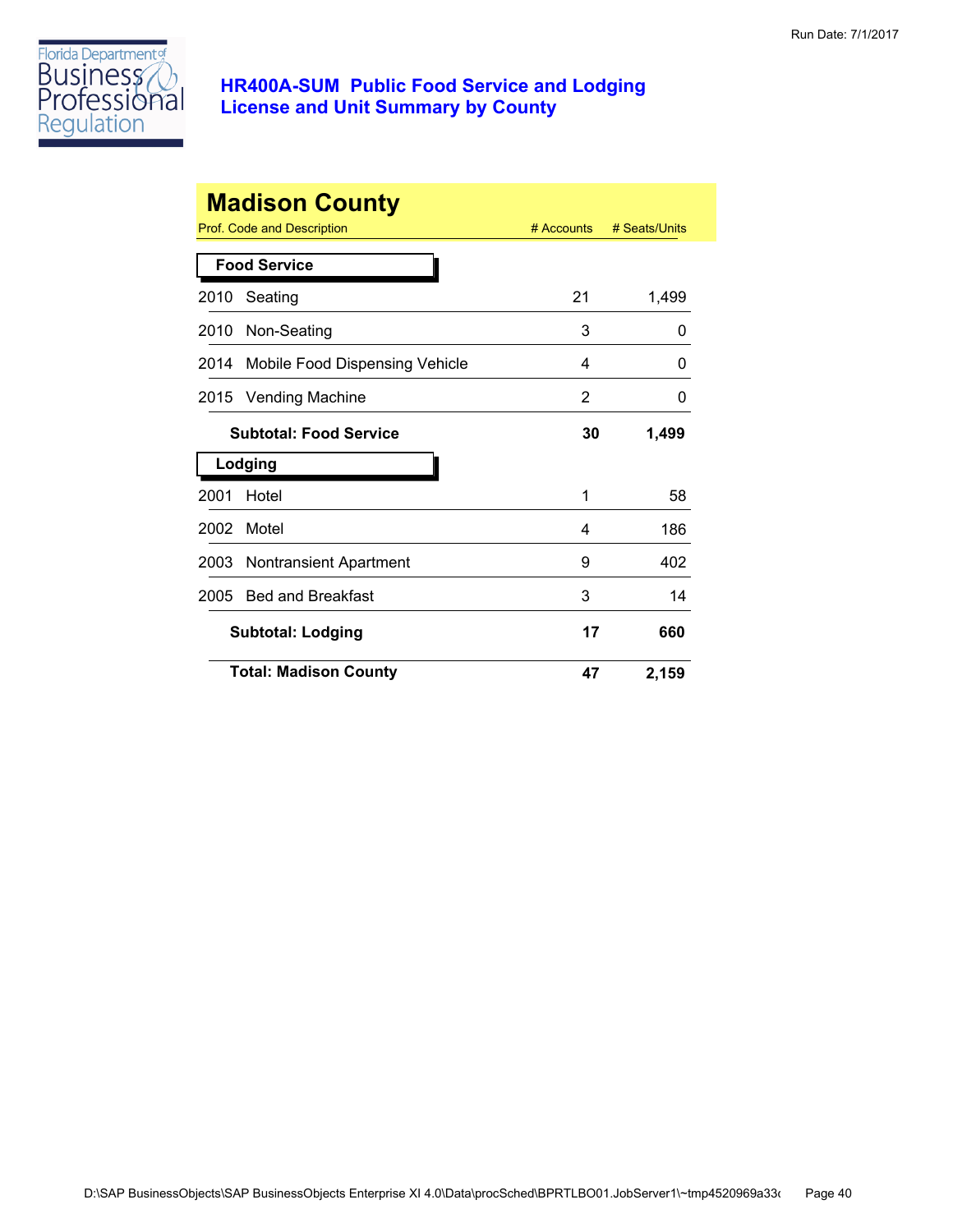# HR400A-SUM Public Food Service and Lodging License and Unit Summary by County

Run Date: 7/1/2017

## Madison County

| Prof. Code and Description | # Accounts | # Seats/Units |
|---|---|---|
| **Food Service** | | |
| 2010 Seating | 21 | 1,499 |
| 2010 Non-Seating | 3 | 0 |
| 2014 Mobile Food Dispensing Vehicle | 4 | 0 |
| 2015 Vending Machine | 2 | 0 |
| **Subtotal: Food Service** | **30** | **1,499** |
| **Lodging** | | |
| 2001 Hotel | 1 | 58 |
| 2002 Motel | 4 | 186 |
| 2003 Nontransient Apartment | 9 | 402 |
| 2005 Bed and Breakfast | 3 | 14 |
| **Subtotal: Lodging** | **17** | **660** |
| **Total: Madison County** | **47** | **2,159** |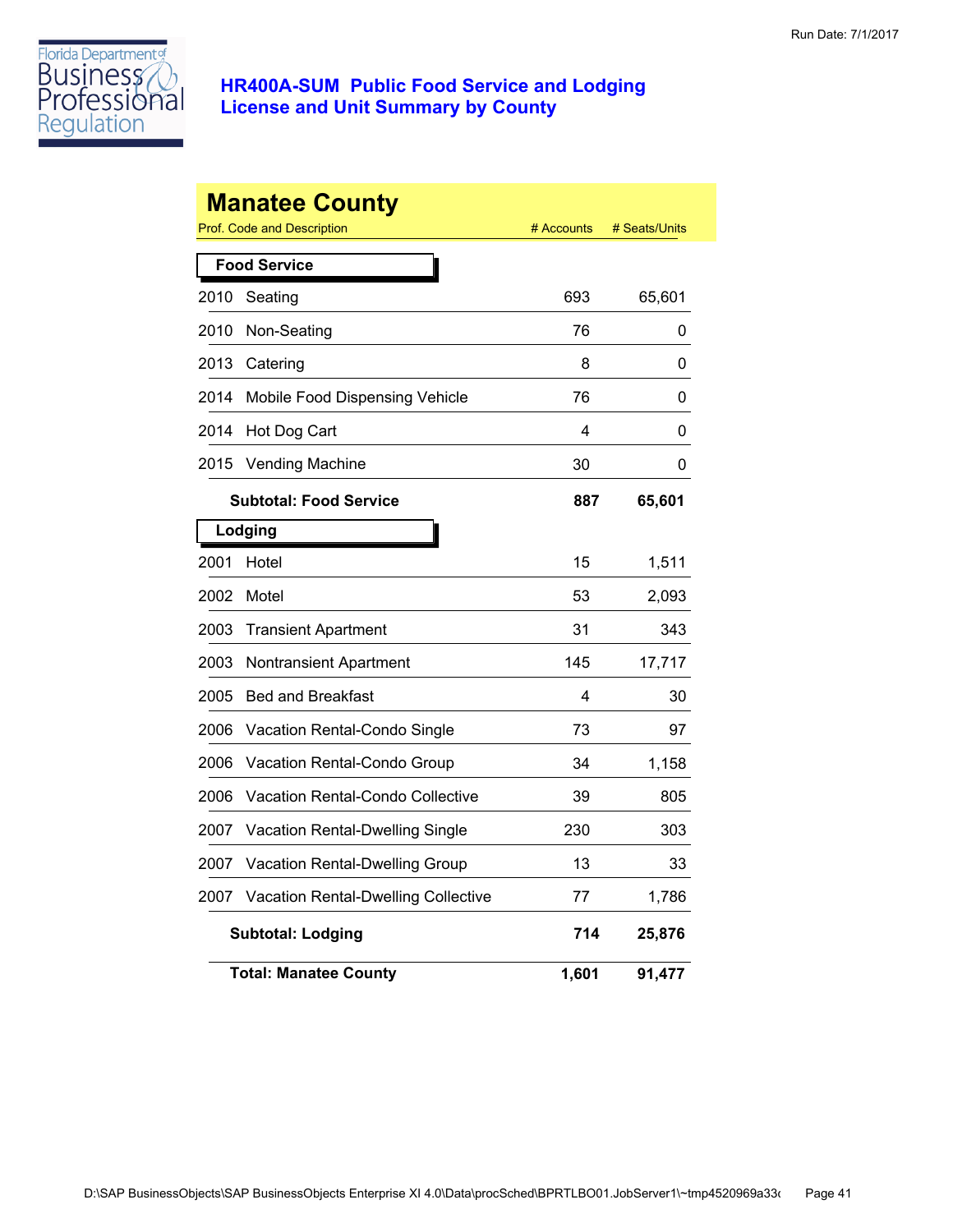# HR400A-SUM Public Food Service and Lodging License and Unit Summary by County

Run Date: 7/1/2017

## Manatee County

| Prof. Code and Description | | # Accounts | # Seats/Units |
|---|---|---|---|
| **Food Service** | | | |
| 2010 | Seating | 693 | 65,601 |
| 2010 | Non-Seating | 76 | 0 |
| 2013 | Catering | 8 | 0 |
| 2014 | Mobile Food Dispensing Vehicle | 76 | 0 |
| 2014 | Hot Dog Cart | 4 | 0 |
| 2015 | Vending Machine | 30 | 0 |
| **Subtotal: Food Service** | | **887** | **65,601** |
| **Lodging** | | | |
| 2001 | Hotel | 15 | 1,511 |
| 2002 | Motel | 53 | 2,093 |
| 2003 | Transient Apartment | 31 | 343 |
| 2003 | Nontransient Apartment | 145 | 17,717 |
| 2005 | Bed and Breakfast | 4 | 30 |
| 2006 | Vacation Rental-Condo Single | 73 | 97 |
| 2006 | Vacation Rental-Condo Group | 34 | 1,158 |
| 2006 | Vacation Rental-Condo Collective | 39 | 805 |
| 2007 | Vacation Rental-Dwelling Single | 230 | 303 |
| 2007 | Vacation Rental-Dwelling Group | 13 | 33 |
| 2007 | Vacation Rental-Dwelling Collective | 77 | 1,786 |
| **Subtotal: Lodging** | | **714** | **25,876** |
| **Total: Manatee County** | | **1,601** | **91,477** |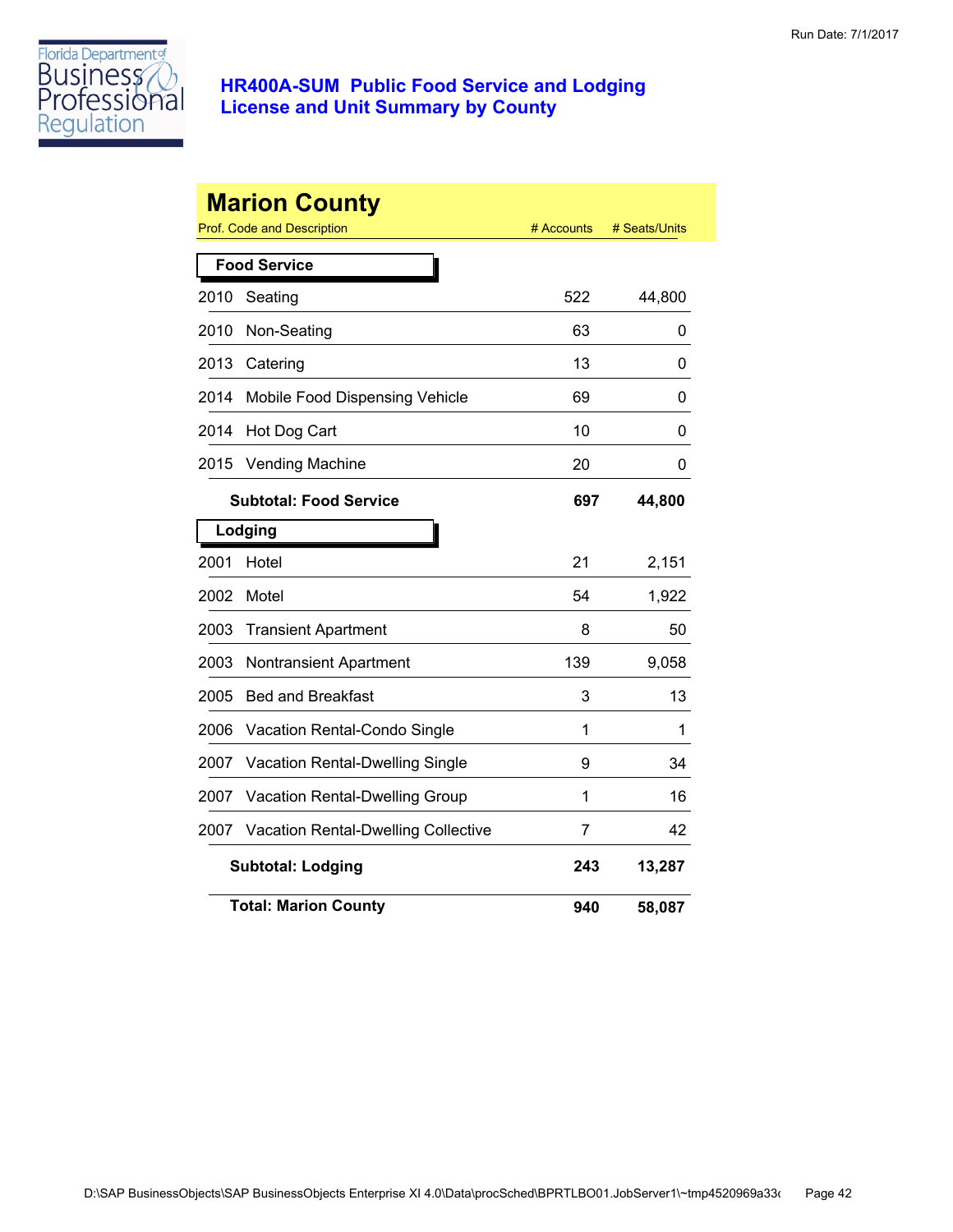# HR400A-SUM Public Food Service and Lodging License and Unit Summary by County

Run Date: 7/1/2017

## Marion County

| Prof. Code and Description | | # Accounts | # Seats/Units |
|---|---|---|---|
| **Food Service** | | | |
| 2010 | Seating | 522 | 44,800 |
| 2010 | Non-Seating | 63 | 0 |
| 2013 | Catering | 13 | 0 |
| 2014 | Mobile Food Dispensing Vehicle | 69 | 0 |
| 2014 | Hot Dog Cart | 10 | 0 |
| 2015 | Vending Machine | 20 | 0 |
| | **Subtotal: Food Service** | **697** | **44,800** |
| **Lodging** | | | |
| 2001 | Hotel | 21 | 2,151 |
| 2002 | Motel | 54 | 1,922 |
| 2003 | Transient Apartment | 8 | 50 |
| 2003 | Nontransient Apartment | 139 | 9,058 |
| 2005 | Bed and Breakfast | 3 | 13 |
| 2006 | Vacation Rental-Condo Single | 1 | 1 |
| 2007 | Vacation Rental-Dwelling Single | 9 | 34 |
| 2007 | Vacation Rental-Dwelling Group | 1 | 16 |
| 2007 | Vacation Rental-Dwelling Collective | 7 | 42 |
| | **Subtotal: Lodging** | **243** | **13,287** |
| | **Total: Marion County** | **940** | **58,087** |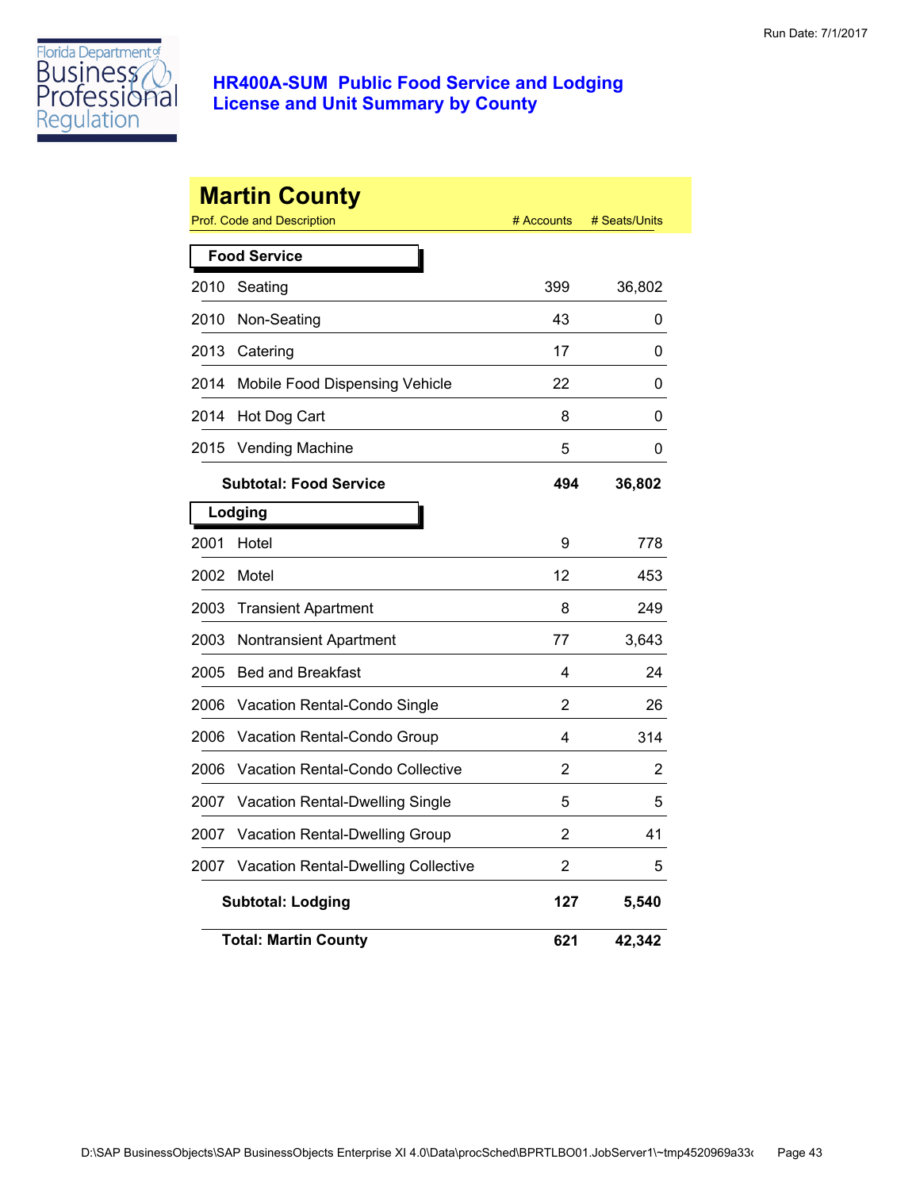# HR400A-SUM Public Food Service and Lodging License and Unit Summary by County

Run Date: 7/1/2017

## Martin County

| Prof. Code and Description | | # Accounts | # Seats/Units |
|---|---|---|---|
| **Food Service** | | | |
| 2010 | Seating | 399 | 36,802 |
| 2010 | Non-Seating | 43 | 0 |
| 2013 | Catering | 17 | 0 |
| 2014 | Mobile Food Dispensing Vehicle | 22 | 0 |
| 2014 | Hot Dog Cart | 8 | 0 |
| 2015 | Vending Machine | 5 | 0 |
| | **Subtotal: Food Service** | **494** | **36,802** |
| **Lodging** | | | |
| 2001 | Hotel | 9 | 778 |
| 2002 | Motel | 12 | 453 |
| 2003 | Transient Apartment | 8 | 249 |
| 2003 | Nontransient Apartment | 77 | 3,643 |
| 2005 | Bed and Breakfast | 4 | 24 |
| 2006 | Vacation Rental-Condo Single | 2 | 26 |
| 2006 | Vacation Rental-Condo Group | 4 | 314 |
| 2006 | Vacation Rental-Condo Collective | 2 | 2 |
| 2007 | Vacation Rental-Dwelling Single | 5 | 5 |
| 2007 | Vacation Rental-Dwelling Group | 2 | 41 |
| 2007 | Vacation Rental-Dwelling Collective | 2 | 5 |
| | **Subtotal: Lodging** | **127** | **5,540** |
| | **Total: Martin County** | **621** | **42,342** |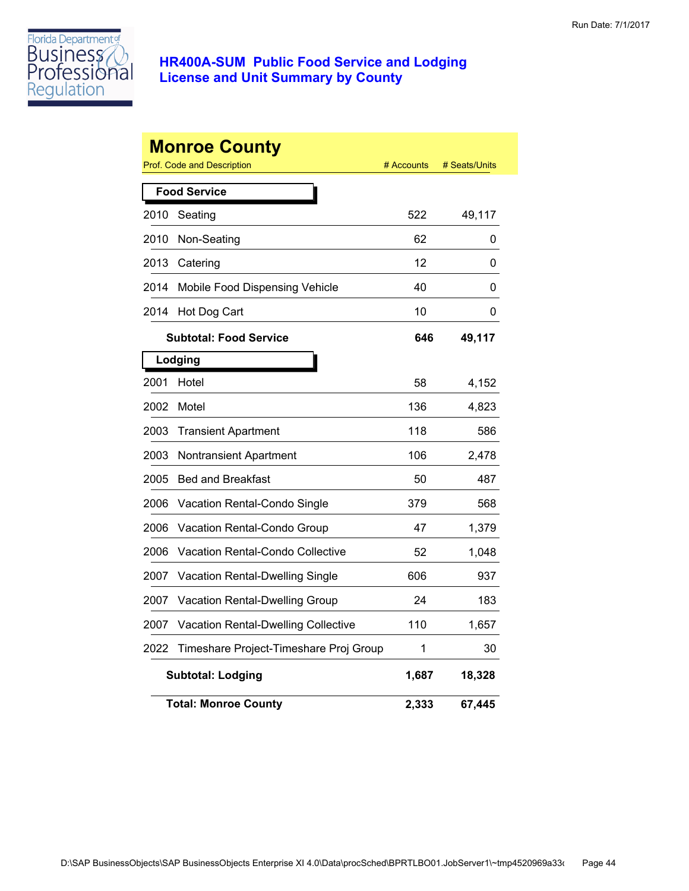# HR400A-SUM Public Food Service and Lodging License and Unit Summary by County

Run Date: 7/1/2017

## Monroe County

| Prof. Code and Description | # Accounts | # Seats/Units |
|---|---|---|
| **Food Service** | | |
| 2010 Seating | 522 | 49,117 |
| 2010 Non-Seating | 62 | 0 |
| 2013 Catering | 12 | 0 |
| 2014 Mobile Food Dispensing Vehicle | 40 | 0 |
| 2014 Hot Dog Cart | 10 | 0 |
| **Subtotal: Food Service** | **646** | **49,117** |
| **Lodging** | | |
| 2001 Hotel | 58 | 4,152 |
| 2002 Motel | 136 | 4,823 |
| 2003 Transient Apartment | 118 | 586 |
| 2003 Nontransient Apartment | 106 | 2,478 |
| 2005 Bed and Breakfast | 50 | 487 |
| 2006 Vacation Rental-Condo Single | 379 | 568 |
| 2006 Vacation Rental-Condo Group | 47 | 1,379 |
| 2006 Vacation Rental-Condo Collective | 52 | 1,048 |
| 2007 Vacation Rental-Dwelling Single | 606 | 937 |
| 2007 Vacation Rental-Dwelling Group | 24 | 183 |
| 2007 Vacation Rental-Dwelling Collective | 110 | 1,657 |
| 2022 Timeshare Project-Timeshare Proj Group | 1 | 30 |
| **Subtotal: Lodging** | **1,687** | **18,328** |
| **Total: Monroe County** | **2,333** | **67,445** |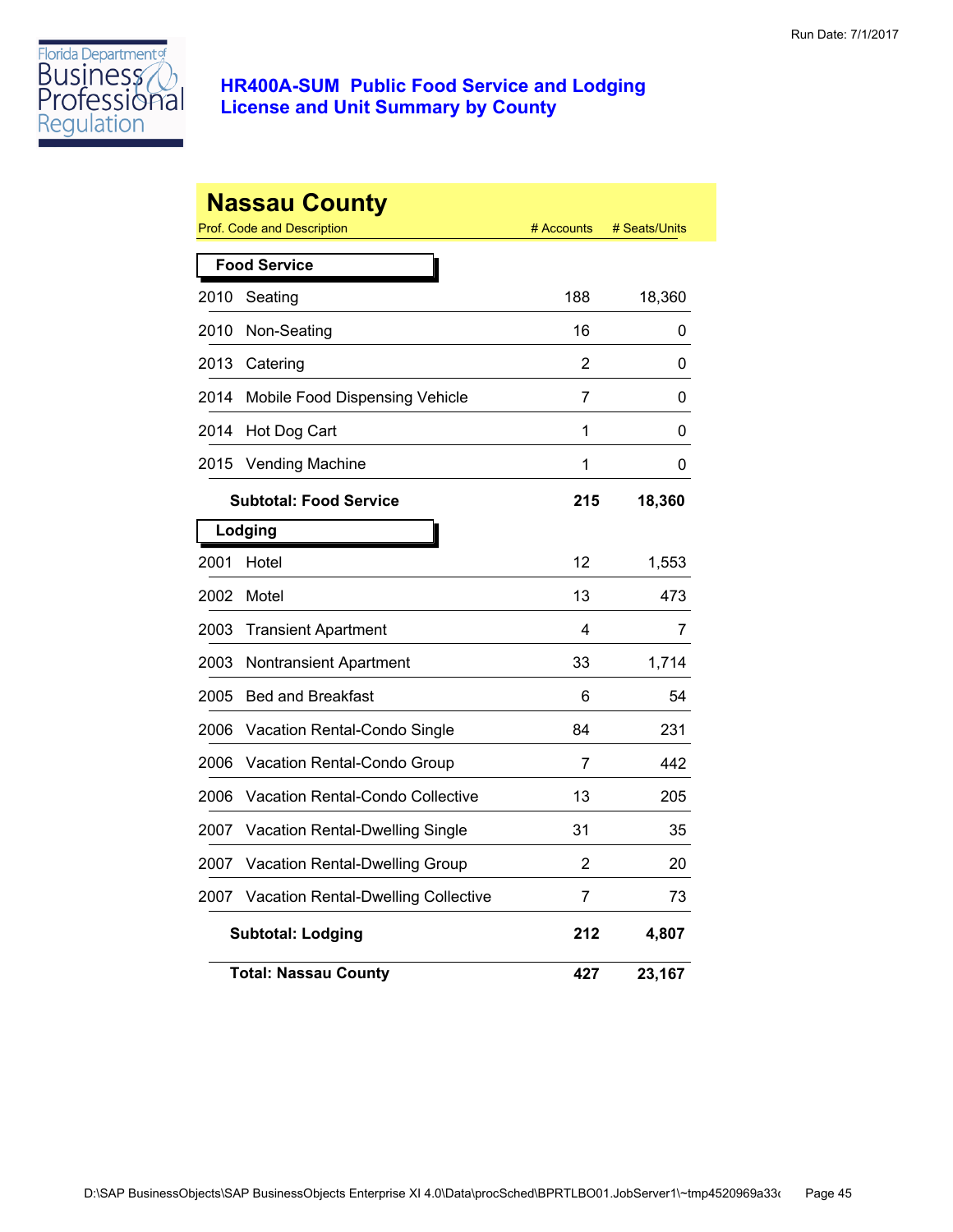# HR400A-SUM Public Food Service and Lodging License and Unit Summary by County

## Nassau County

| Prof. Code and Description | | # Accounts | # Seats/Units |
|---|---|---|---|
| **Food Service** | | | |
| 2010 | Seating | 188 | 18,360 |
| 2010 | Non-Seating | 16 | 0 |
| 2013 | Catering | 2 | 0 |
| 2014 | Mobile Food Dispensing Vehicle | 7 | 0 |
| 2014 | Hot Dog Cart | 1 | 0 |
| 2015 | Vending Machine | 1 | 0 |
| | **Subtotal: Food Service** | **215** | **18,360** |
| **Lodging** | | | |
| 2001 | Hotel | 12 | 1,553 |
| 2002 | Motel | 13 | 473 |
| 2003 | Transient Apartment | 4 | 7 |
| 2003 | Nontransient Apartment | 33 | 1,714 |
| 2005 | Bed and Breakfast | 6 | 54 |
| 2006 | Vacation Rental-Condo Single | 84 | 231 |
| 2006 | Vacation Rental-Condo Group | 7 | 442 |
| 2006 | Vacation Rental-Condo Collective | 13 | 205 |
| 2007 | Vacation Rental-Dwelling Single | 31 | 35 |
| 2007 | Vacation Rental-Dwelling Group | 2 | 20 |
| 2007 | Vacation Rental-Dwelling Collective | 7 | 73 |
| | **Subtotal: Lodging** | **212** | **4,807** |
| | **Total: Nassau County** | **427** | **23,167** |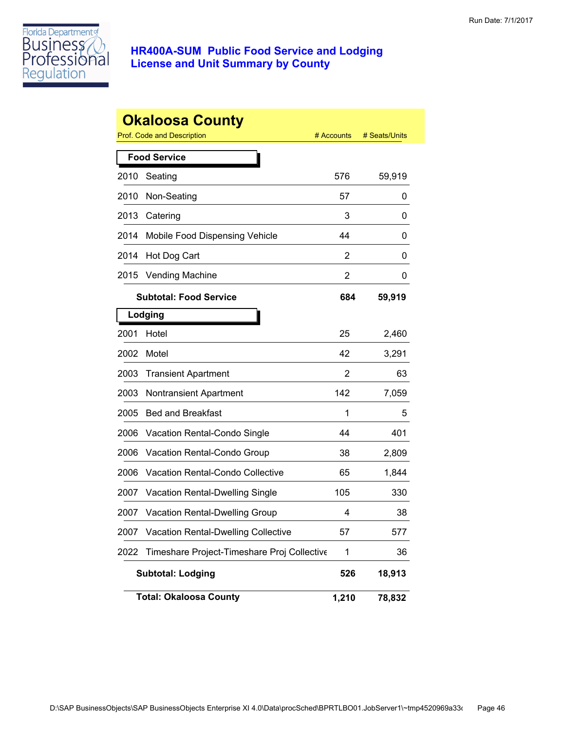## HR400A-SUM Public Food Service and Lodging License and Unit Summary by County

Run Date: 7/1/2017

# Okaloosa County

| Prof. Code and Description | | # Accounts | # Seats/Units |
|---|---|---|---|
| **Food Service** | | | |
| 2010 | Seating | 576 | 59,919 |
| 2010 | Non-Seating | 57 | 0 |
| 2013 | Catering | 3 | 0 |
| 2014 | Mobile Food Dispensing Vehicle | 44 | 0 |
| 2014 | Hot Dog Cart | 2 | 0 |
| 2015 | Vending Machine | 2 | 0 |
| | **Subtotal: Food Service** | **684** | **59,919** |
| **Lodging** | | | |
| 2001 | Hotel | 25 | 2,460 |
| 2002 | Motel | 42 | 3,291 |
| 2003 | Transient Apartment | 2 | 63 |
| 2003 | Nontransient Apartment | 142 | 7,059 |
| 2005 | Bed and Breakfast | 1 | 5 |
| 2006 | Vacation Rental-Condo Single | 44 | 401 |
| 2006 | Vacation Rental-Condo Group | 38 | 2,809 |
| 2006 | Vacation Rental-Condo Collective | 65 | 1,844 |
| 2007 | Vacation Rental-Dwelling Single | 105 | 330 |
| 2007 | Vacation Rental-Dwelling Group | 4 | 38 |
| 2007 | Vacation Rental-Dwelling Collective | 57 | 577 |
| 2022 | Timeshare Project-Timeshare Proj Collective | 1 | 36 |
| | **Subtotal: Lodging** | **526** | **18,913** |
| | **Total: Okaloosa County** | **1,210** | **78,832** |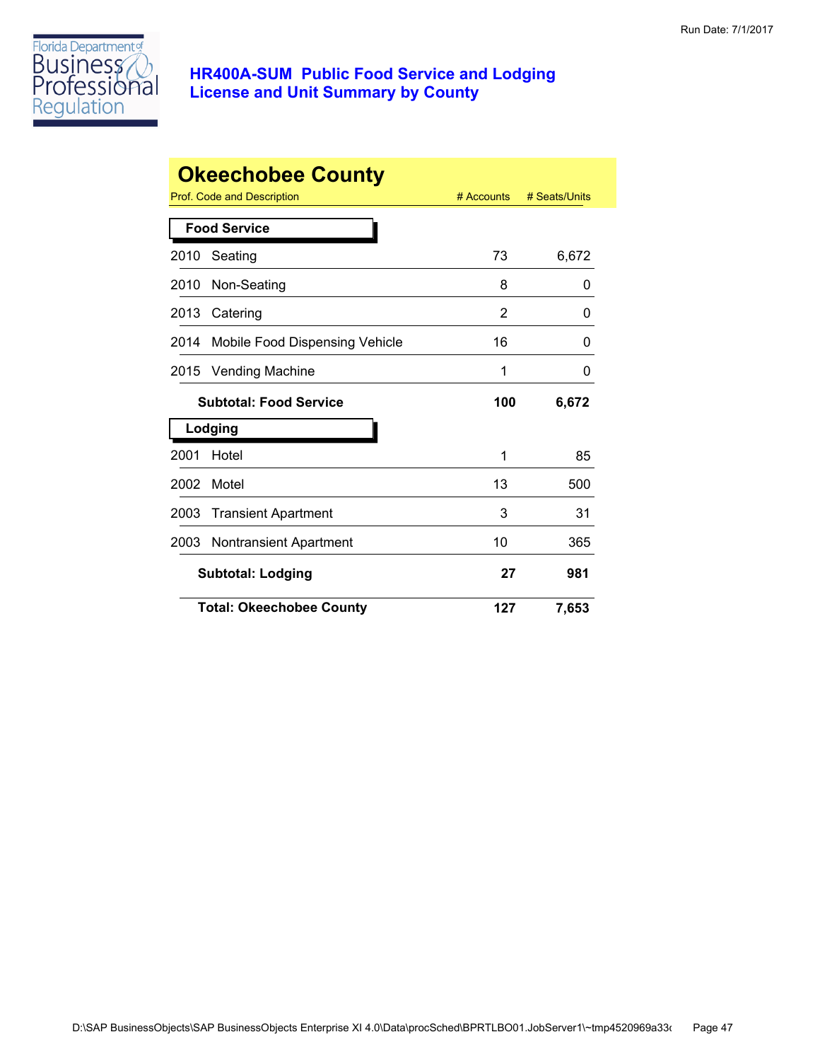# HR400A-SUM Public Food Service and Lodging License and Unit Summary by County

Run Date: 7/1/2017

## Okeechobee County

| Prof. Code and Description | | # Accounts | # Seats/Units |
|---|---|---|---|
| **Food Service** | | | |
| 2010 | Seating | 73 | 6,672 |
| 2010 | Non-Seating | 8 | 0 |
| 2013 | Catering | 2 | 0 |
| 2014 | Mobile Food Dispensing Vehicle | 16 | 0 |
| 2015 | Vending Machine | 1 | 0 |
| | **Subtotal: Food Service** | **100** | **6,672** |
| **Lodging** | | | |
| 2001 | Hotel | 1 | 85 |
| 2002 | Motel | 13 | 500 |
| 2003 | Transient Apartment | 3 | 31 |
| 2003 | Nontransient Apartment | 10 | 365 |
| | **Subtotal: Lodging** | **27** | **981** |
| | **Total: Okeechobee County** | **127** | **7,653** |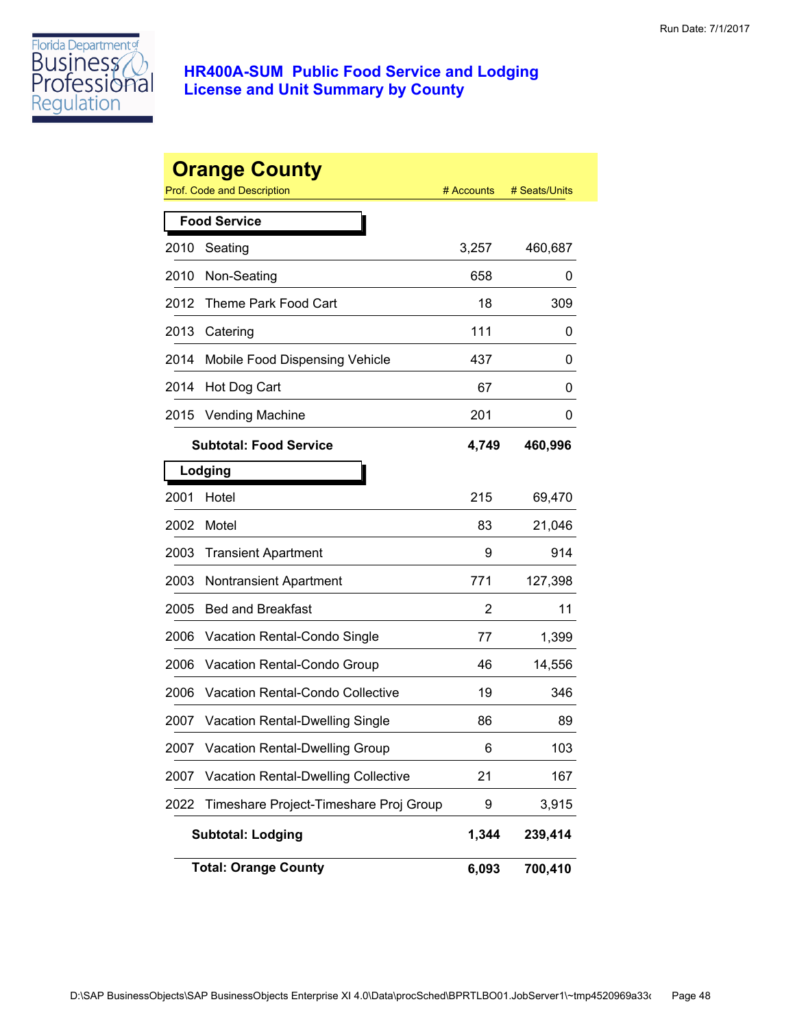# HR400A-SUM Public Food Service and Lodging License and Unit Summary by County

## Orange County

| Prof. Code and Description | | # Accounts | # Seats/Units |
|---|---|---|---|
| **Food Service** | | | |
| 2010 | Seating | 3,257 | 460,687 |
| 2010 | Non-Seating | 658 | 0 |
| 2012 | Theme Park Food Cart | 18 | 309 |
| 2013 | Catering | 111 | 0 |
| 2014 | Mobile Food Dispensing Vehicle | 437 | 0 |
| 2014 | Hot Dog Cart | 67 | 0 |
| 2015 | Vending Machine | 201 | 0 |
| | **Subtotal: Food Service** | **4,749** | **460,996** |
| **Lodging** | | | |
| 2001 | Hotel | 215 | 69,470 |
| 2002 | Motel | 83 | 21,046 |
| 2003 | Transient Apartment | 9 | 914 |
| 2003 | Nontransient Apartment | 771 | 127,398 |
| 2005 | Bed and Breakfast | 2 | 11 |
| 2006 | Vacation Rental-Condo Single | 77 | 1,399 |
| 2006 | Vacation Rental-Condo Group | 46 | 14,556 |
| 2006 | Vacation Rental-Condo Collective | 19 | 346 |
| 2007 | Vacation Rental-Dwelling Single | 86 | 89 |
| 2007 | Vacation Rental-Dwelling Group | 6 | 103 |
| 2007 | Vacation Rental-Dwelling Collective | 21 | 167 |
| 2022 | Timeshare Project-Timeshare Proj Group | 9 | 3,915 |
| | **Subtotal: Lodging** | **1,344** | **239,414** |
| | **Total: Orange County** | **6,093** | **700,410** |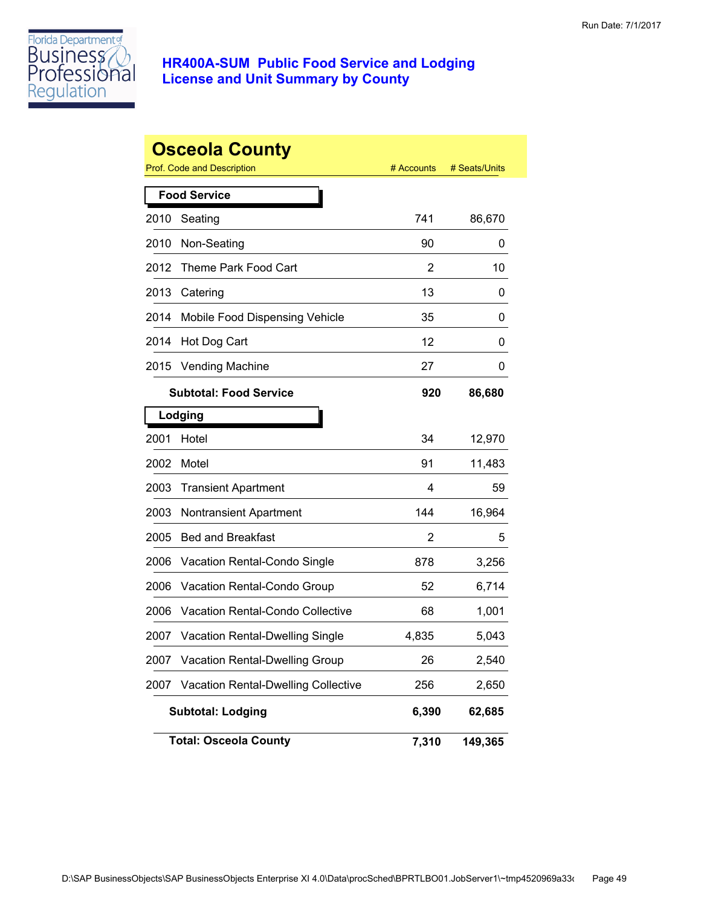# HR400A-SUM Public Food Service and Lodging License and Unit Summary by County

## Osceola County

| Prof. Code and Description | | # Accounts | # Seats/Units |
|---|---|---|---|
| **Food Service** | | | |
| 2010 | Seating | 741 | 86,670 |
| 2010 | Non-Seating | 90 | 0 |
| 2012 | Theme Park Food Cart | 2 | 10 |
| 2013 | Catering | 13 | 0 |
| 2014 | Mobile Food Dispensing Vehicle | 35 | 0 |
| 2014 | Hot Dog Cart | 12 | 0 |
| 2015 | Vending Machine | 27 | 0 |
| | **Subtotal: Food Service** | **920** | **86,680** |
| **Lodging** | | | |
| 2001 | Hotel | 34 | 12,970 |
| 2002 | Motel | 91 | 11,483 |
| 2003 | Transient Apartment | 4 | 59 |
| 2003 | Nontransient Apartment | 144 | 16,964 |
| 2005 | Bed and Breakfast | 2 | 5 |
| 2006 | Vacation Rental-Condo Single | 878 | 3,256 |
| 2006 | Vacation Rental-Condo Group | 52 | 6,714 |
| 2006 | Vacation Rental-Condo Collective | 68 | 1,001 |
| 2007 | Vacation Rental-Dwelling Single | 4,835 | 5,043 |
| 2007 | Vacation Rental-Dwelling Group | 26 | 2,540 |
| 2007 | Vacation Rental-Dwelling Collective | 256 | 2,650 |
| | **Subtotal: Lodging** | **6,390** | **62,685** |
| | **Total: Osceola County** | **7,310** | **149,365** |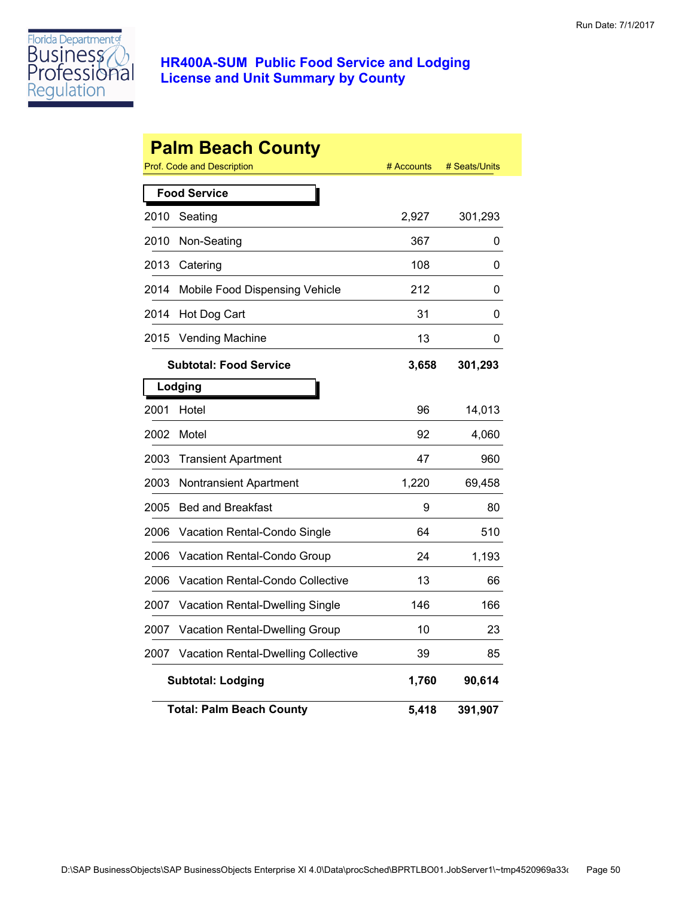Run Date: 7/1/2017

# HR400A-SUM Public Food Service and Lodging License and Unit Summary by County

## Palm Beach County

| Prof. Code and Description | | # Accounts | # Seats/Units |
|---|---|---|---|
| **Food Service** | | | |
| 2010 | Seating | 2,927 | 301,293 |
| 2010 | Non-Seating | 367 | 0 |
| 2013 | Catering | 108 | 0 |
| 2014 | Mobile Food Dispensing Vehicle | 212 | 0 |
| 2014 | Hot Dog Cart | 31 | 0 |
| 2015 | Vending Machine | 13 | 0 |
| | **Subtotal: Food Service** | **3,658** | **301,293** |
| **Lodging** | | | |
| 2001 | Hotel | 96 | 14,013 |
| 2002 | Motel | 92 | 4,060 |
| 2003 | Transient Apartment | 47 | 960 |
| 2003 | Nontransient Apartment | 1,220 | 69,458 |
| 2005 | Bed and Breakfast | 9 | 80 |
| 2006 | Vacation Rental-Condo Single | 64 | 510 |
| 2006 | Vacation Rental-Condo Group | 24 | 1,193 |
| 2006 | Vacation Rental-Condo Collective | 13 | 66 |
| 2007 | Vacation Rental-Dwelling Single | 146 | 166 |
| 2007 | Vacation Rental-Dwelling Group | 10 | 23 |
| 2007 | Vacation Rental-Dwelling Collective | 39 | 85 |
| | **Subtotal: Lodging** | **1,760** | **90,614** |
| | **Total: Palm Beach County** | **5,418** | **391,907** |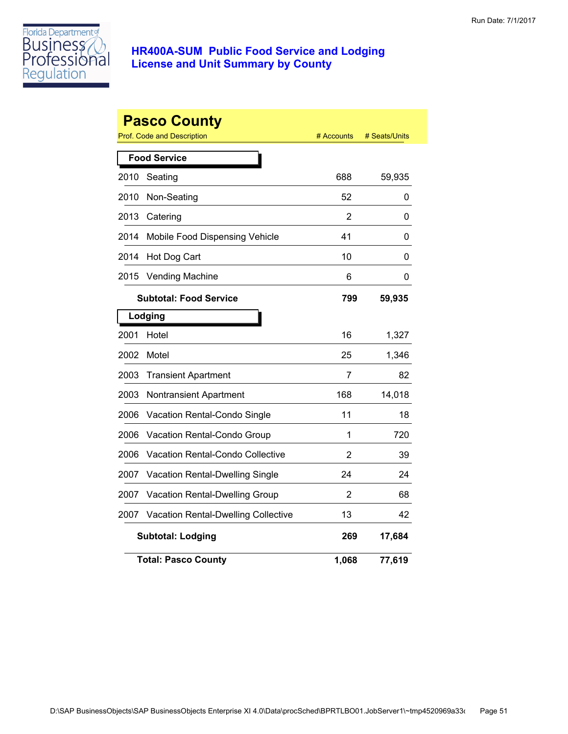Run Date: 7/1/2017

# HR400A-SUM Public Food Service and Lodging License and Unit Summary by County

## Pasco County

| Prof. Code and Description | | # Accounts | # Seats/Units |
|---|---|---|---|
| **Food Service** | | | |
| 2010 | Seating | 688 | 59,935 |
| 2010 | Non-Seating | 52 | 0 |
| 2013 | Catering | 2 | 0 |
| 2014 | Mobile Food Dispensing Vehicle | 41 | 0 |
| 2014 | Hot Dog Cart | 10 | 0 |
| 2015 | Vending Machine | 6 | 0 |
| | **Subtotal: Food Service** | **799** | **59,935** |
| **Lodging** | | | |
| 2001 | Hotel | 16 | 1,327 |
| 2002 | Motel | 25 | 1,346 |
| 2003 | Transient Apartment | 7 | 82 |
| 2003 | Nontransient Apartment | 168 | 14,018 |
| 2006 | Vacation Rental-Condo Single | 11 | 18 |
| 2006 | Vacation Rental-Condo Group | 1 | 720 |
| 2006 | Vacation Rental-Condo Collective | 2 | 39 |
| 2007 | Vacation Rental-Dwelling Single | 24 | 24 |
| 2007 | Vacation Rental-Dwelling Group | 2 | 68 |
| 2007 | Vacation Rental-Dwelling Collective | 13 | 42 |
| | **Subtotal: Lodging** | **269** | **17,684** |
| | **Total: Pasco County** | **1,068** | **77,619** |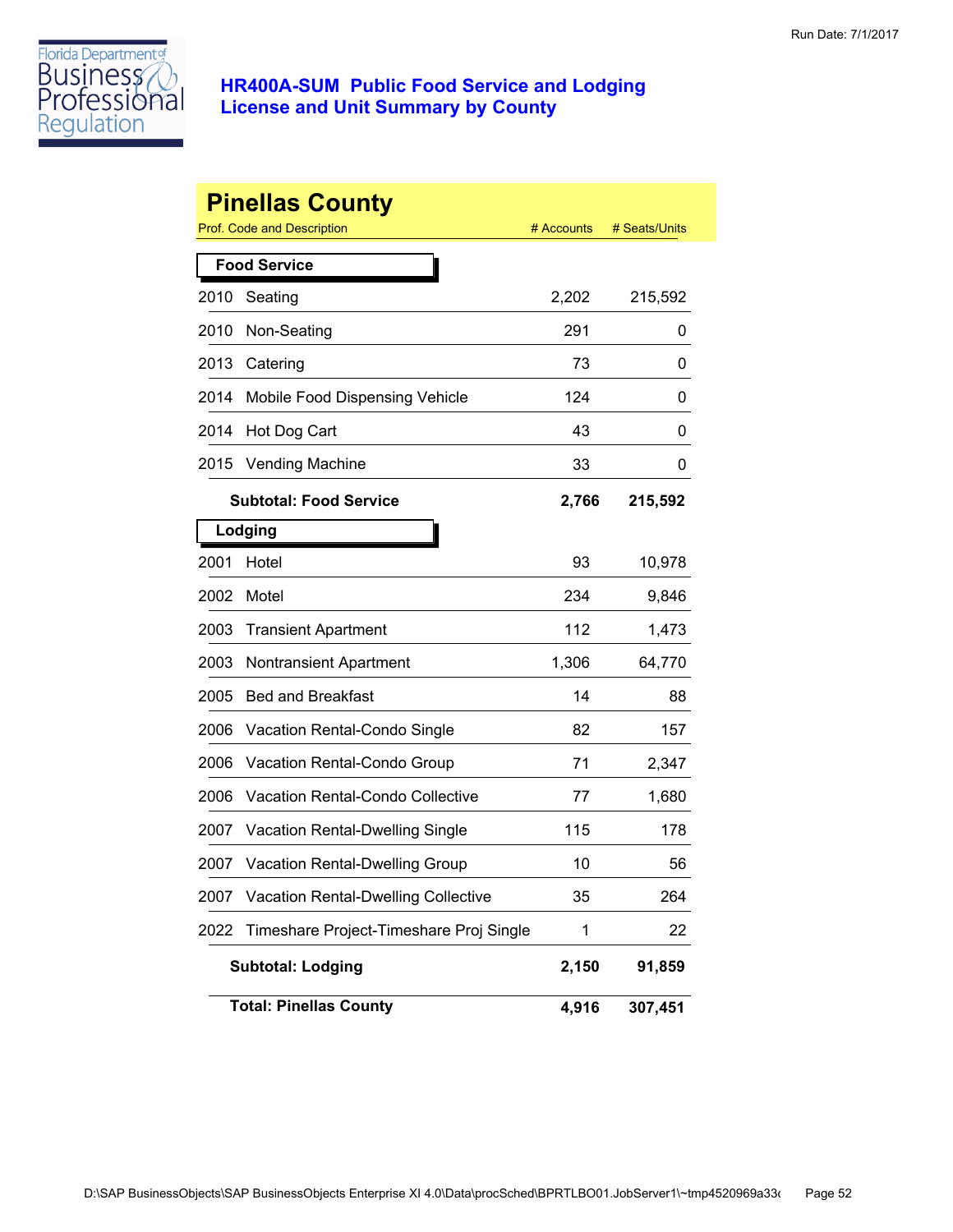# HR400A-SUM Public Food Service and Lodging License and Unit Summary by County

## Pinellas County

| Prof. Code and Description | | # Accounts | # Seats/Units |
|---|---|---|---|
| **Food Service** | | | |
| 2010 | Seating | 2,202 | 215,592 |
| 2010 | Non-Seating | 291 | 0 |
| 2013 | Catering | 73 | 0 |
| 2014 | Mobile Food Dispensing Vehicle | 124 | 0 |
| 2014 | Hot Dog Cart | 43 | 0 |
| 2015 | Vending Machine | 33 | 0 |
| **Subtotal: Food Service** | | **2,766** | **215,592** |
| **Lodging** | | | |
| 2001 | Hotel | 93 | 10,978 |
| 2002 | Motel | 234 | 9,846 |
| 2003 | Transient Apartment | 112 | 1,473 |
| 2003 | Nontransient Apartment | 1,306 | 64,770 |
| 2005 | Bed and Breakfast | 14 | 88 |
| 2006 | Vacation Rental-Condo Single | 82 | 157 |
| 2006 | Vacation Rental-Condo Group | 71 | 2,347 |
| 2006 | Vacation Rental-Condo Collective | 77 | 1,680 |
| 2007 | Vacation Rental-Dwelling Single | 115 | 178 |
| 2007 | Vacation Rental-Dwelling Group | 10 | 56 |
| 2007 | Vacation Rental-Dwelling Collective | 35 | 264 |
| 2022 | Timeshare Project-Timeshare Proj Single | 1 | 22 |
| **Subtotal: Lodging** | | **2,150** | **91,859** |
| **Total: Pinellas County** | | **4,916** | **307,451** |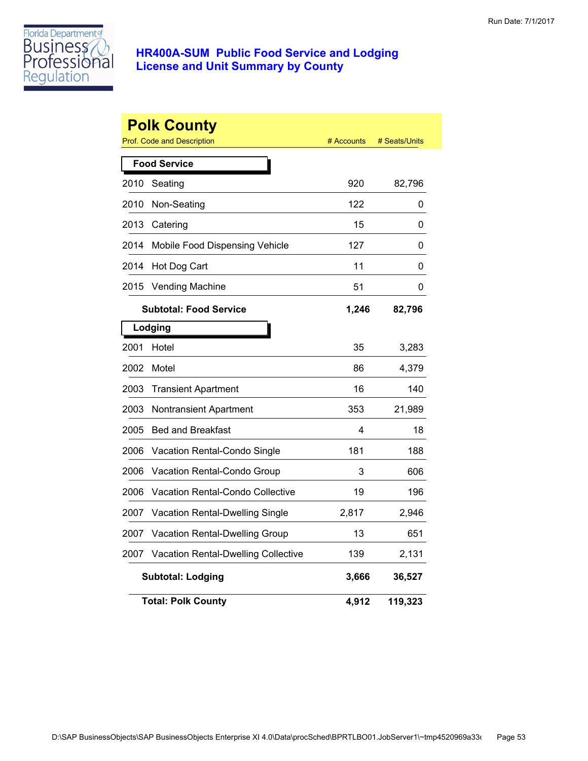Florida Department of Business & Professional Regulation

## HR400A-SUM Public Food Service and Lodging License and Unit Summary by County

Run Date: 7/1/2017

# Polk County

| Prof. Code and Description | | # Accounts | # Seats/Units |
|---|---|---|---|
| **Food Service** | | | |
| 2010 | Seating | 920 | 82,796 |
| 2010 | Non-Seating | 122 | 0 |
| 2013 | Catering | 15 | 0 |
| 2014 | Mobile Food Dispensing Vehicle | 127 | 0 |
| 2014 | Hot Dog Cart | 11 | 0 |
| 2015 | Vending Machine | 51 | 0 |
| | **Subtotal: Food Service** | **1,246** | **82,796** |
| **Lodging** | | | |
| 2001 | Hotel | 35 | 3,283 |
| 2002 | Motel | 86 | 4,379 |
| 2003 | Transient Apartment | 16 | 140 |
| 2003 | Nontransient Apartment | 353 | 21,989 |
| 2005 | Bed and Breakfast | 4 | 18 |
| 2006 | Vacation Rental-Condo Single | 181 | 188 |
| 2006 | Vacation Rental-Condo Group | 3 | 606 |
| 2006 | Vacation Rental-Condo Collective | 19 | 196 |
| 2007 | Vacation Rental-Dwelling Single | 2,817 | 2,946 |
| 2007 | Vacation Rental-Dwelling Group | 13 | 651 |
| 2007 | Vacation Rental-Dwelling Collective | 139 | 2,131 |
| | **Subtotal: Lodging** | **3,666** | **36,527** |
| | **Total: Polk County** | **4,912** | **119,323** |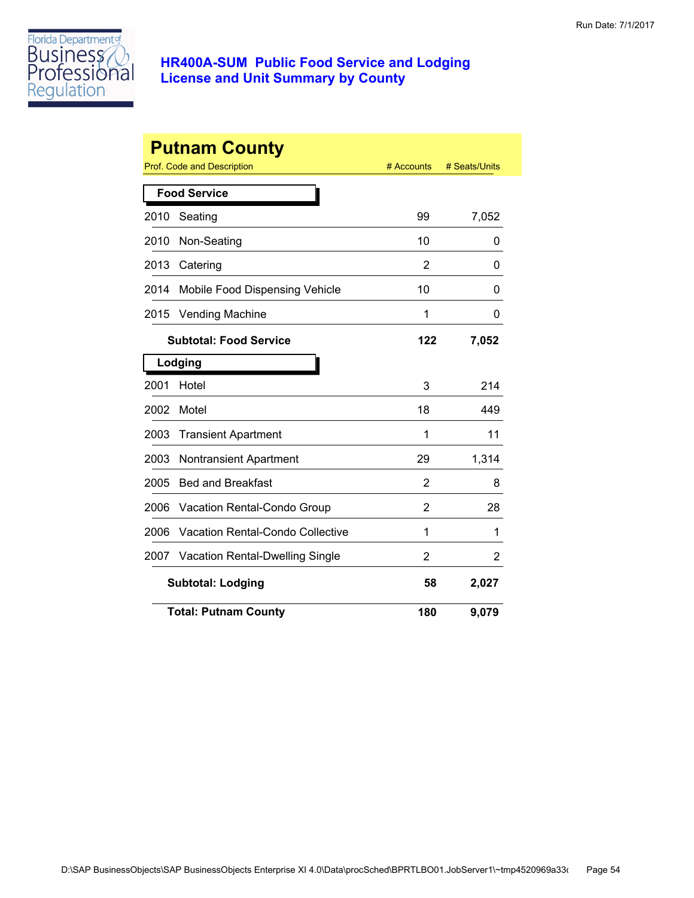Florida Department of Business & Professional Regulation

## HR400A-SUM Public Food Service and Lodging License and Unit Summary by County

Run Date: 7/1/2017

# Putnam County

| Prof. Code and Description | | # Accounts | # Seats/Units |
|---|---|---|---|
| **Food Service** | | | |
| 2010 | Seating | 99 | 7,052 |
| 2010 | Non-Seating | 10 | 0 |
| 2013 | Catering | 2 | 0 |
| 2014 | Mobile Food Dispensing Vehicle | 10 | 0 |
| 2015 | Vending Machine | 1 | 0 |
| | **Subtotal: Food Service** | **122** | **7,052** |
| **Lodging** | | | |
| 2001 | Hotel | 3 | 214 |
| 2002 | Motel | 18 | 449 |
| 2003 | Transient Apartment | 1 | 11 |
| 2003 | Nontransient Apartment | 29 | 1,314 |
| 2005 | Bed and Breakfast | 2 | 8 |
| 2006 | Vacation Rental-Condo Group | 2 | 28 |
| 2006 | Vacation Rental-Condo Collective | 1 | 1 |
| 2007 | Vacation Rental-Dwelling Single | 2 | 2 |
| | **Subtotal: Lodging** | **58** | **2,027** |
| | **Total: Putnam County** | **180** | **9,079** |

D:\SAP BusinessObjects\SAP BusinessObjects Enterprise XI 4.0\Data\procSched\BPRTLBO01.JobServer1\~tmp4520969a33c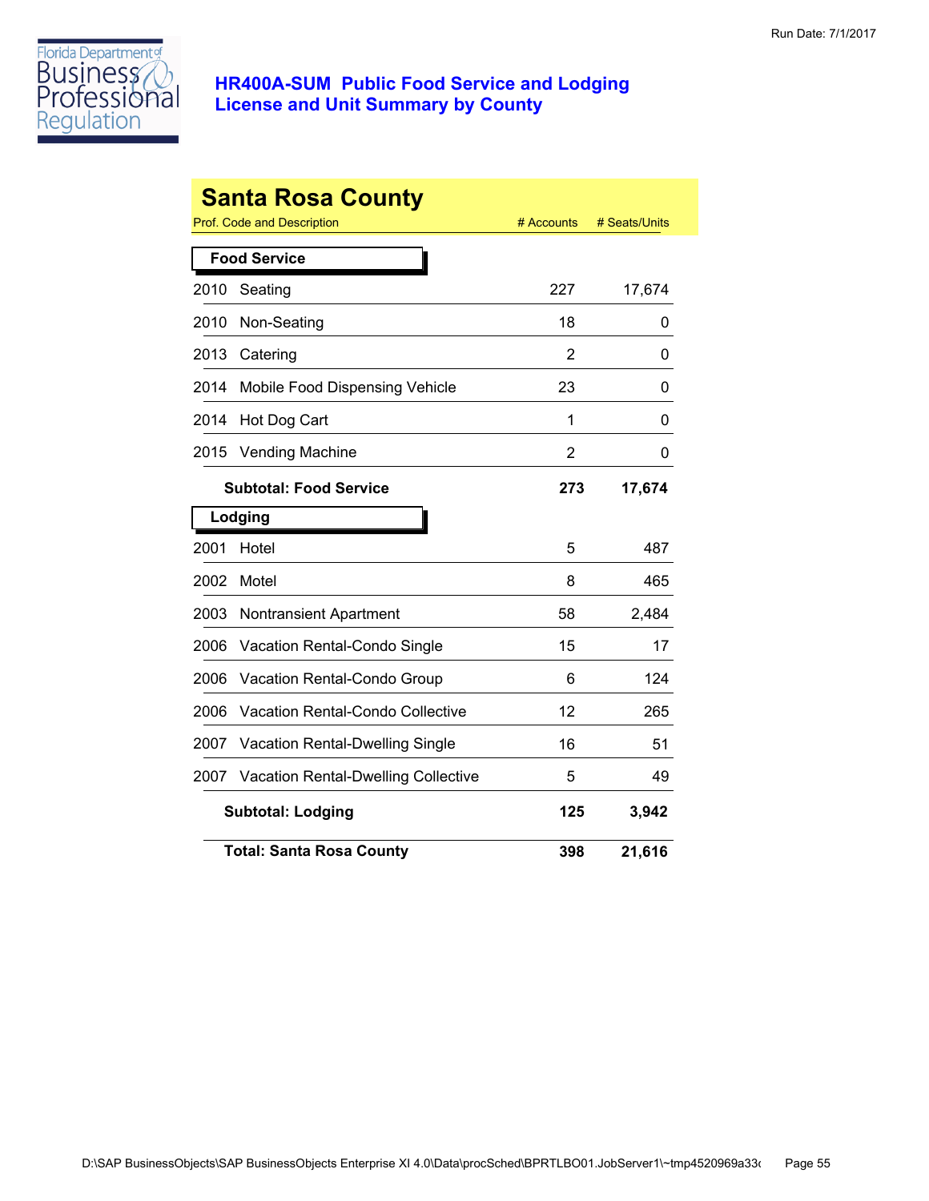Florida Department of Business & Professional Regulation

## HR400A-SUM Public Food Service and Lodging License and Unit Summary by County

Run Date: 7/1/2017

# Santa Rosa County

| Prof. Code and Description | | # Accounts | # Seats/Units |
|---|---|---|---|
| **Food Service** | | | |
| 2010 | Seating | 227 | 17,674 |
| 2010 | Non-Seating | 18 | 0 |
| 2013 | Catering | 2 | 0 |
| 2014 | Mobile Food Dispensing Vehicle | 23 | 0 |
| 2014 | Hot Dog Cart | 1 | 0 |
| 2015 | Vending Machine | 2 | 0 |
| | **Subtotal: Food Service** | **273** | **17,674** |
| **Lodging** | | | |
| 2001 | Hotel | 5 | 487 |
| 2002 | Motel | 8 | 465 |
| 2003 | Nontransient Apartment | 58 | 2,484 |
| 2006 | Vacation Rental-Condo Single | 15 | 17 |
| 2006 | Vacation Rental-Condo Group | 6 | 124 |
| 2006 | Vacation Rental-Condo Collective | 12 | 265 |
| 2007 | Vacation Rental-Dwelling Single | 16 | 51 |
| 2007 | Vacation Rental-Dwelling Collective | 5 | 49 |
| | **Subtotal: Lodging** | **125** | **3,942** |
| | **Total: Santa Rosa County** | **398** | **21,616** |

D:\SAP BusinessObjects\SAP BusinessObjects Enterprise XI 4.0\Data\procSched\BPRTLBO01.JobServer1\~tmp4520969a33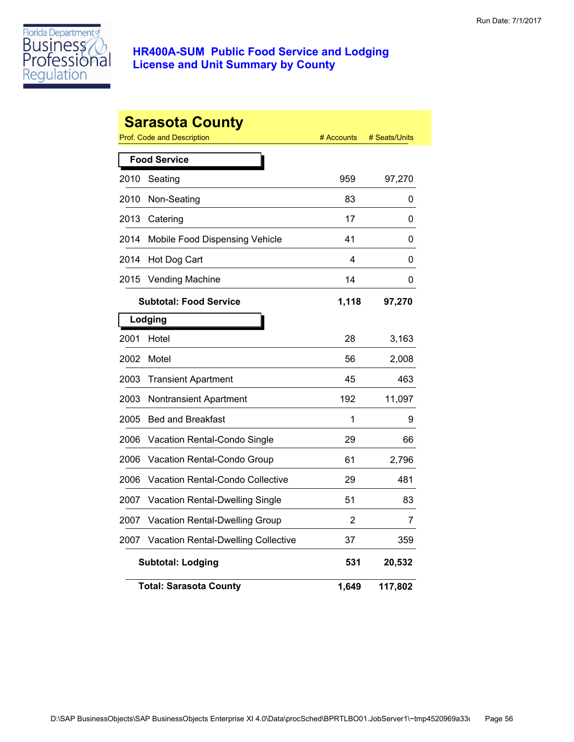Florida Department of Business & Professional Regulation

**HR400A-SUM Public Food Service and Lodging License and Unit Summary by County**

Run Date: 7/1/2017

## Sarasota County

| Prof. Code and Description | | # Accounts | # Seats/Units |
|---|---|---|---|
| **Food Service** | | | |
| 2010 | Seating | 959 | 97,270 |
| 2010 | Non-Seating | 83 | 0 |
| 2013 | Catering | 17 | 0 |
| 2014 | Mobile Food Dispensing Vehicle | 41 | 0 |
| 2014 | Hot Dog Cart | 4 | 0 |
| 2015 | Vending Machine | 14 | 0 |
| | **Subtotal: Food Service** | **1,118** | **97,270** |
| **Lodging** | | | |
| 2001 | Hotel | 28 | 3,163 |
| 2002 | Motel | 56 | 2,008 |
| 2003 | Transient Apartment | 45 | 463 |
| 2003 | Nontransient Apartment | 192 | 11,097 |
| 2005 | Bed and Breakfast | 1 | 9 |
| 2006 | Vacation Rental-Condo Single | 29 | 66 |
| 2006 | Vacation Rental-Condo Group | 61 | 2,796 |
| 2006 | Vacation Rental-Condo Collective | 29 | 481 |
| 2007 | Vacation Rental-Dwelling Single | 51 | 83 |
| 2007 | Vacation Rental-Dwelling Group | 2 | 7 |
| 2007 | Vacation Rental-Dwelling Collective | 37 | 359 |
| | **Subtotal: Lodging** | **531** | **20,532** |
| | **Total: Sarasota County** | **1,649** | **117,802** |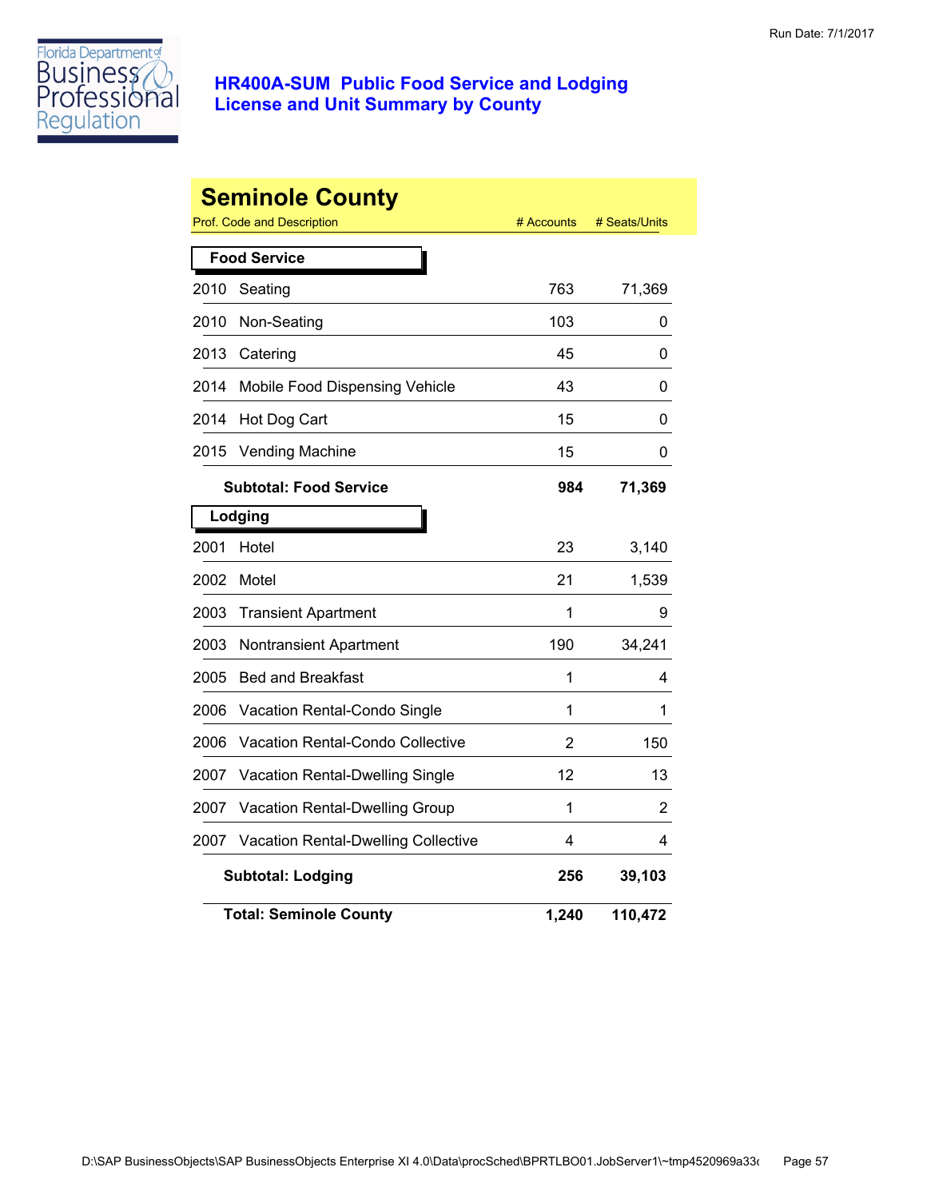Florida Department of Business & Professional Regulation

# HR400A-SUM Public Food Service and Lodging License and Unit Summary by County

Run Date: 7/1/2017

## Seminole County

| Prof. Code and Description | | # Accounts | # Seats/Units |
|---|---|---|---|
| **Food Service** | | | |
| 2010 | Seating | 763 | 71,369 |
| 2010 | Non-Seating | 103 | 0 |
| 2013 | Catering | 45 | 0 |
| 2014 | Mobile Food Dispensing Vehicle | 43 | 0 |
| 2014 | Hot Dog Cart | 15 | 0 |
| 2015 | Vending Machine | 15 | 0 |
| | **Subtotal: Food Service** | **984** | **71,369** |
| **Lodging** | | | |
| 2001 | Hotel | 23 | 3,140 |
| 2002 | Motel | 21 | 1,539 |
| 2003 | Transient Apartment | 1 | 9 |
| 2003 | Nontransient Apartment | 190 | 34,241 |
| 2005 | Bed and Breakfast | 1 | 4 |
| 2006 | Vacation Rental-Condo Single | 1 | 1 |
| 2006 | Vacation Rental-Condo Collective | 2 | 150 |
| 2007 | Vacation Rental-Dwelling Single | 12 | 13 |
| 2007 | Vacation Rental-Dwelling Group | 1 | 2 |
| 2007 | Vacation Rental-Dwelling Collective | 4 | 4 |
| | **Subtotal: Lodging** | **256** | **39,103** |
| | **Total: Seminole County** | **1,240** | **110,472** |

D:\SAP BusinessObjects\SAP BusinessObjects Enterprise XI 4.0\Data\procSched\BPRTLBO01.JobServer1\~tmp4520969a33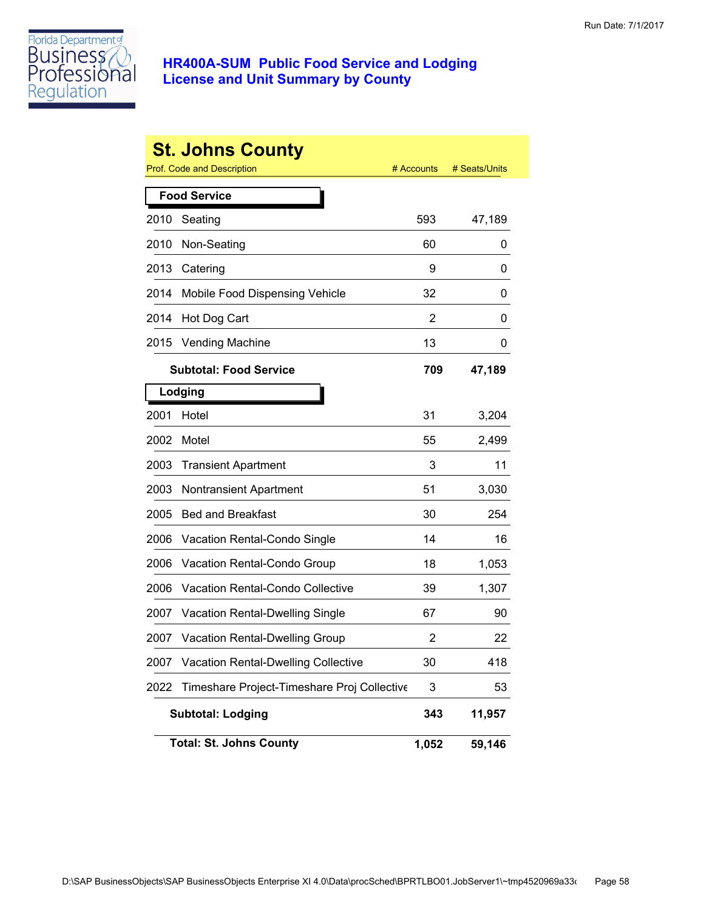# HR400A-SUM Public Food Service and Lodging License and Unit Summary by County

Run Date: 7/1/2017

## St. Johns County

| Prof. Code and Description | | # Accounts | # Seats/Units |
|---|---|---|---|
| **Food Service** | | | |
| 2010 | Seating | 593 | 47,189 |
| 2010 | Non-Seating | 60 | 0 |
| 2013 | Catering | 9 | 0 |
| 2014 | Mobile Food Dispensing Vehicle | 32 | 0 |
| 2014 | Hot Dog Cart | 2 | 0 |
| 2015 | Vending Machine | 13 | 0 |
| | **Subtotal: Food Service** | **709** | **47,189** |
| **Lodging** | | | |
| 2001 | Hotel | 31 | 3,204 |
| 2002 | Motel | 55 | 2,499 |
| 2003 | Transient Apartment | 3 | 11 |
| 2003 | Nontransient Apartment | 51 | 3,030 |
| 2005 | Bed and Breakfast | 30 | 254 |
| 2006 | Vacation Rental-Condo Single | 14 | 16 |
| 2006 | Vacation Rental-Condo Group | 18 | 1,053 |
| 2006 | Vacation Rental-Condo Collective | 39 | 1,307 |
| 2007 | Vacation Rental-Dwelling Single | 67 | 90 |
| 2007 | Vacation Rental-Dwelling Group | 2 | 22 |
| 2007 | Vacation Rental-Dwelling Collective | 30 | 418 |
| 2022 | Timeshare Project-Timeshare Proj Collective | 3 | 53 |
| | **Subtotal: Lodging** | **343** | **11,957** |
| | **Total: St. Johns County** | **1,052** | **59,146** |

D:\SAP BusinessObjects\SAP BusinessObjects Enterprise XI 4.0\Data\procSched\BPRTLBO01.JobServer1\~tmp4520969a33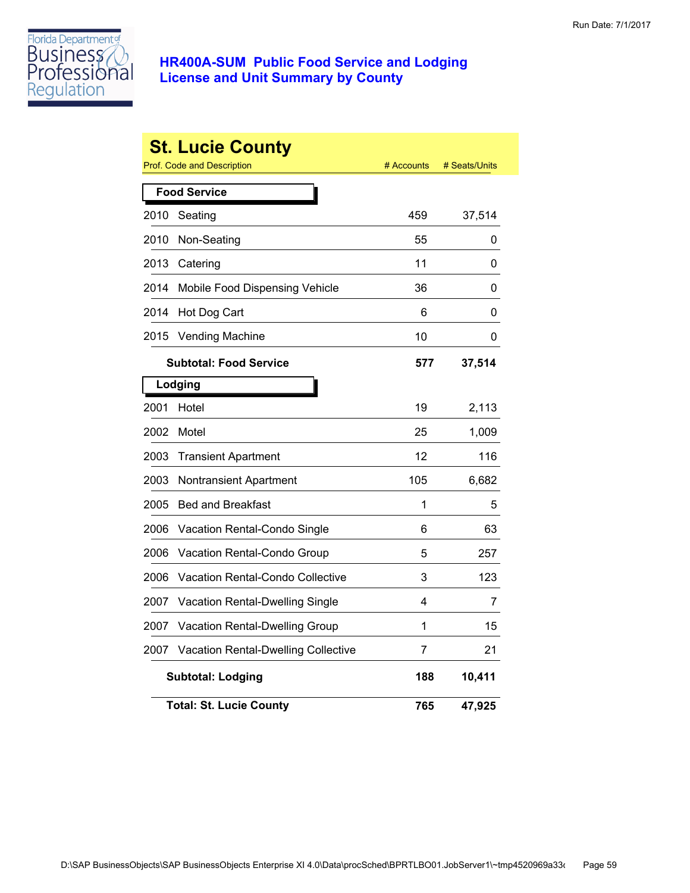# HR400A-SUM Public Food Service and Lodging License and Unit Summary by County

Run Date: 7/1/2017

## St. Lucie County

| Prof. Code and Description | | # Accounts | # Seats/Units |
|---|---|---|---|
| **Food Service** | | | |
| 2010 | Seating | 459 | 37,514 |
| 2010 | Non-Seating | 55 | 0 |
| 2013 | Catering | 11 | 0 |
| 2014 | Mobile Food Dispensing Vehicle | 36 | 0 |
| 2014 | Hot Dog Cart | 6 | 0 |
| 2015 | Vending Machine | 10 | 0 |
| **Subtotal: Food Service** | | **577** | **37,514** |
| **Lodging** | | | |
| 2001 | Hotel | 19 | 2,113 |
| 2002 | Motel | 25 | 1,009 |
| 2003 | Transient Apartment | 12 | 116 |
| 2003 | Nontransient Apartment | 105 | 6,682 |
| 2005 | Bed and Breakfast | 1 | 5 |
| 2006 | Vacation Rental-Condo Single | 6 | 63 |
| 2006 | Vacation Rental-Condo Group | 5 | 257 |
| 2006 | Vacation Rental-Condo Collective | 3 | 123 |
| 2007 | Vacation Rental-Dwelling Single | 4 | 7 |
| 2007 | Vacation Rental-Dwelling Group | 1 | 15 |
| 2007 | Vacation Rental-Dwelling Collective | 7 | 21 |
| **Subtotal: Lodging** | | **188** | **10,411** |
| **Total: St. Lucie County** | | **765** | **47,925** |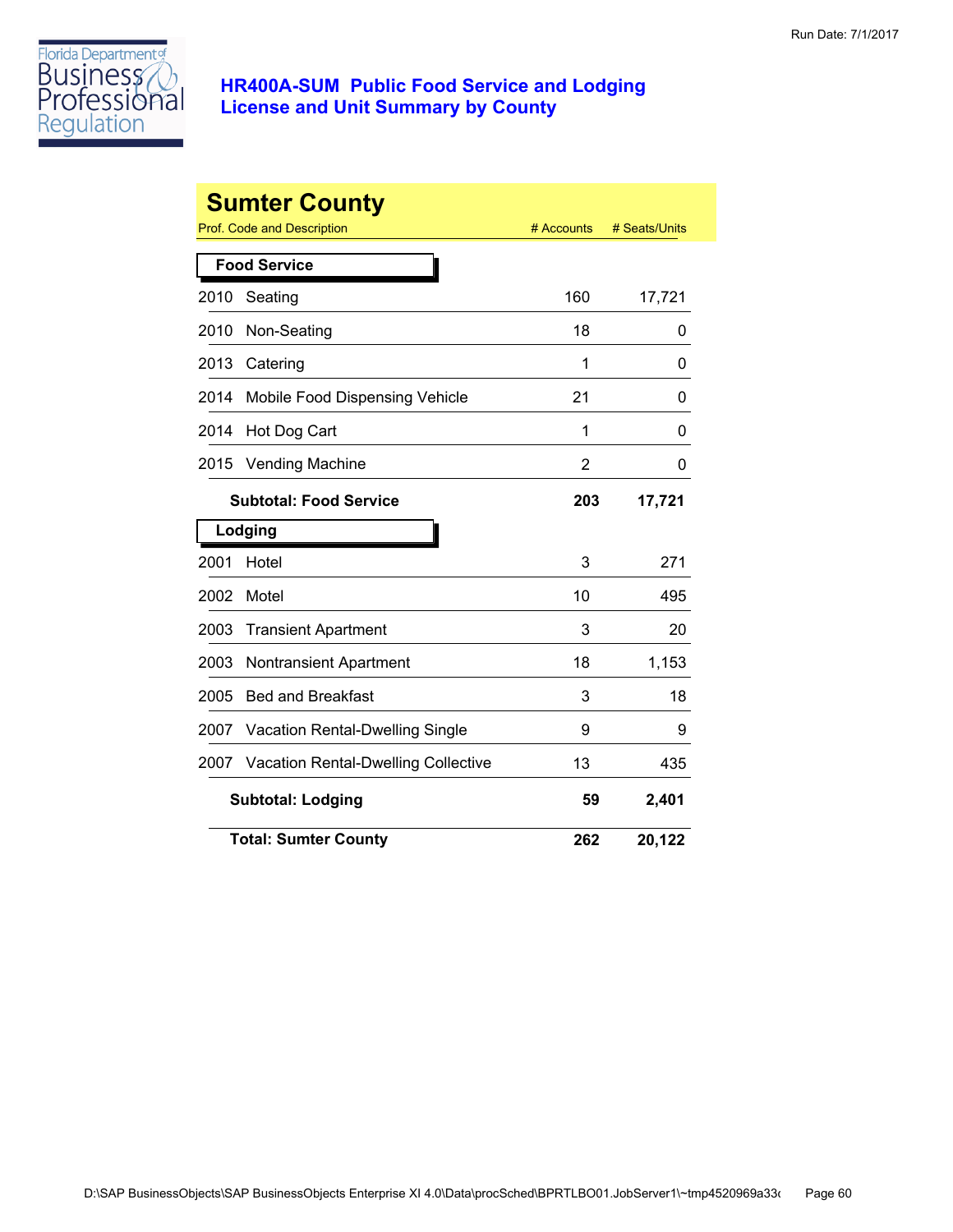# HR400A-SUM Public Food Service and Lodging License and Unit Summary by County

Run Date: 7/1/2017

## Sumter County

| Prof. Code and Description | | # Accounts | # Seats/Units |
|---|---|---|---|
| **Food Service** | | | |
| 2010 | Seating | 160 | 17,721 |
| 2010 | Non-Seating | 18 | 0 |
| 2013 | Catering | 1 | 0 |
| 2014 | Mobile Food Dispensing Vehicle | 21 | 0 |
| 2014 | Hot Dog Cart | 1 | 0 |
| 2015 | Vending Machine | 2 | 0 |
| | **Subtotal: Food Service** | **203** | **17,721** |
| **Lodging** | | | |
| 2001 | Hotel | 3 | 271 |
| 2002 | Motel | 10 | 495 |
| 2003 | Transient Apartment | 3 | 20 |
| 2003 | Nontransient Apartment | 18 | 1,153 |
| 2005 | Bed and Breakfast | 3 | 18 |
| 2007 | Vacation Rental-Dwelling Single | 9 | 9 |
| 2007 | Vacation Rental-Dwelling Collective | 13 | 435 |
| | **Subtotal: Lodging** | **59** | **2,401** |
| | **Total: Sumter County** | **262** | **20,122** |

D:\SAP BusinessObjects\SAP BusinessObjects Enterprise XI 4.0\Data\procSched\BPRTLBO01.JobServer1\~tmp4520969a33c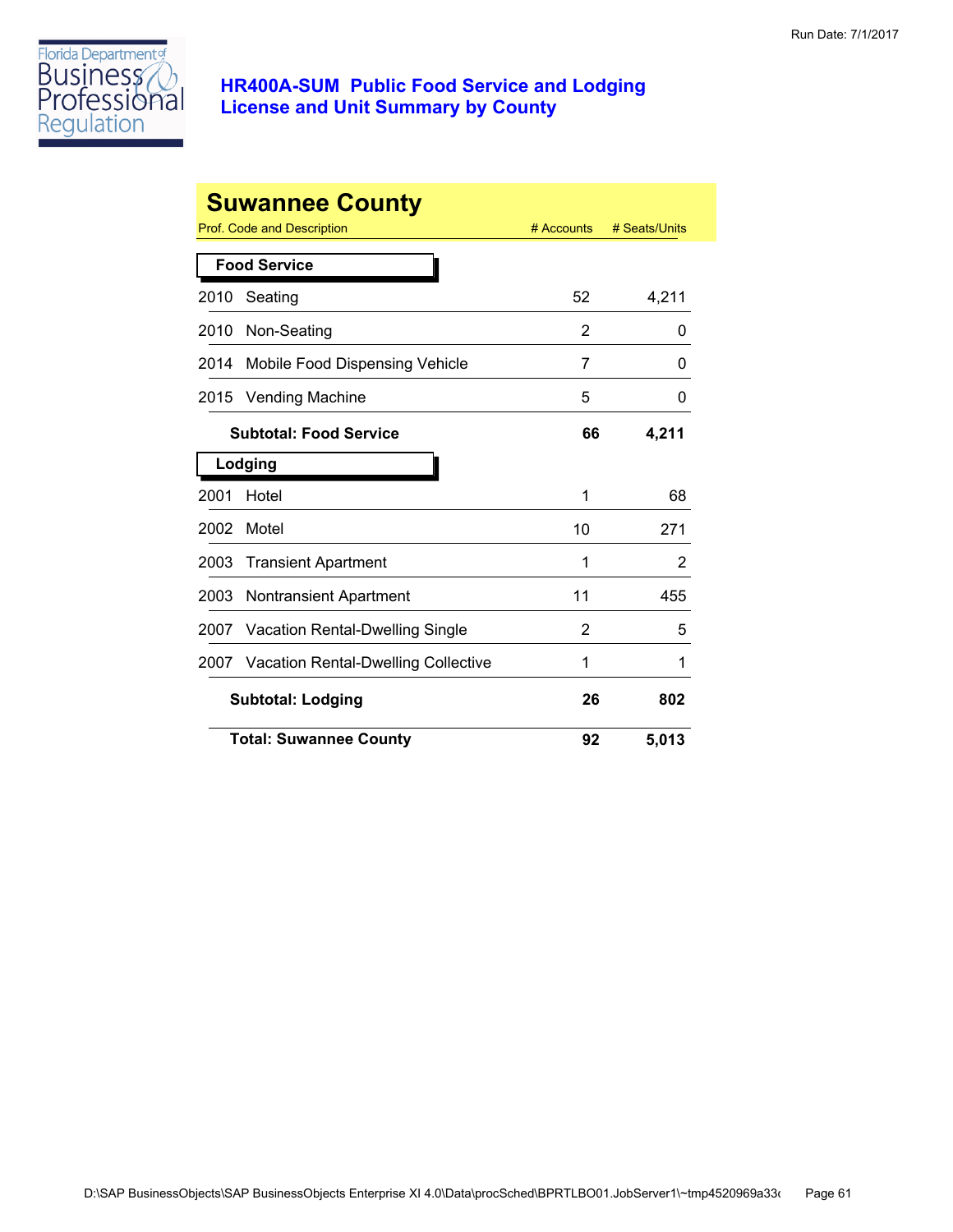# HR400A-SUM Public Food Service and Lodging License and Unit Summary by County

Run Date: 7/1/2017

## Suwannee County

| Prof. Code and Description | | # Accounts | # Seats/Units |
|---|---|---|---|
| **Food Service** | | | |
| 2010 | Seating | 52 | 4,211 |
| 2010 | Non-Seating | 2 | 0 |
| 2014 | Mobile Food Dispensing Vehicle | 7 | 0 |
| 2015 | Vending Machine | 5 | 0 |
| | **Subtotal: Food Service** | **66** | **4,211** |
| **Lodging** | | | |
| 2001 | Hotel | 1 | 68 |
| 2002 | Motel | 10 | 271 |
| 2003 | Transient Apartment | 1 | 2 |
| 2003 | Nontransient Apartment | 11 | 455 |
| 2007 | Vacation Rental-Dwelling Single | 2 | 5 |
| 2007 | Vacation Rental-Dwelling Collective | 1 | 1 |
| | **Subtotal: Lodging** | **26** | **802** |
| | **Total: Suwannee County** | **92** | **5,013** |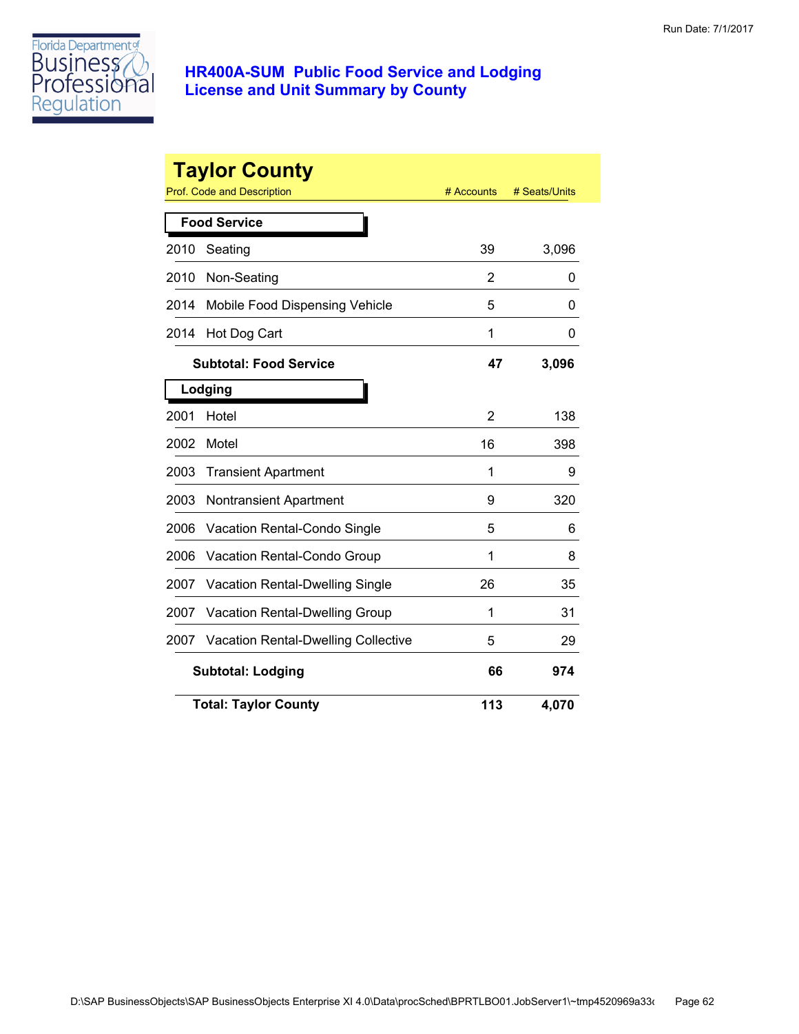# HR400A-SUM Public Food Service and Lodging License and Unit Summary by County

Run Date: 7/1/2017

## Taylor County

| Prof. Code and Description | # Accounts | # Seats/Units |
|---|---|---|
| **Food Service** | | |
| 2010 Seating | 39 | 3,096 |
| 2010 Non-Seating | 2 | 0 |
| 2014 Mobile Food Dispensing Vehicle | 5 | 0 |
| 2014 Hot Dog Cart | 1 | 0 |
| **Subtotal: Food Service** | **47** | **3,096** |
| **Lodging** | | |
| 2001 Hotel | 2 | 138 |
| 2002 Motel | 16 | 398 |
| 2003 Transient Apartment | 1 | 9 |
| 2003 Nontransient Apartment | 9 | 320 |
| 2006 Vacation Rental-Condo Single | 5 | 6 |
| 2006 Vacation Rental-Condo Group | 1 | 8 |
| 2007 Vacation Rental-Dwelling Single | 26 | 35 |
| 2007 Vacation Rental-Dwelling Group | 1 | 31 |
| 2007 Vacation Rental-Dwelling Collective | 5 | 29 |
| **Subtotal: Lodging** | **66** | **974** |
| **Total: Taylor County** | **113** | **4,070** |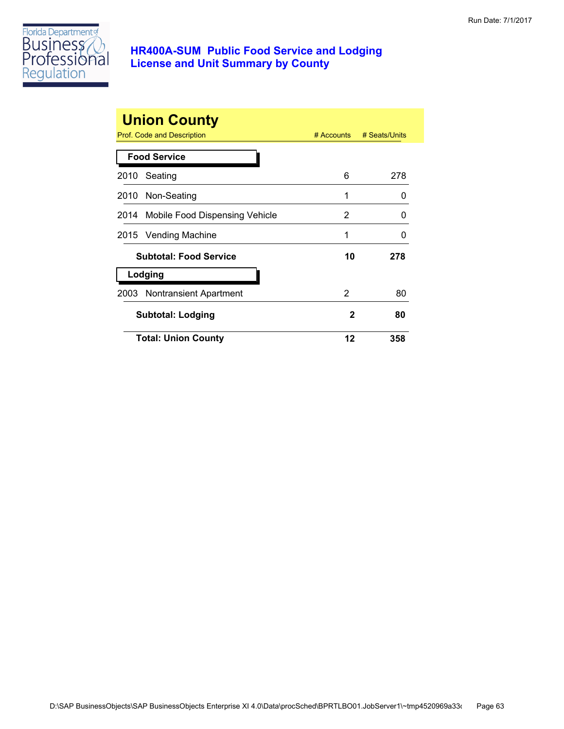Florida Department of Business and Professional Regulation

## HR400A-SUM Public Food Service and Lodging License and Unit Summary by County

# Union County

| Prof. Code and Description | # Accounts | # Seats/Units |
|---|---|---|
| **Food Service** | | |
| 2010 Seating | 6 | 278 |
| 2010 Non-Seating | 1 | 0 |
| 2014 Mobile Food Dispensing Vehicle | 2 | 0 |
| 2015 Vending Machine | 1 | 0 |
| **Subtotal: Food Service** | **10** | **278** |
| **Lodging** | | |
| 2003 Nontransient Apartment | 2 | 80 |
| **Subtotal: Lodging** | **2** | **80** |
| **Total: Union County** | **12** | **358** |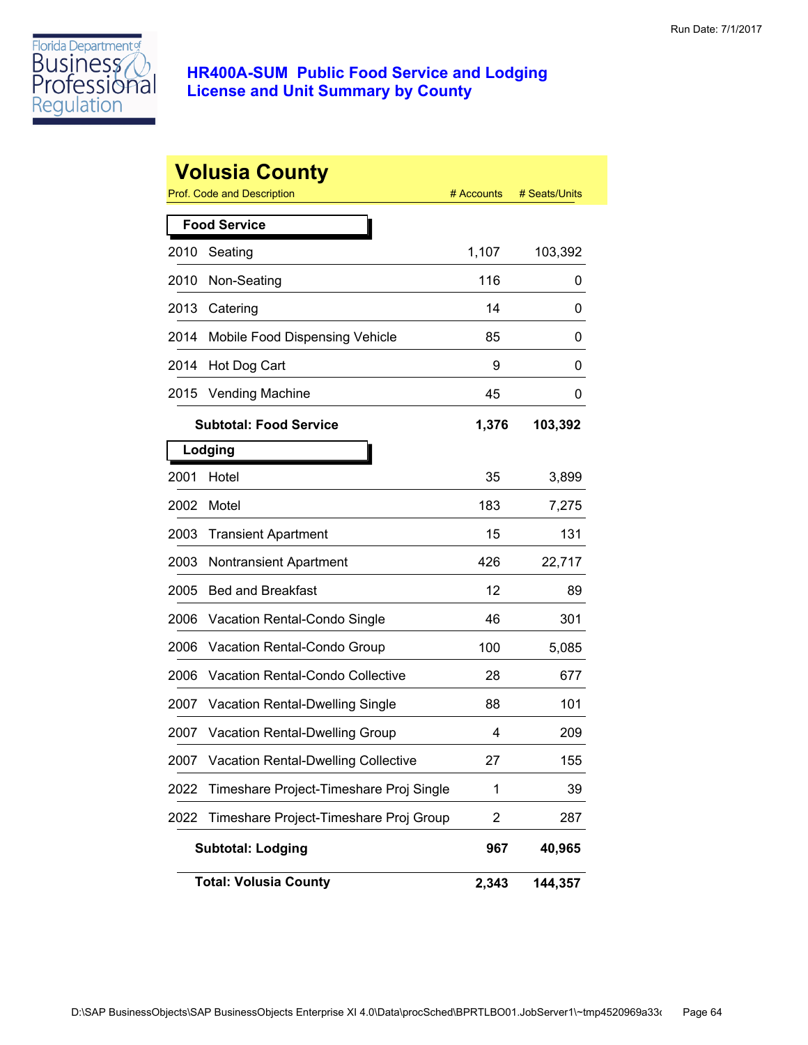# HR400A-SUM Public Food Service and Lodging License and Unit Summary by County

Run Date: 7/1/2017

## Volusia County

| Prof. Code and Description | | # Accounts | # Seats/Units |
|---|---|---|---|
| **Food Service** | | | |
| 2010 | Seating | 1,107 | 103,392 |
| 2010 | Non-Seating | 116 | 0 |
| 2013 | Catering | 14 | 0 |
| 2014 | Mobile Food Dispensing Vehicle | 85 | 0 |
| 2014 | Hot Dog Cart | 9 | 0 |
| 2015 | Vending Machine | 45 | 0 |
| **Subtotal: Food Service** | | **1,376** | **103,392** |
| **Lodging** | | | |
| 2001 | Hotel | 35 | 3,899 |
| 2002 | Motel | 183 | 7,275 |
| 2003 | Transient Apartment | 15 | 131 |
| 2003 | Nontransient Apartment | 426 | 22,717 |
| 2005 | Bed and Breakfast | 12 | 89 |
| 2006 | Vacation Rental-Condo Single | 46 | 301 |
| 2006 | Vacation Rental-Condo Group | 100 | 5,085 |
| 2006 | Vacation Rental-Condo Collective | 28 | 677 |
| 2007 | Vacation Rental-Dwelling Single | 88 | 101 |
| 2007 | Vacation Rental-Dwelling Group | 4 | 209 |
| 2007 | Vacation Rental-Dwelling Collective | 27 | 155 |
| 2022 | Timeshare Project-Timeshare Proj Single | 1 | 39 |
| 2022 | Timeshare Project-Timeshare Proj Group | 2 | 287 |
| **Subtotal: Lodging** | | **967** | **40,965** |
| **Total: Volusia County** | | **2,343** | **144,357** |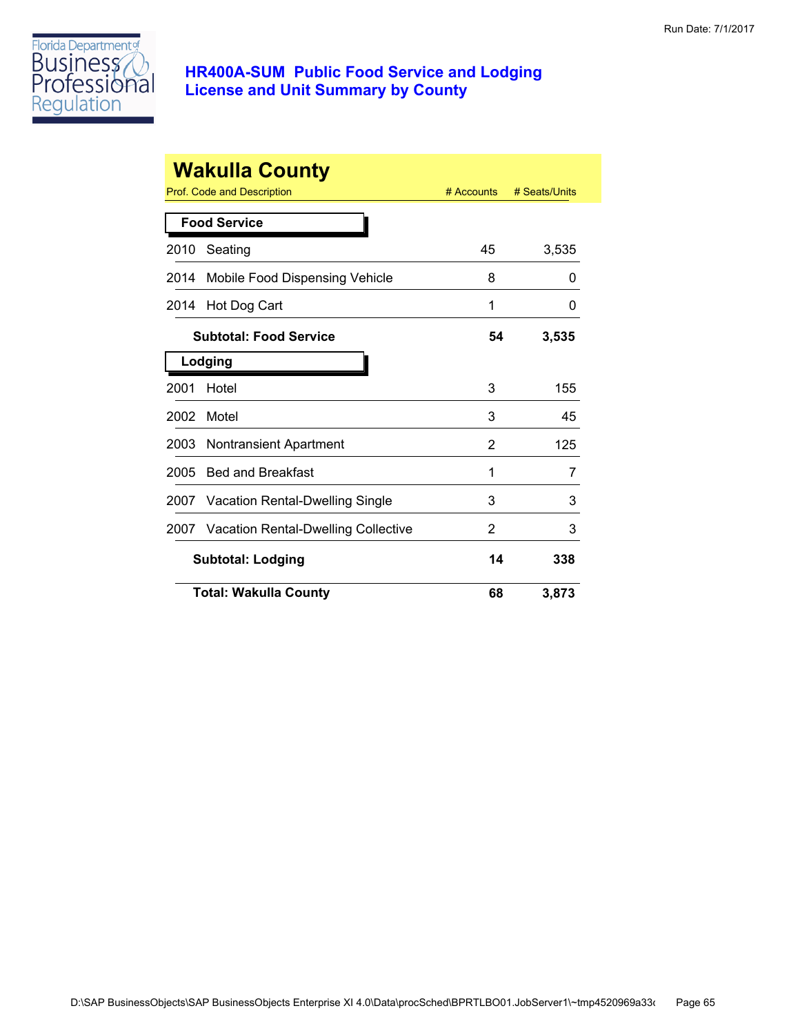# HR400A-SUM Public Food Service and Lodging License and Unit Summary by County

Run Date: 7/1/2017

## Wakulla County

| Prof. Code and Description | | # Accounts | # Seats/Units |
|---|---|---|---|
| **Food Service** | | | |
| 2010 | Seating | 45 | 3,535 |
| 2014 | Mobile Food Dispensing Vehicle | 8 | 0 |
| 2014 | Hot Dog Cart | 1 | 0 |
| | **Subtotal: Food Service** | **54** | **3,535** |
| **Lodging** | | | |
| 2001 | Hotel | 3 | 155 |
| 2002 | Motel | 3 | 45 |
| 2003 | Nontransient Apartment | 2 | 125 |
| 2005 | Bed and Breakfast | 1 | 7 |
| 2007 | Vacation Rental-Dwelling Single | 3 | 3 |
| 2007 | Vacation Rental-Dwelling Collective | 2 | 3 |
| | **Subtotal: Lodging** | **14** | **338** |
| | **Total: Wakulla County** | **68** | **3,873** |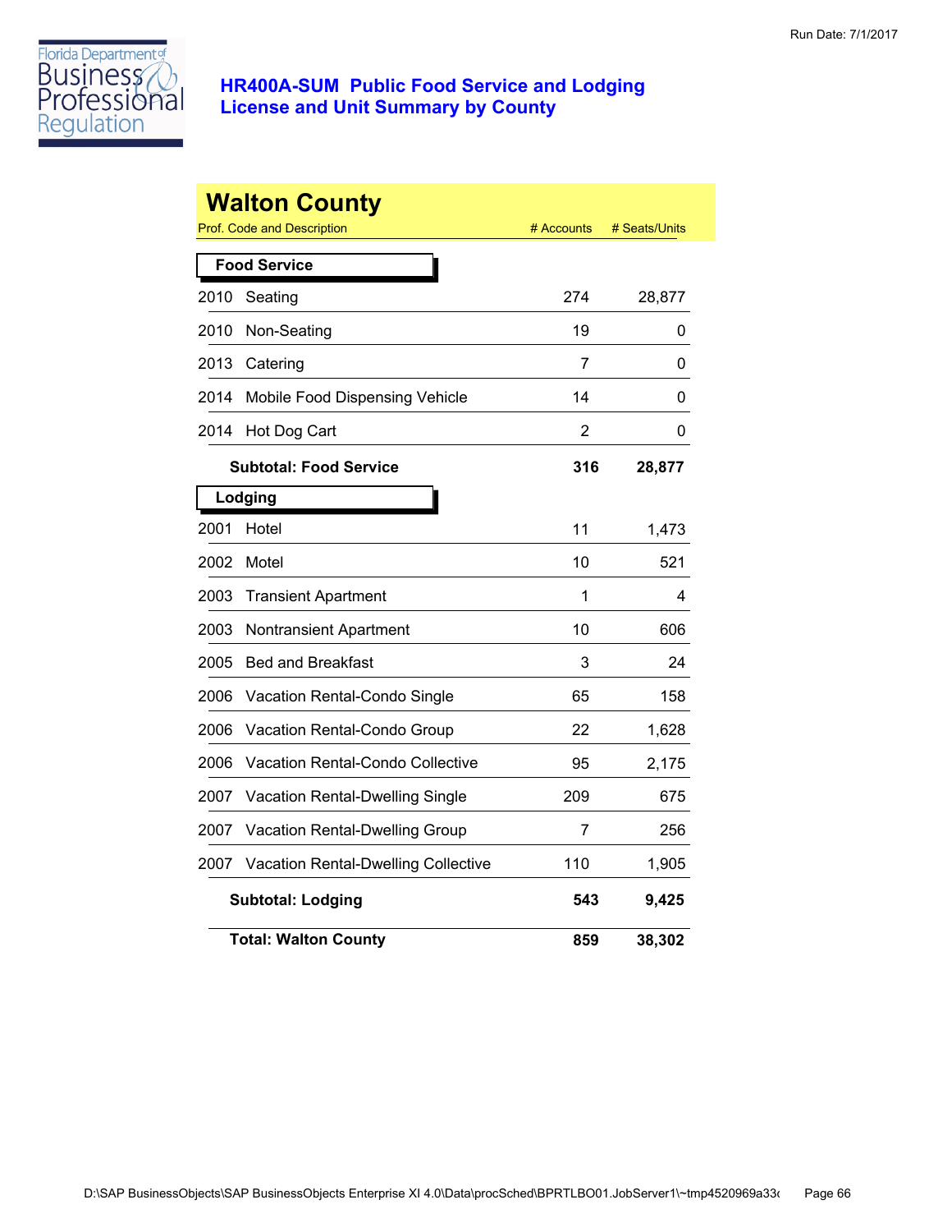# HR400A-SUM Public Food Service and Lodging License and Unit Summary by County

## Walton County

| Prof. Code and Description | | # Accounts | # Seats/Units |
|---|---|---|---|
| **Food Service** | | | |
| 2010 | Seating | 274 | 28,877 |
| 2010 | Non-Seating | 19 | 0 |
| 2013 | Catering | 7 | 0 |
| 2014 | Mobile Food Dispensing Vehicle | 14 | 0 |
| 2014 | Hot Dog Cart | 2 | 0 |
| | **Subtotal: Food Service** | **316** | **28,877** |
| **Lodging** | | | |
| 2001 | Hotel | 11 | 1,473 |
| 2002 | Motel | 10 | 521 |
| 2003 | Transient Apartment | 1 | 4 |
| 2003 | Nontransient Apartment | 10 | 606 |
| 2005 | Bed and Breakfast | 3 | 24 |
| 2006 | Vacation Rental-Condo Single | 65 | 158 |
| 2006 | Vacation Rental-Condo Group | 22 | 1,628 |
| 2006 | Vacation Rental-Condo Collective | 95 | 2,175 |
| 2007 | Vacation Rental-Dwelling Single | 209 | 675 |
| 2007 | Vacation Rental-Dwelling Group | 7 | 256 |
| 2007 | Vacation Rental-Dwelling Collective | 110 | 1,905 |
| | **Subtotal: Lodging** | **543** | **9,425** |
| | **Total: Walton County** | **859** | **38,302** |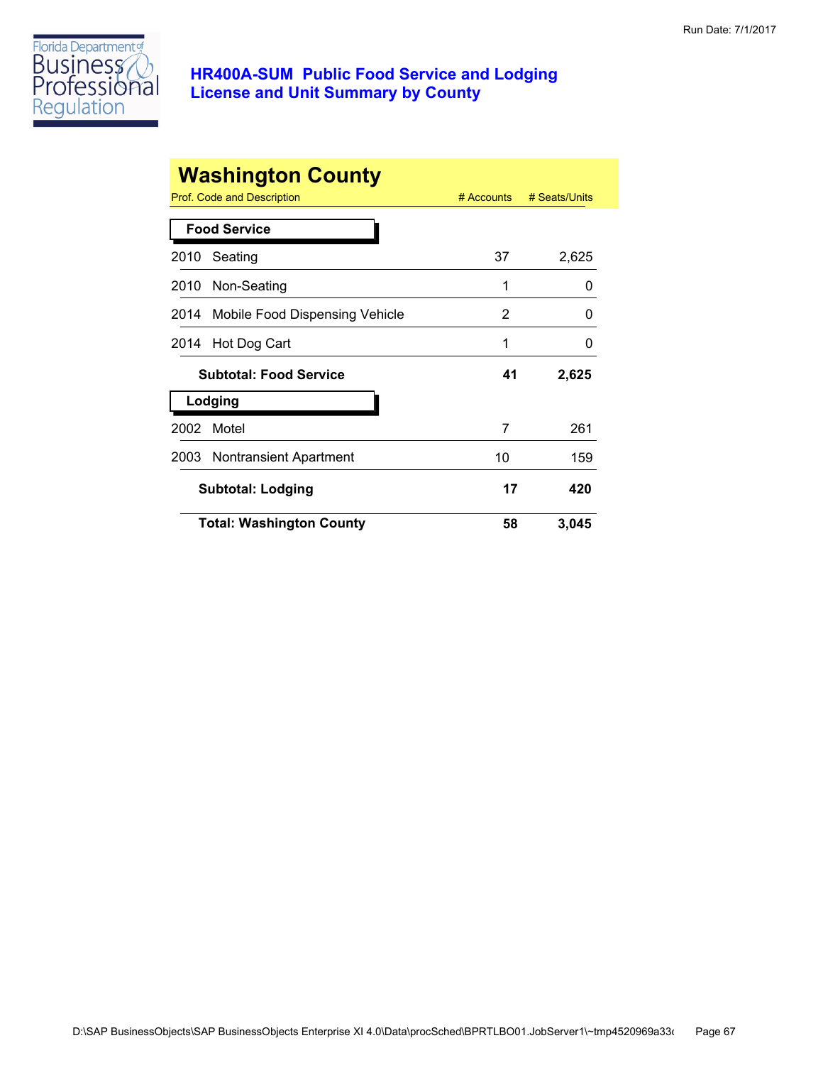Run Date: 7/1/2017

# HR400A-SUM Public Food Service and Lodging License and Unit Summary by County

## Washington County

| Prof. Code and Description | # Accounts | # Seats/Units |
|---|---|---|
| **Food Service** | | |
| 2010 Seating | 37 | 2,625 |
| 2010 Non-Seating | 1 | 0 |
| 2014 Mobile Food Dispensing Vehicle | 2 | 0 |
| 2014 Hot Dog Cart | 1 | 0 |
| **Subtotal: Food Service** | **41** | **2,625** |
| **Lodging** | | |
| 2002 Motel | 7 | 261 |
| 2003 Nontransient Apartment | 10 | 159 |
| **Subtotal: Lodging** | **17** | **420** |
| **Total: Washington County** | **58** | **3,045** |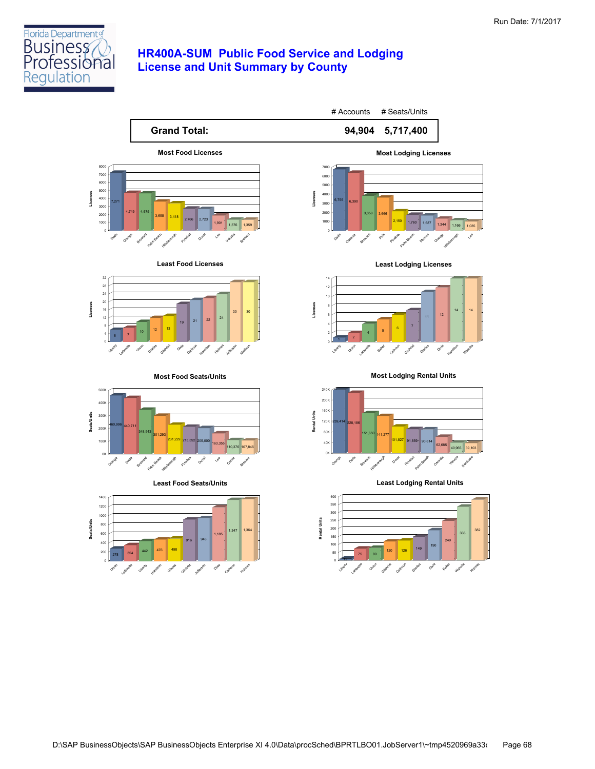Run Date: 7/1/2017

Florida Department of Business and Professional Regulation

# HR400A-SUM Public Food Service and Lodging License and Unit Summary by County

| | # Accounts | # Seats/Units |
|---|---|---|
| **Grand Total:** | **94,904** | **5,717,400** |

### Most Food Licenses

Licenses

Dade 7,271
Orange 4,749
Broward 4,675
Palm Beach 3,658
Hillsborough 3,418
Pinellas 2,766
Duval 2,723
Lee 1,901
Volusia 1,376
Brevard 1,359

### Most Lodging Licenses

Licenses

Dade 6,755
Osceola 6,390
Broward 3,858
Polk 3,666
Pinellas 2,150
Palm Beach 1,760
Monroe 1,687
Orange 1,344
Hillsborough 1,166
Lee 1,035

### Least Food Licenses

Licenses

Liberty 6
Lafayette 7
Union 10
Glades 12
Gilchrist 13
Dixie 19
Calhoun 21
Hamilton 22
Holmes 24
Jefferson 30
Madison 30

### Least Lodging Licenses

Licenses

Liberty 1
Union 2
Lafayette 4
Baker 5
Calhoun 6
Gilchrist 7
Glades 11
Dixie 12
Hamilton 14
Wakulla 14

### Most Food Seats/Units

Seats/Units

Orange 460,996
Dade 440,711
Broward 348,543
Palm Beach 301,293
Hillsborough 231,229
Pinellas 215,592
Duval 205,000
Lee 163,355
Collier 110,376
Brevard 107,846

### Most Lodging Rental Units

Rental Units

Orange 239,414
Dade 228,186
Broward 151,650
Hillsborough 141,277
Duval 101,827
Pinellas 91,859
Palm Beach 90,614
Osceola 62,685
Volusia 40,965
Seminole 39,103

### Least Food Seats/Units

Seats/Units

Union 278
Lafayette 354
Liberty 442
Hamilton 476
Glades 498
Gilchrist 916
Jefferson 946
Dixie 1,185
Calhoun 1,347
Holmes 1,364

### Least Lodging Rental Units

Rental Units

Liberty 12
Lafayette 75
Union 80
Gilchrist 120
Calhoun 126
Glades 149
Dixie 190
Baker 249
Wakulla 338
Holmes 382

D:\SAP BusinessObjects\SAP BusinessObjects Enterprise XI 4.0\Data\procSched\BPRTLBO01.JobServer1\~tmp4520969a33c